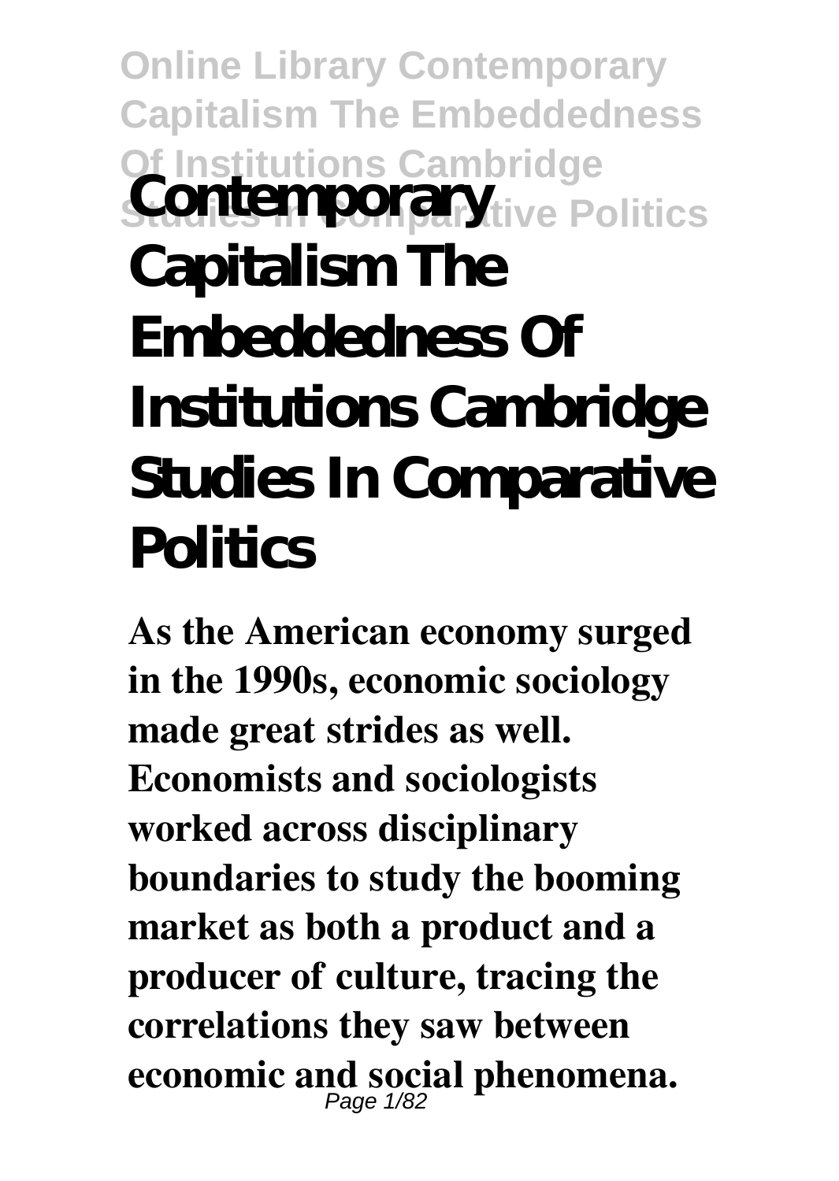# Contemporary Capitalism The Embeddedness Of Institutions Cambridge Studies In Comparative Politics

**As the American economy surged in the 1990s, economic sociology made great strides as well. Economists and sociologists worked across disciplinary boundaries to study the booming market as both a product and a producer of culture, tracing the correlations they saw between economic and social phenomena.**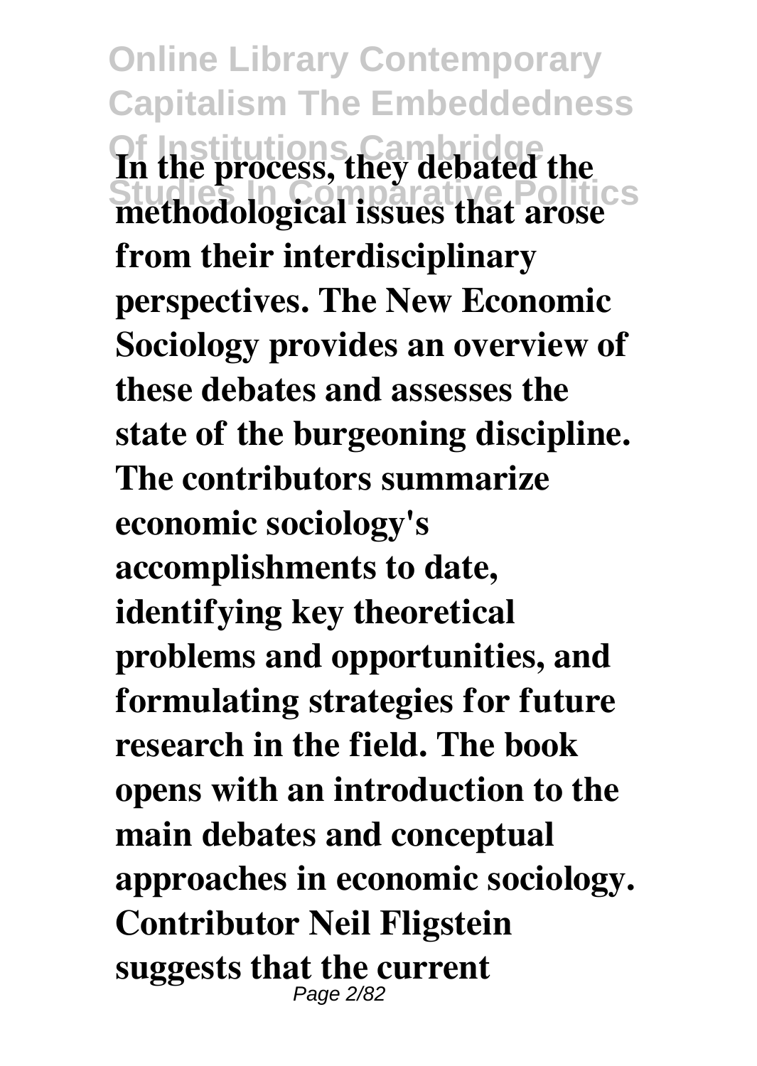**In the process, they debated the methodological issues that arose from their interdisciplinary perspectives. The New Economic Sociology provides an overview of these debates and assesses the state of the burgeoning discipline. The contributors summarize economic sociology's accomplishments to date, identifying key theoretical problems and opportunities, and formulating strategies for future research in the field. The book opens with an introduction to the main debates and conceptual approaches in economic sociology. Contributor Neil Fligstein suggests that the current**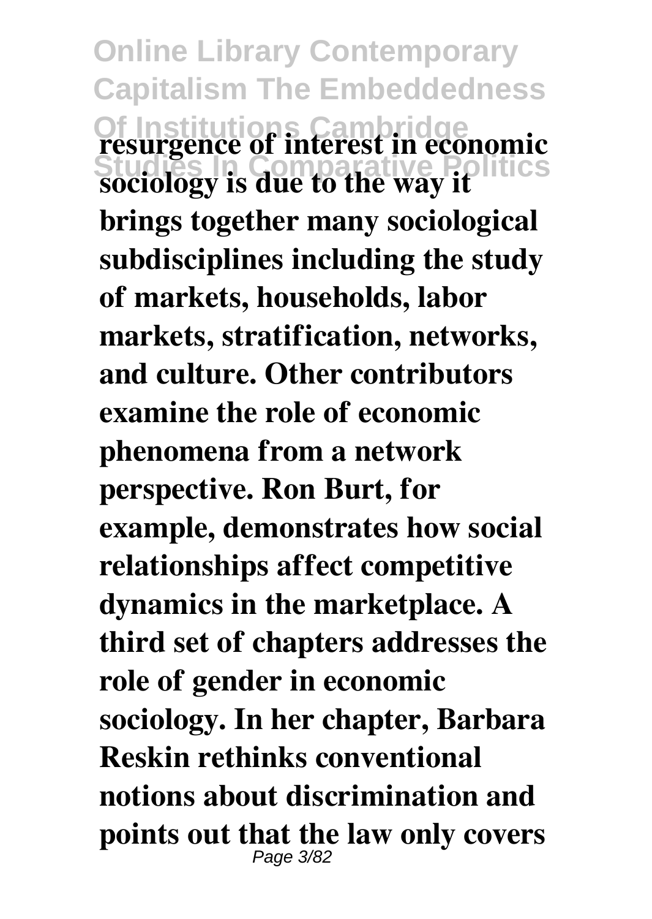resurgence of interest in economic sociology is due to the way it brings together many sociological subdisciplines including the study of markets, households, labor markets, stratification, networks, and culture. Other contributors examine the role of economic phenomena from a network perspective. Ron Burt, for example, demonstrates how social relationships affect competitive dynamics in the marketplace. A third set of chapters addresses the role of gender in economic sociology. In her chapter, Barbara Reskin rethinks conventional notions about discrimination and points out that the law only covers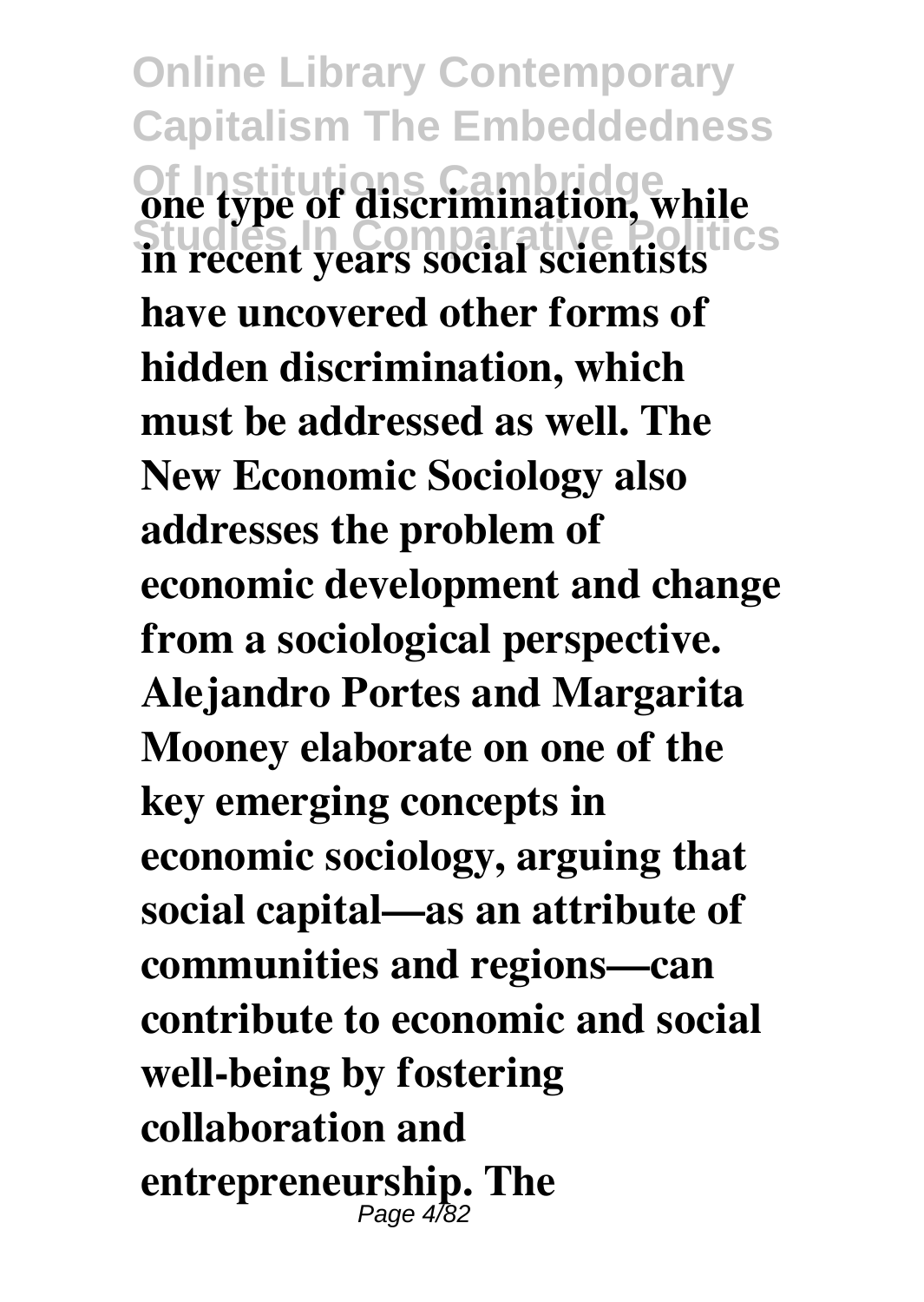**one type of discrimination, while in recent years social scientists have uncovered other forms of hidden discrimination, which must be addressed as well. The New Economic Sociology also addresses the problem of economic development and change from a sociological perspective. Alejandro Portes and Margarita Mooney elaborate on one of the key emerging concepts in economic sociology, arguing that social capital—as an attribute of communities and regions—can contribute to economic and social well-being by fostering collaboration and entrepreneurship. The**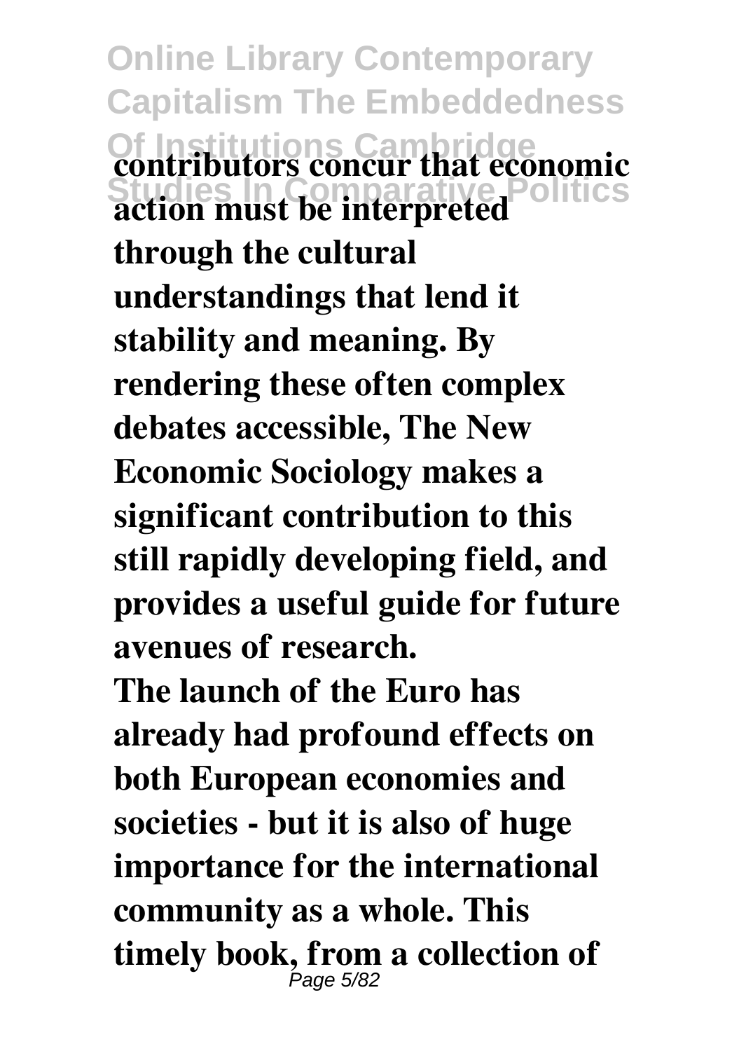**contributors concur that economic action must be interpreted through the cultural understandings that lend it stability and meaning. By rendering these often complex debates accessible, The New Economic Sociology makes a significant contribution to this still rapidly developing field, and provides a useful guide for future avenues of research.**

**The launch of the Euro has already had profound effects on both European economies and societies - but it is also of huge importance for the international community as a whole. This timely book, from a collection of**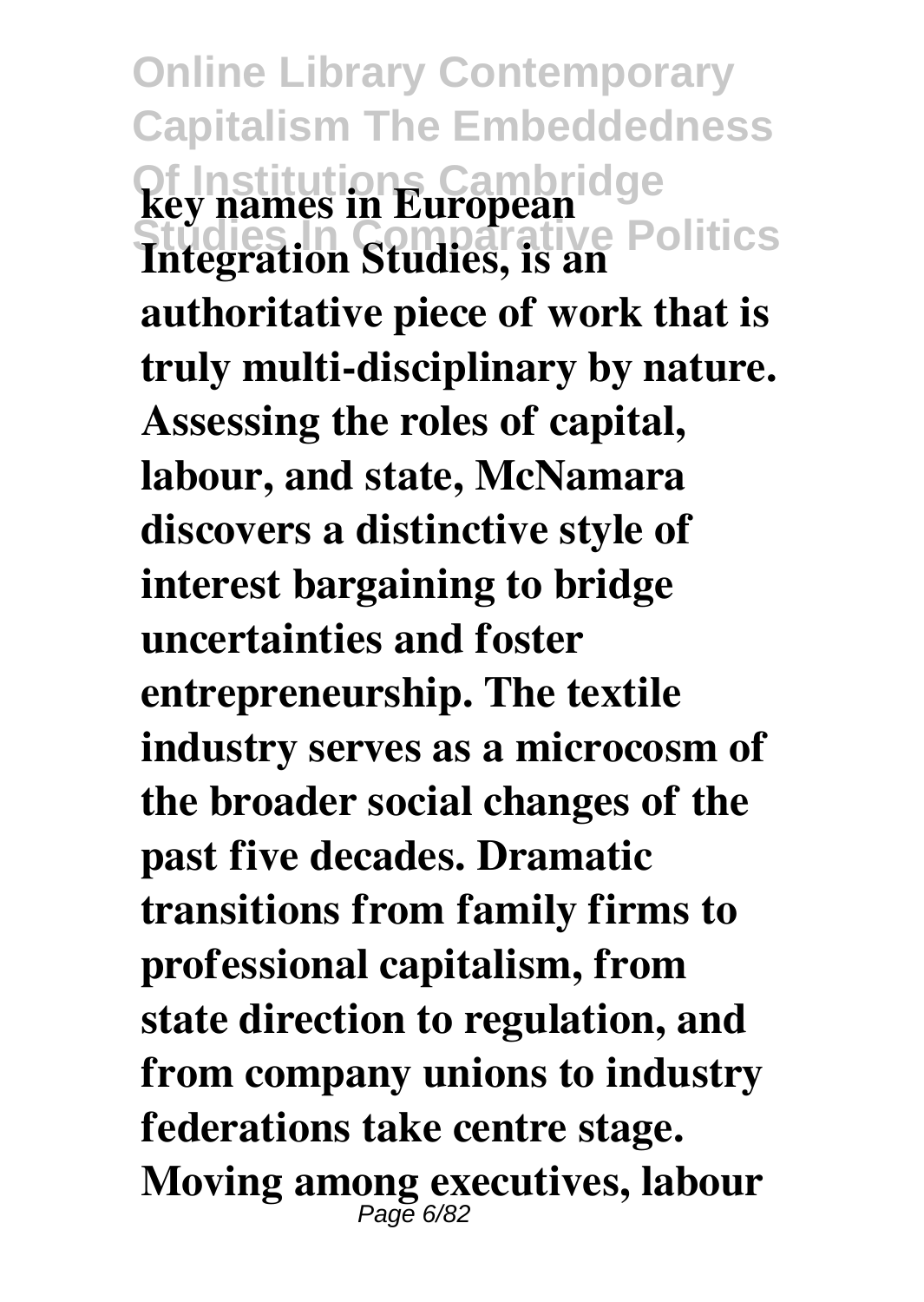**key names in European Integration Studies, is an authoritative piece of work that is truly multi-disciplinary by nature. Assessing the roles of capital, labour, and state, McNamara discovers a distinctive style of interest bargaining to bridge uncertainties and foster entrepreneurship. The textile industry serves as a microcosm of the broader social changes of the past five decades. Dramatic transitions from family firms to professional capitalism, from state direction to regulation, and from company unions to industry federations take centre stage. Moving among executives, labour**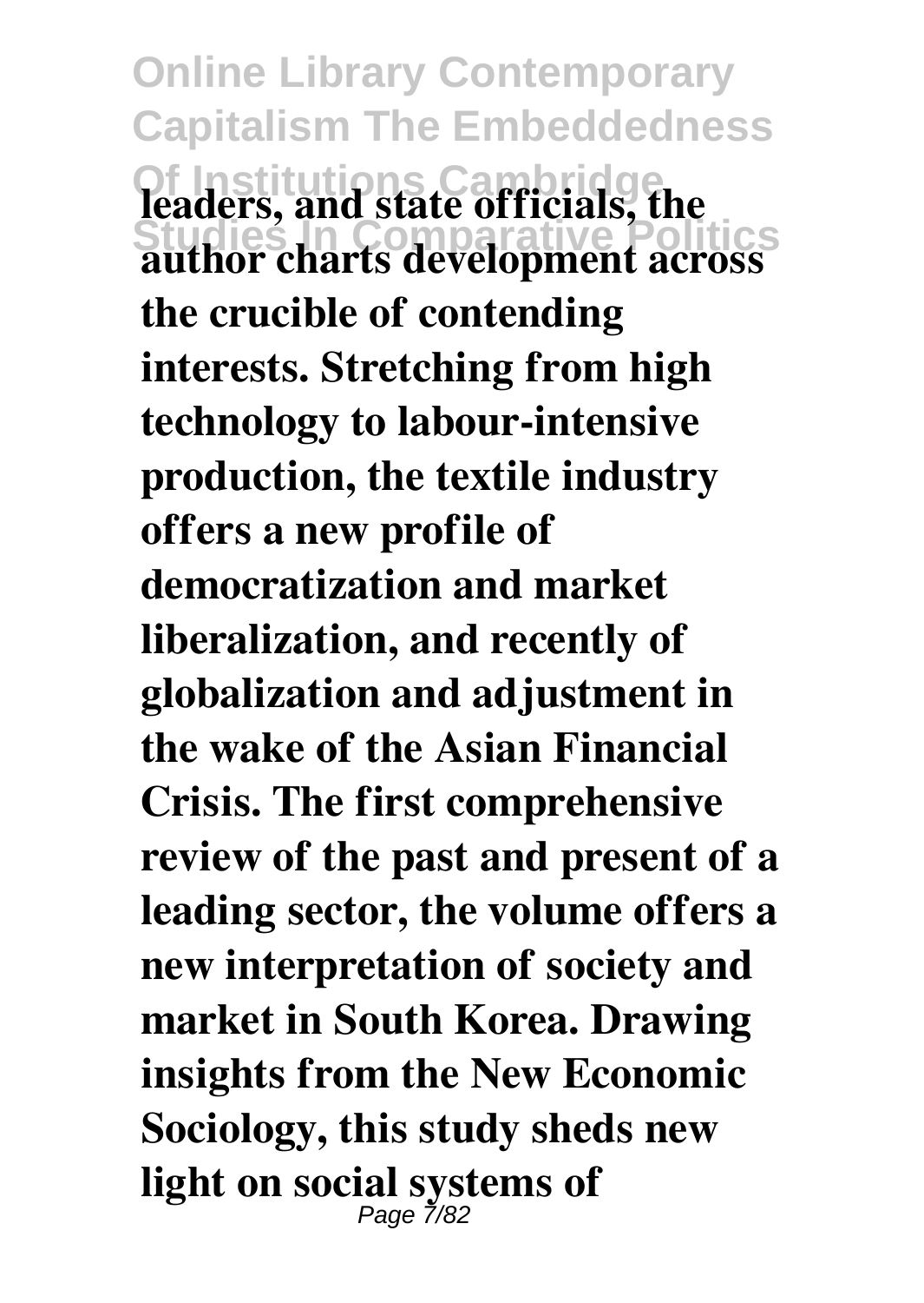**leaders, and state officials, the author charts development across the crucible of contending interests. Stretching from high technology to labour-intensive production, the textile industry offers a new profile of democratization and market liberalization, and recently of globalization and adjustment in the wake of the Asian Financial Crisis. The first comprehensive review of the past and present of a leading sector, the volume offers a new interpretation of society and market in South Korea. Drawing insights from the New Economic Sociology, this study sheds new light on social systems of**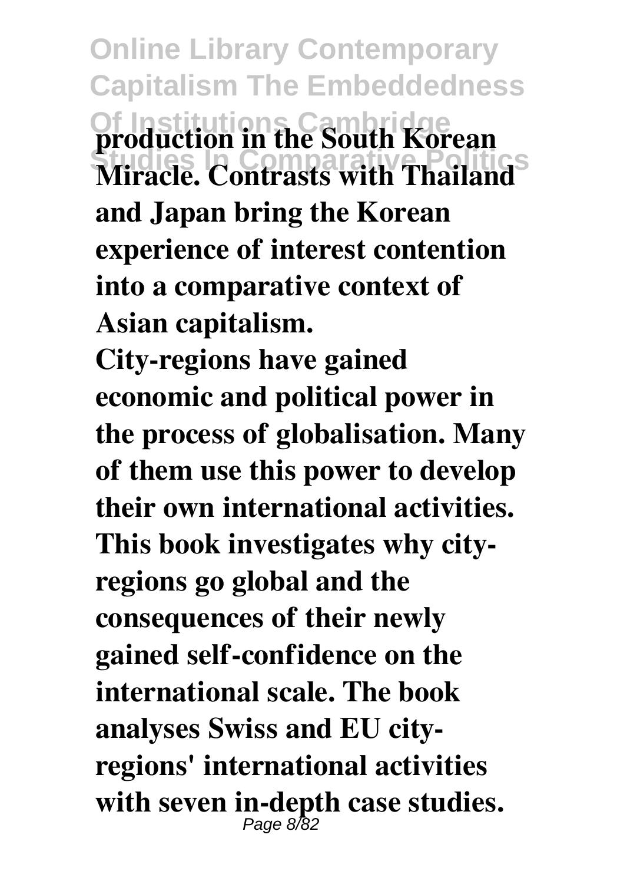**production in the South Korean Miracle. Contrasts with Thailand and Japan bring the Korean experience of interest contention into a comparative context of Asian capitalism.**

**City-regions have gained economic and political power in the process of globalisation. Many of them use this power to develop their own international activities. This book investigates why city-regions go global and the consequences of their newly gained self-confidence on the international scale. The book analyses Swiss and EU city-regions' international activities with seven in-depth case studies.**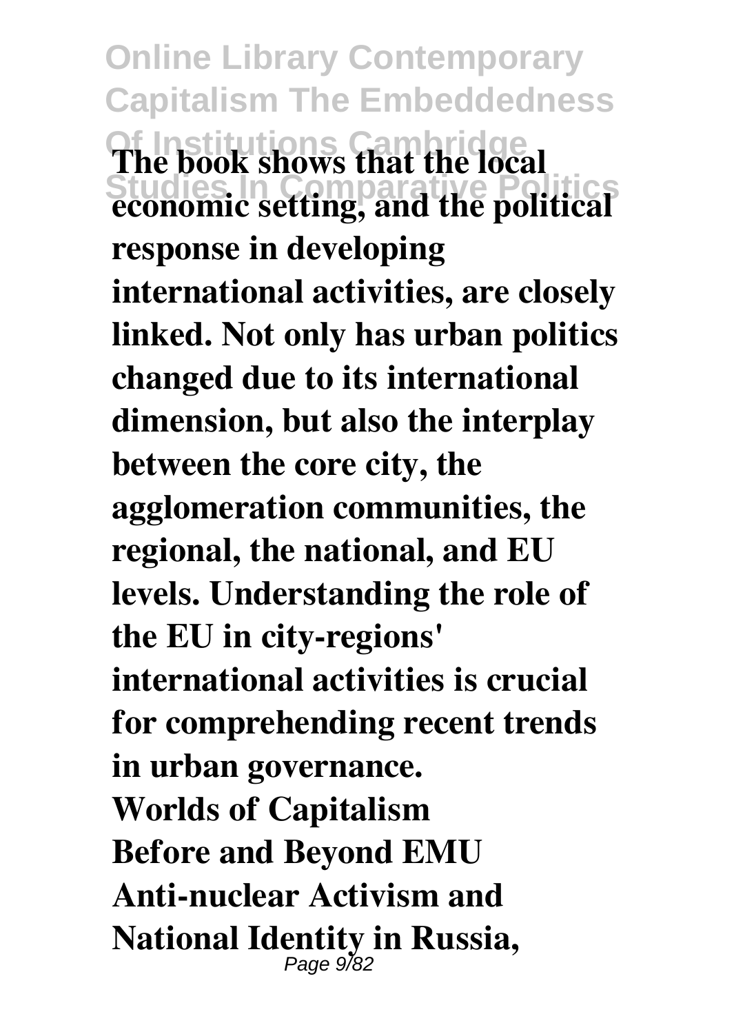**The book shows that the local economic setting, and the political response in developing international activities, are closely linked. Not only has urban politics changed due to its international dimension, but also the interplay between the core city, the agglomeration communities, the regional, the national, and EU levels. Understanding the role of the EU in city-regions' international activities is crucial for comprehending recent trends in urban governance.**

**Worlds of Capitalism**

**Before and Beyond EMU**

**Anti-nuclear Activism and National Identity in Russia,**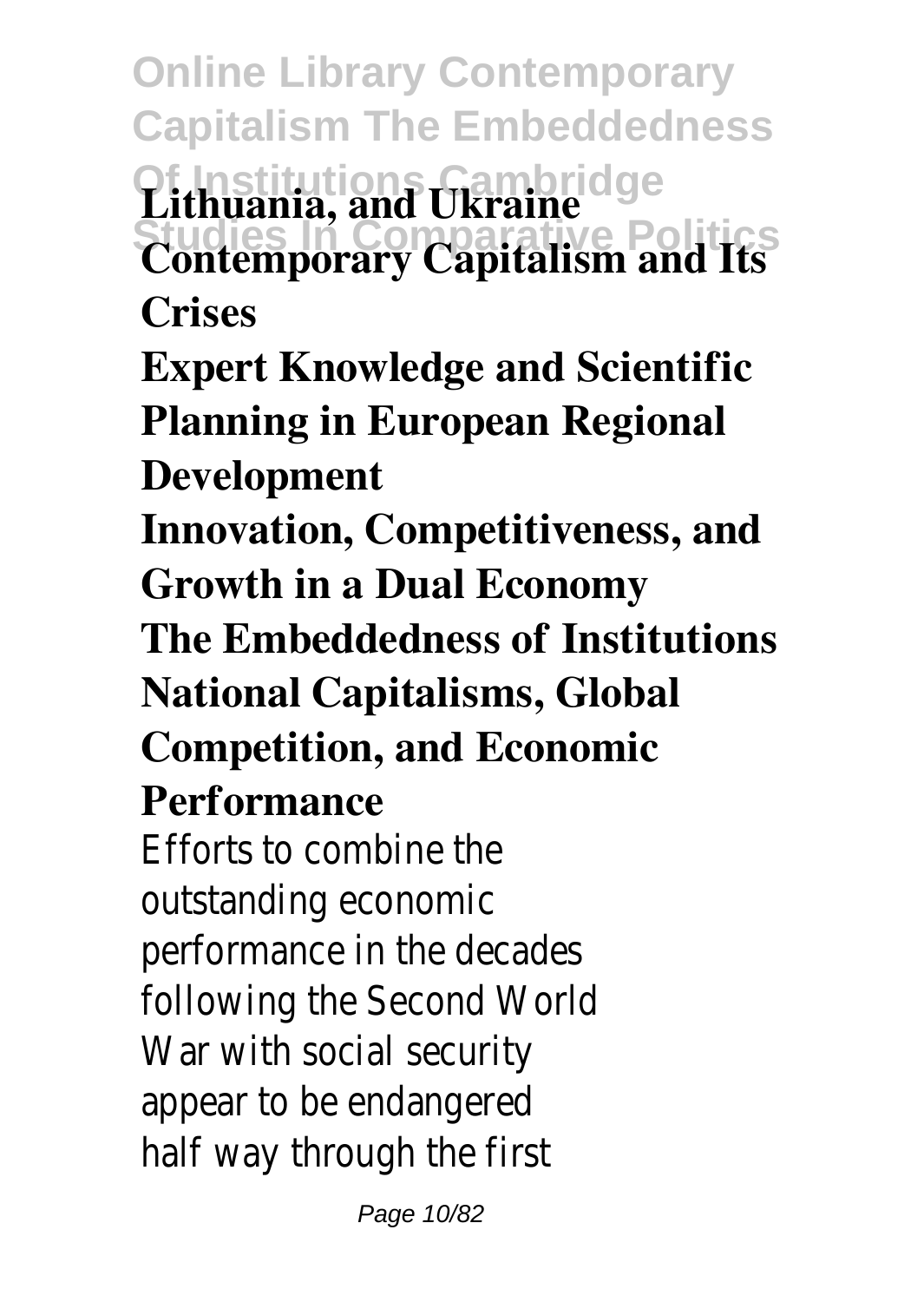**Lithuania, and Ukraine**
**Contemporary Capitalism and Its Crises**
**Expert Knowledge and Scientific Planning in European Regional Development**
**Innovation, Competitiveness, and Growth in a Dual Economy**
**The Embeddedness of Institutions**
**National Capitalisms, Global Competition, and Economic Performance**

Efforts to combine the outstanding economic performance in the decades following the Second World War with social security appear to be endangered half way through the first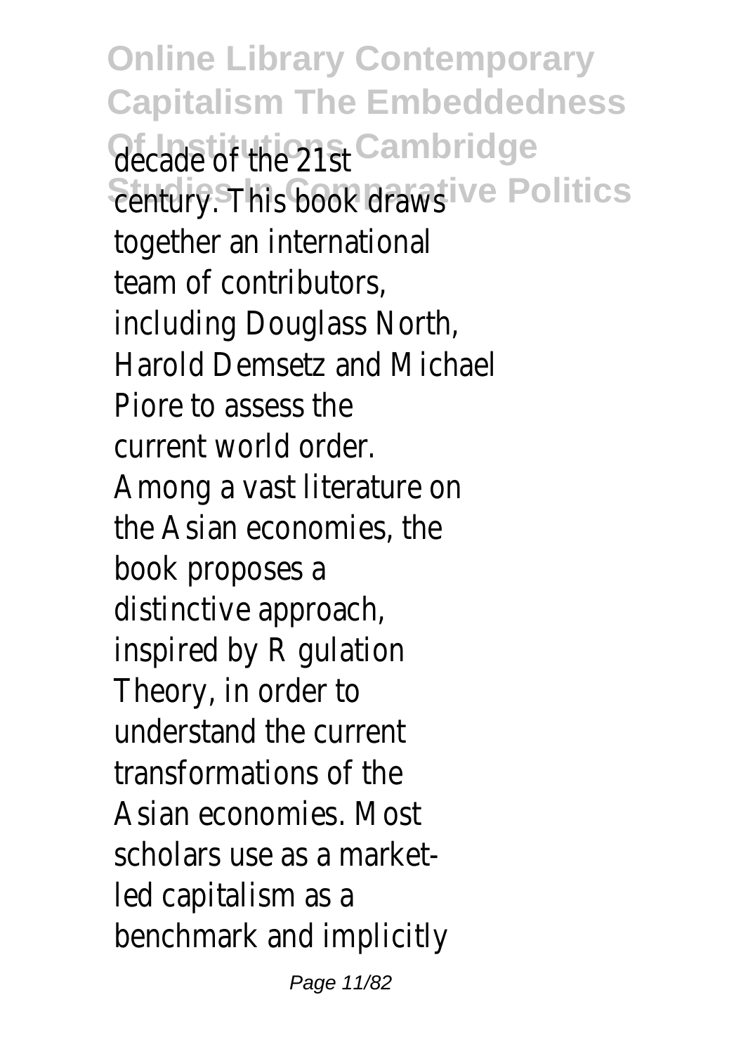decade of the 21st century. This book draws together an international team of contributors, including Douglass North, Harold Demsetz and Michael Piore to assess the current world order.
Among a vast literature on the Asian economies, the book proposes a distinctive approach, inspired by R gulation Theory, in order to understand the current transformations of the Asian economies. Most scholars use as a market-led capitalism as a benchmark and implicitly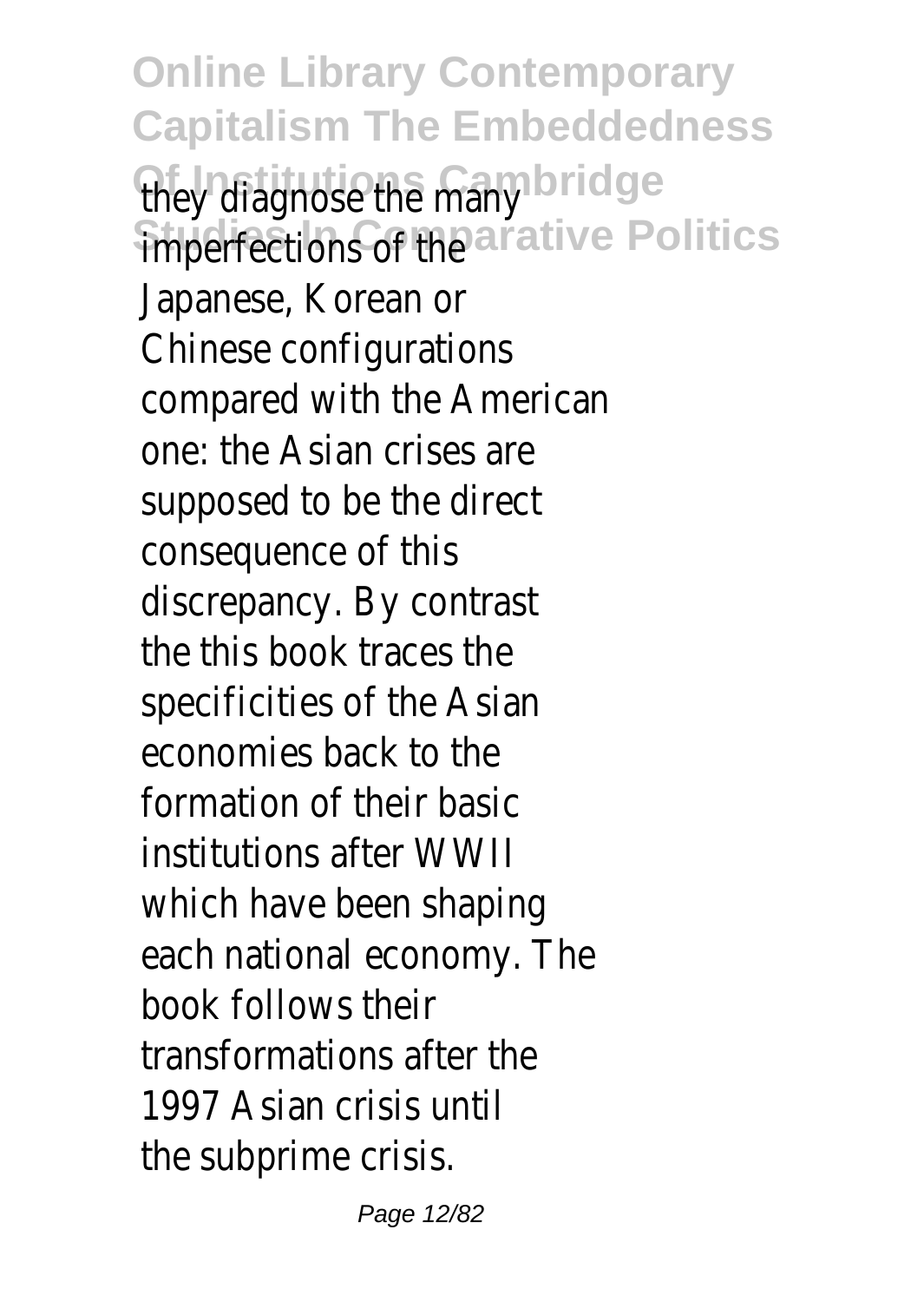they diagnose the many imperfections of the Japanese, Korean or Chinese configurations compared with the American one: the Asian crises are supposed to be the direct consequence of this discrepancy. By contrast the this book traces the specificities of the Asian economies back to the formation of their basic institutions after WWII which have been shaping each national economy. The book follows their transformations after the 1997 Asian crisis until the subprime crisis.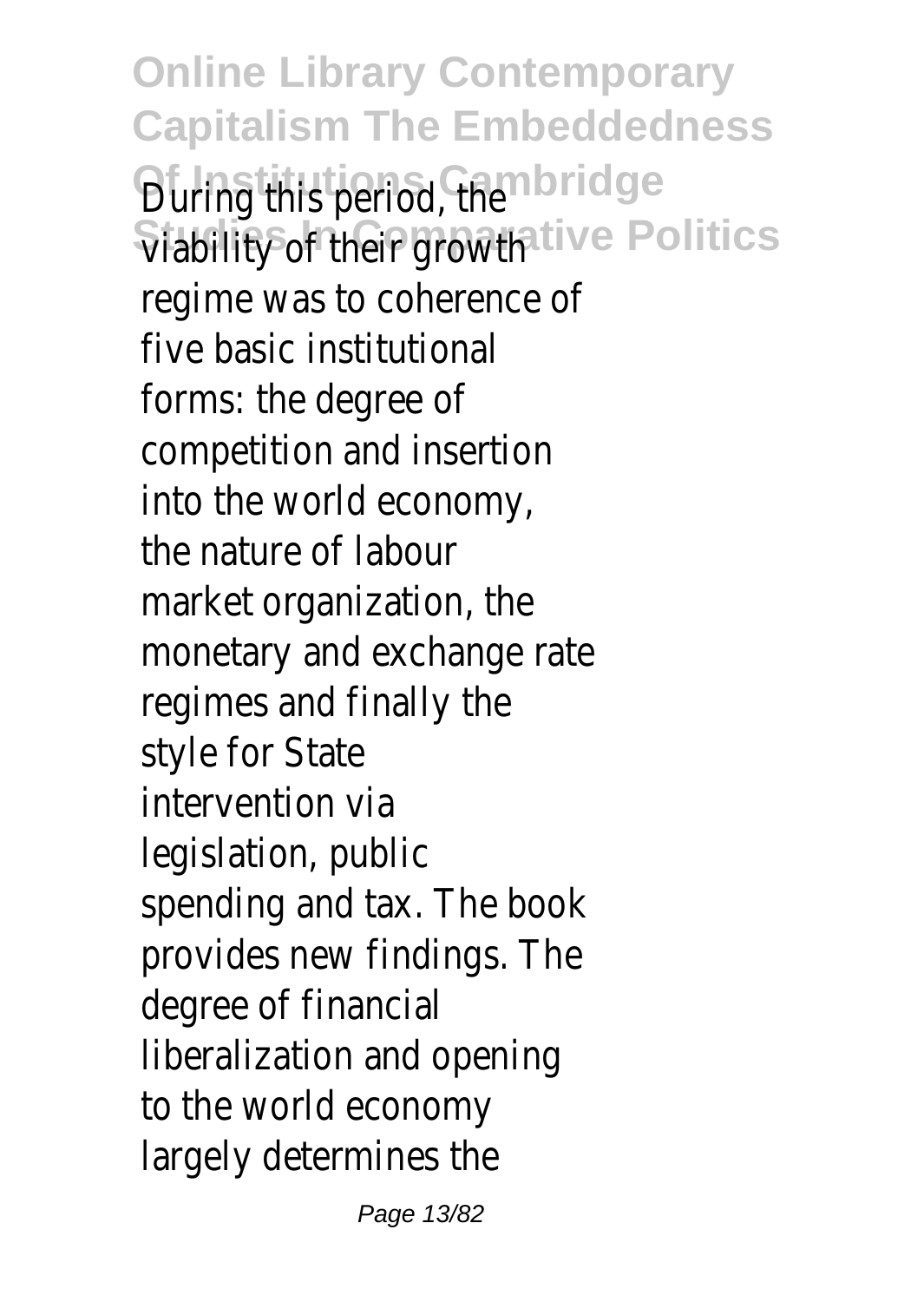During this period, the viability of their growth regime was to coherence of five basic institutional forms: the degree of competition and insertion into the world economy, the nature of labour market organization, the monetary and exchange rate regimes and finally the style for State intervention via legislation, public spending and tax. The book provides new findings. The degree of financial liberalization and opening to the world economy largely determines the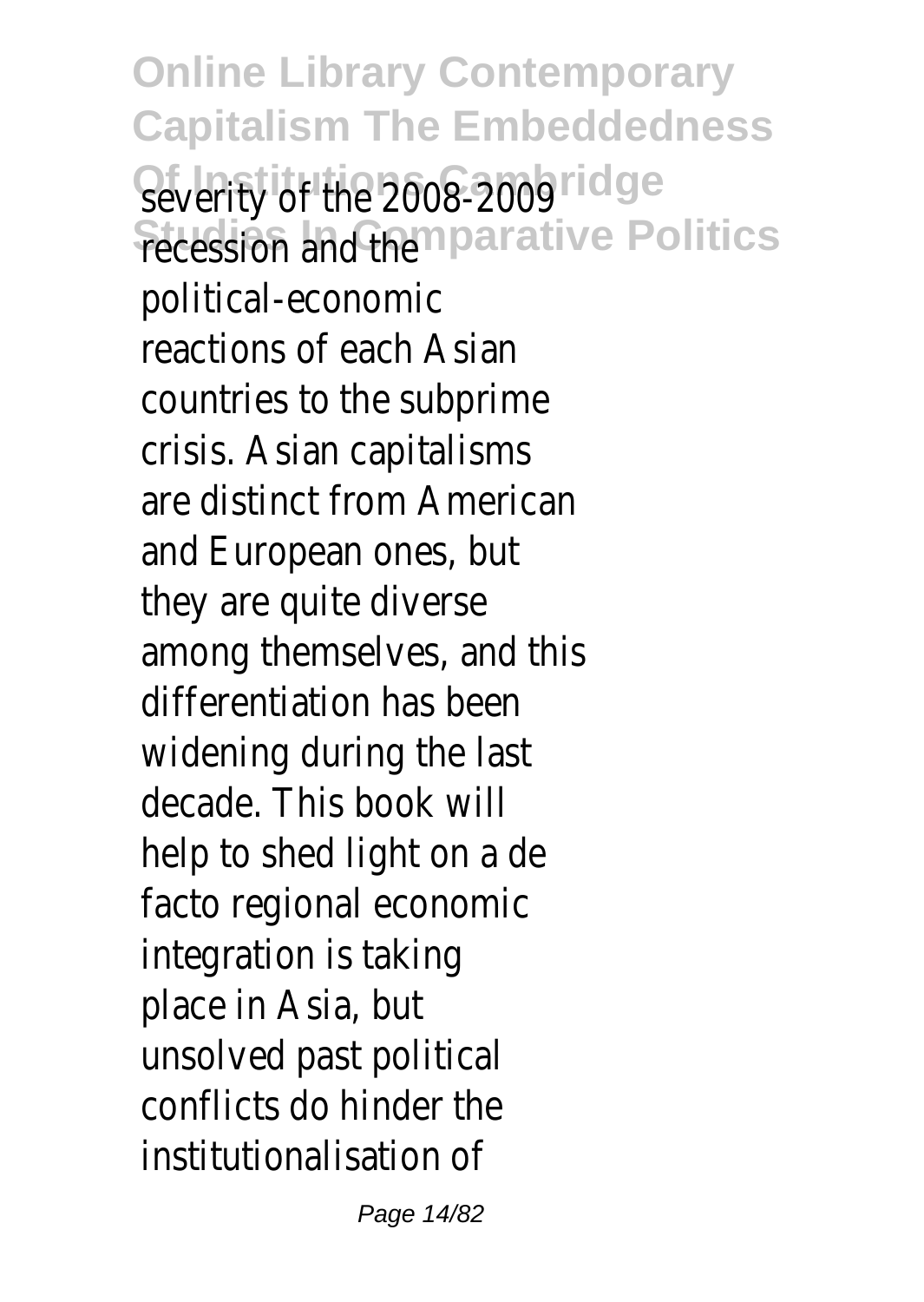severity of the 2008-2009 recession and the political-economic reactions of each Asian countries to the subprime crisis. Asian capitalisms are distinct from American and European ones, but they are quite diverse among themselves, and this differentiation has been widening during the last decade. This book will help to shed light on a de facto regional economic integration is taking place in Asia, but unsolved past political conflicts do hinder the institutionalisation of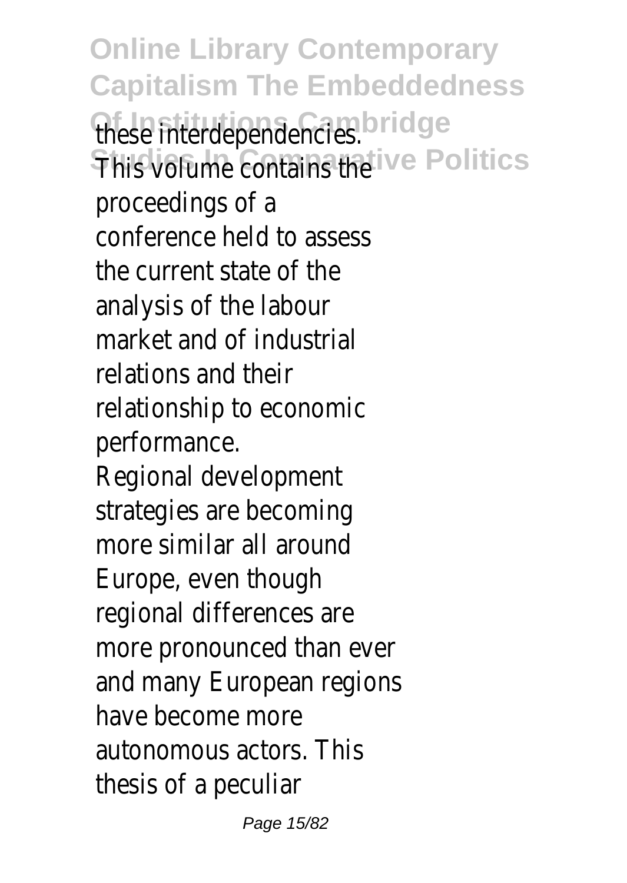these interdependencies.
This volume contains the proceedings of a conference held to assess the current state of the analysis of the labour market and of industrial relations and their relationship to economic performance.
Regional development strategies are becoming more similar all around Europe, even though regional differences are more pronounced than ever and many European regions have become more autonomous actors. This thesis of a peculiar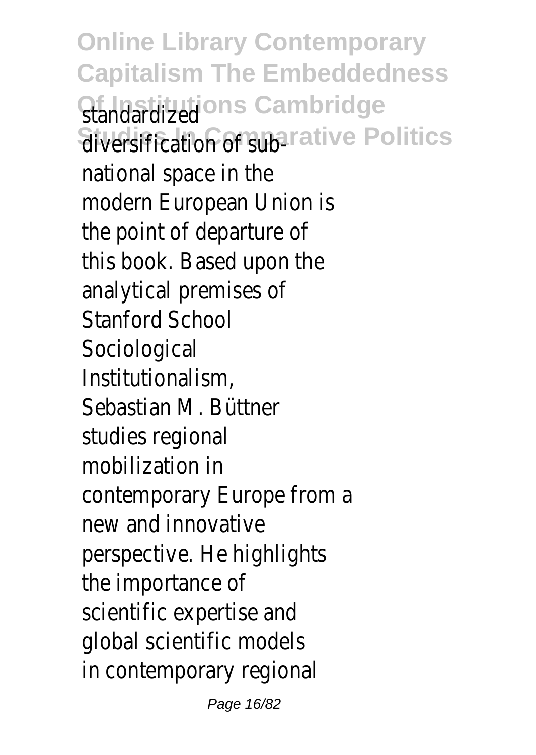standardized diversification of sub-national space in the modern European Union is the point of departure of this book. Based upon the analytical premises of Stanford School Sociological Institutionalism, Sebastian M. Büttner studies regional mobilization in contemporary Europe from a new and innovative perspective. He highlights the importance of scientific expertise and global scientific models in contemporary regional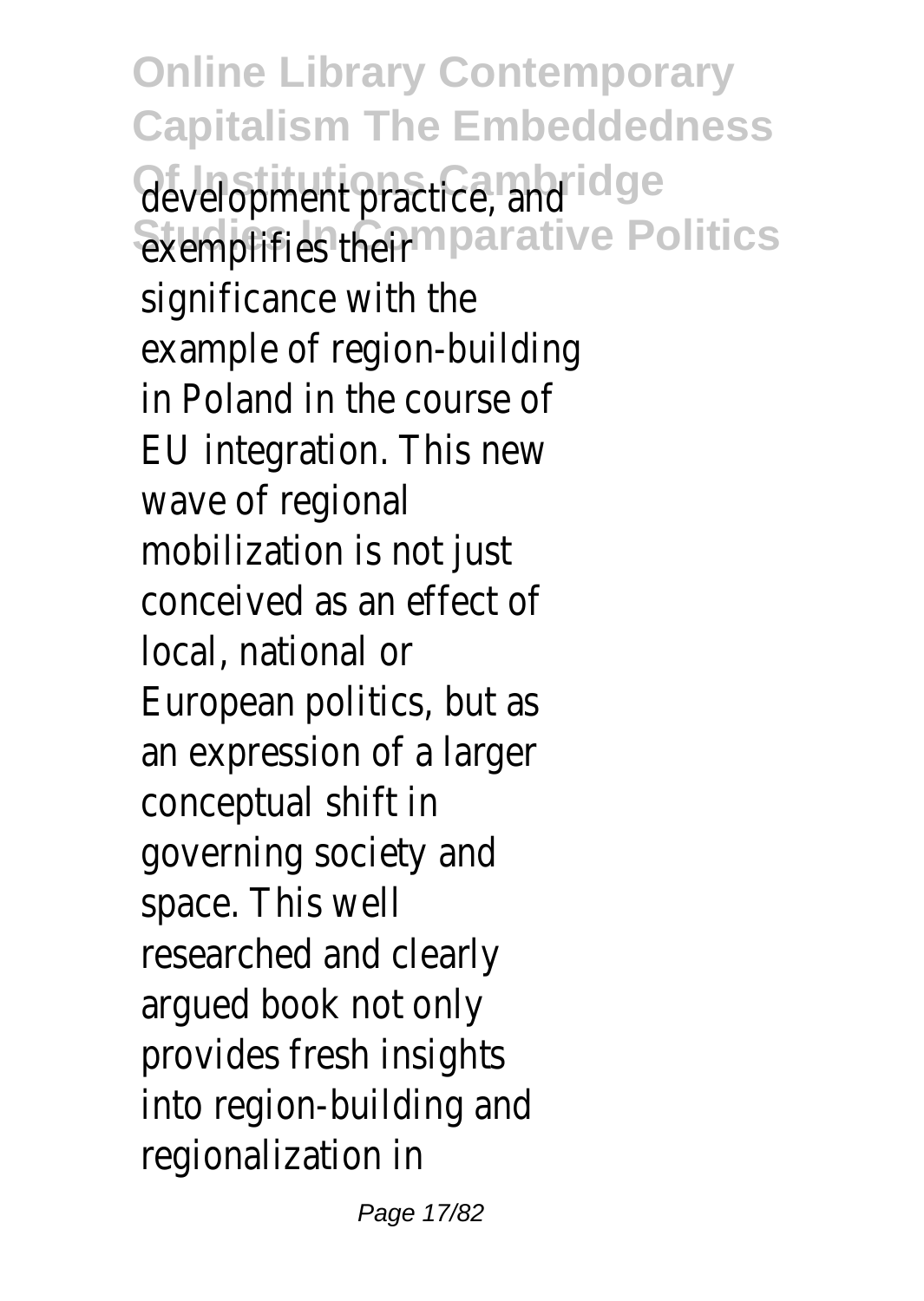development practice, and exemplifies their significance with the example of region-building in Poland in the course of EU integration. This new wave of regional mobilization is not just conceived as an effect of local, national or European politics, but as an expression of a larger conceptual shift in governing society and space. This well researched and clearly argued book not only provides fresh insights into region-building and regionalization in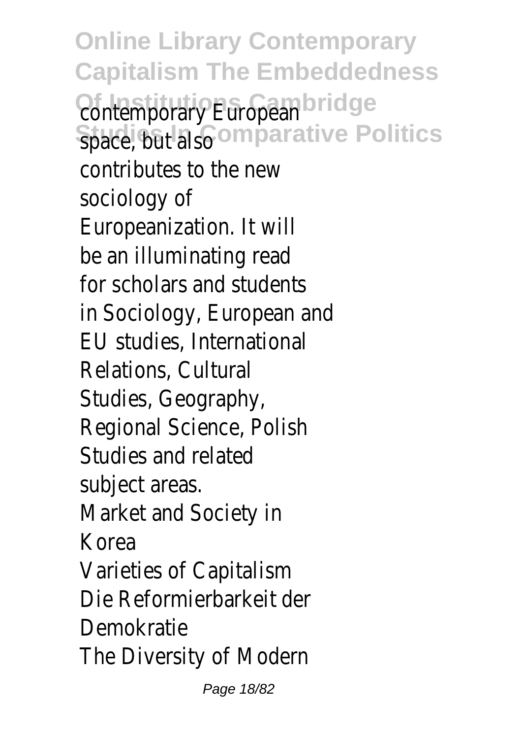contemporary European space, but also contributes to the new sociology of Europeanization. It will be an illuminating read for scholars and students in Sociology, European and EU studies, International Relations, Cultural Studies, Geography, Regional Science, Polish Studies and related subject areas.

Market and Society in Korea

Varieties of Capitalism

Die Reformierbarkeit der Demokratie

The Diversity of Modern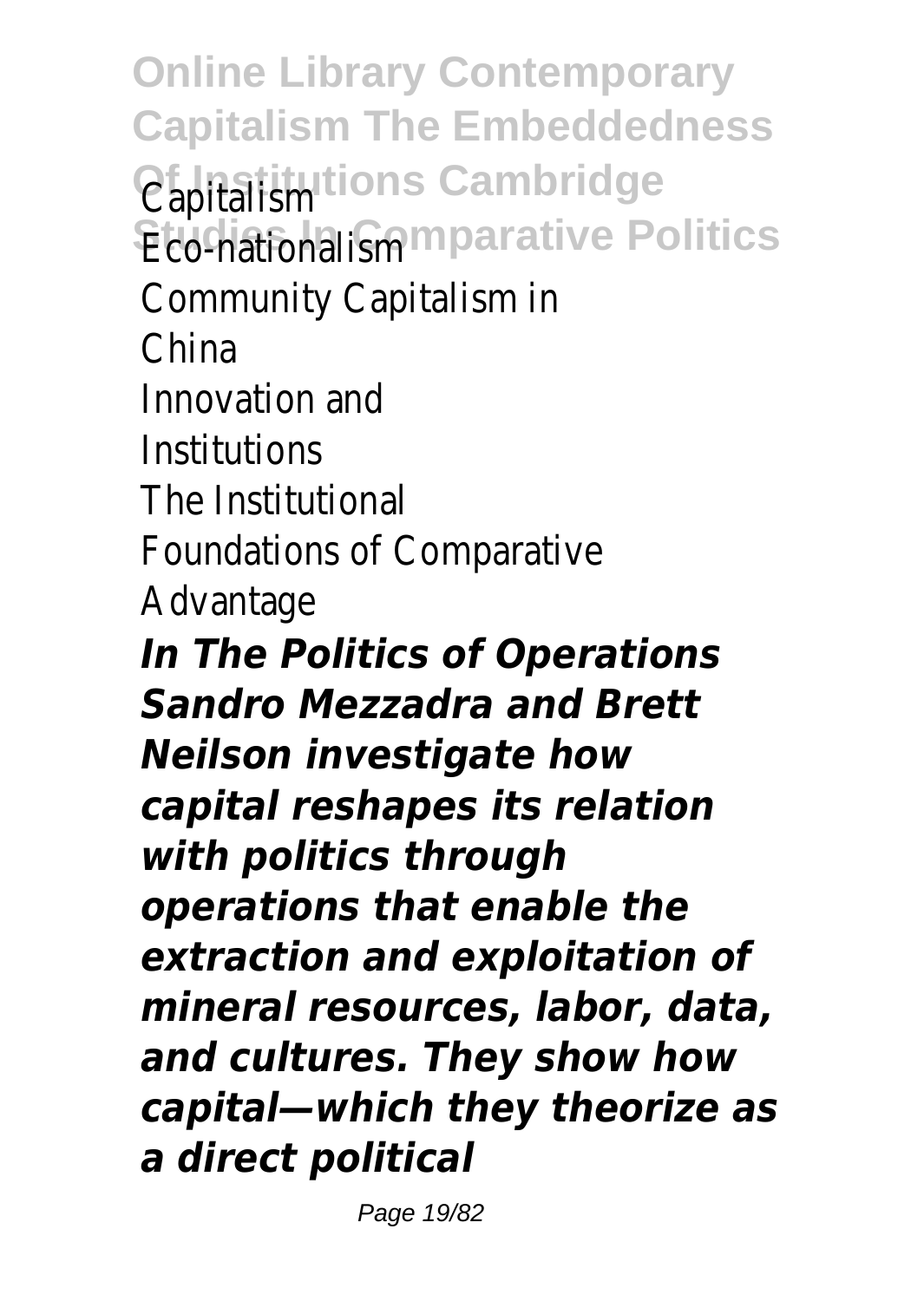Capitalism

Eco-nationalism

Community Capitalism in China

Innovation and Institutions

The Institutional Foundations of Comparative Advantage

***In The Politics of Operations Sandro Mezzadra and Brett Neilson investigate how capital reshapes its relation with politics through operations that enable the extraction and exploitation of mineral resources, labor, data, and cultures. They show how capital—which they theorize as a direct political***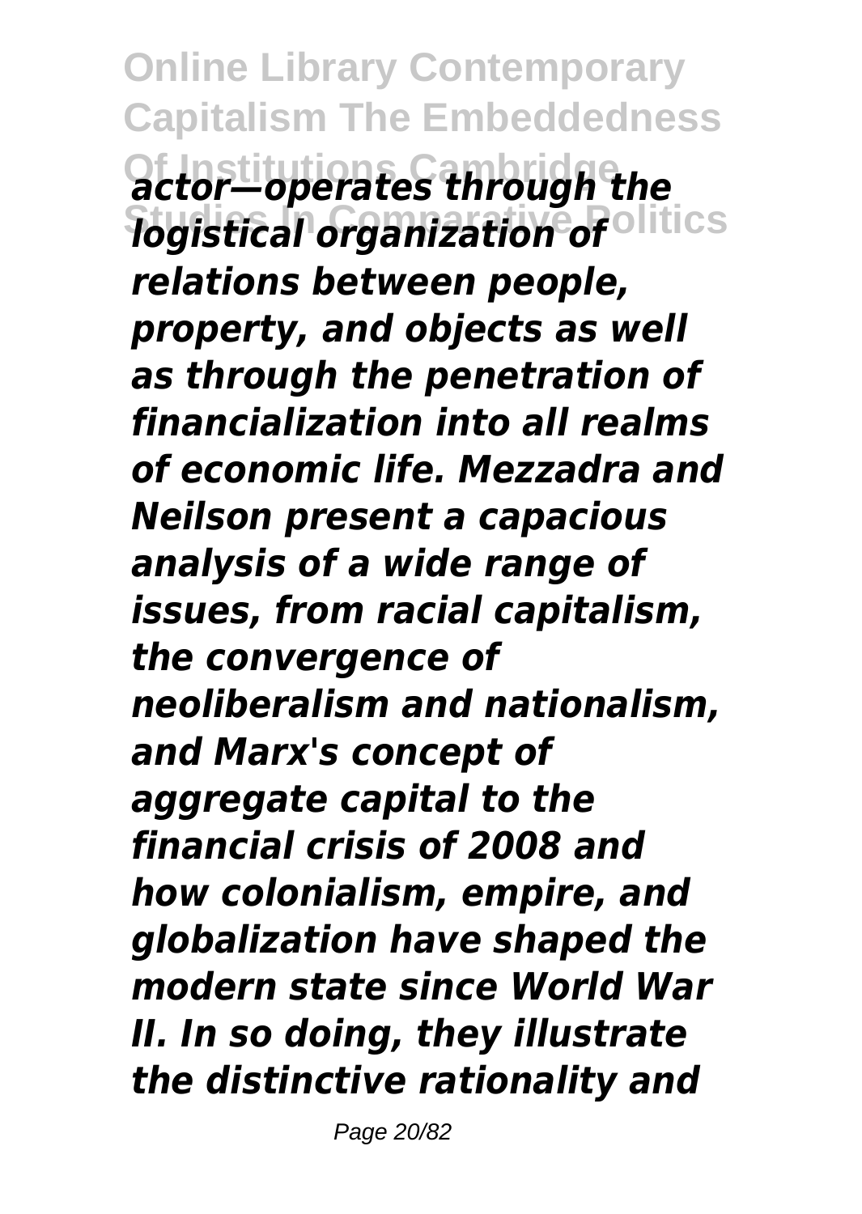*actor—operates through the logistical organization of relations between people, property, and objects as well as through the penetration of financialization into all realms of economic life. Mezzadra and Neilson present a capacious analysis of a wide range of issues, from racial capitalism, the convergence of neoliberalism and nationalism, and Marx's concept of aggregate capital to the financial crisis of 2008 and how colonialism, empire, and globalization have shaped the modern state since World War II. In so doing, they illustrate the distinctive rationality and*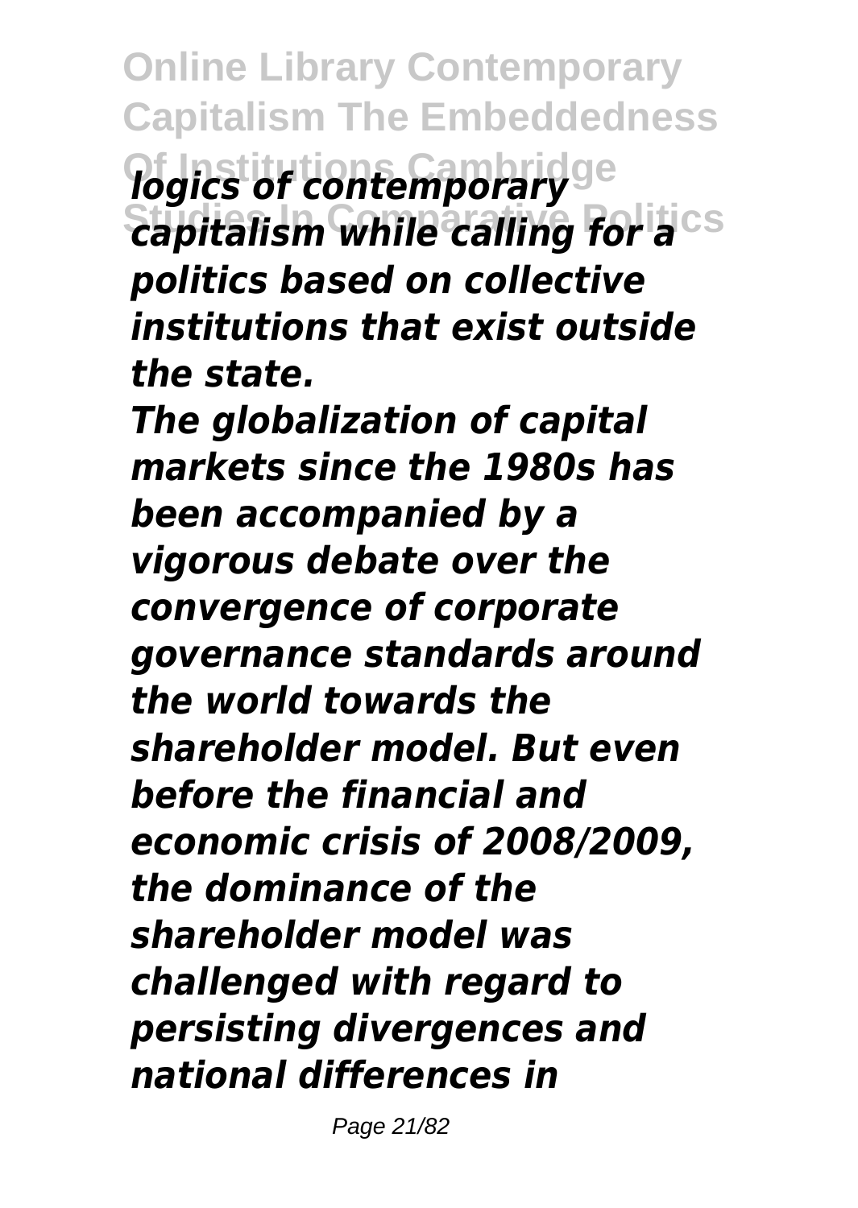*logics of contemporary capitalism while calling for a politics based on collective institutions that exist outside the state.*

*The globalization of capital markets since the 1980s has been accompanied by a vigorous debate over the convergence of corporate governance standards around the world towards the shareholder model. But even before the financial and economic crisis of 2008/2009, the dominance of the shareholder model was challenged with regard to persisting divergences and national differences in*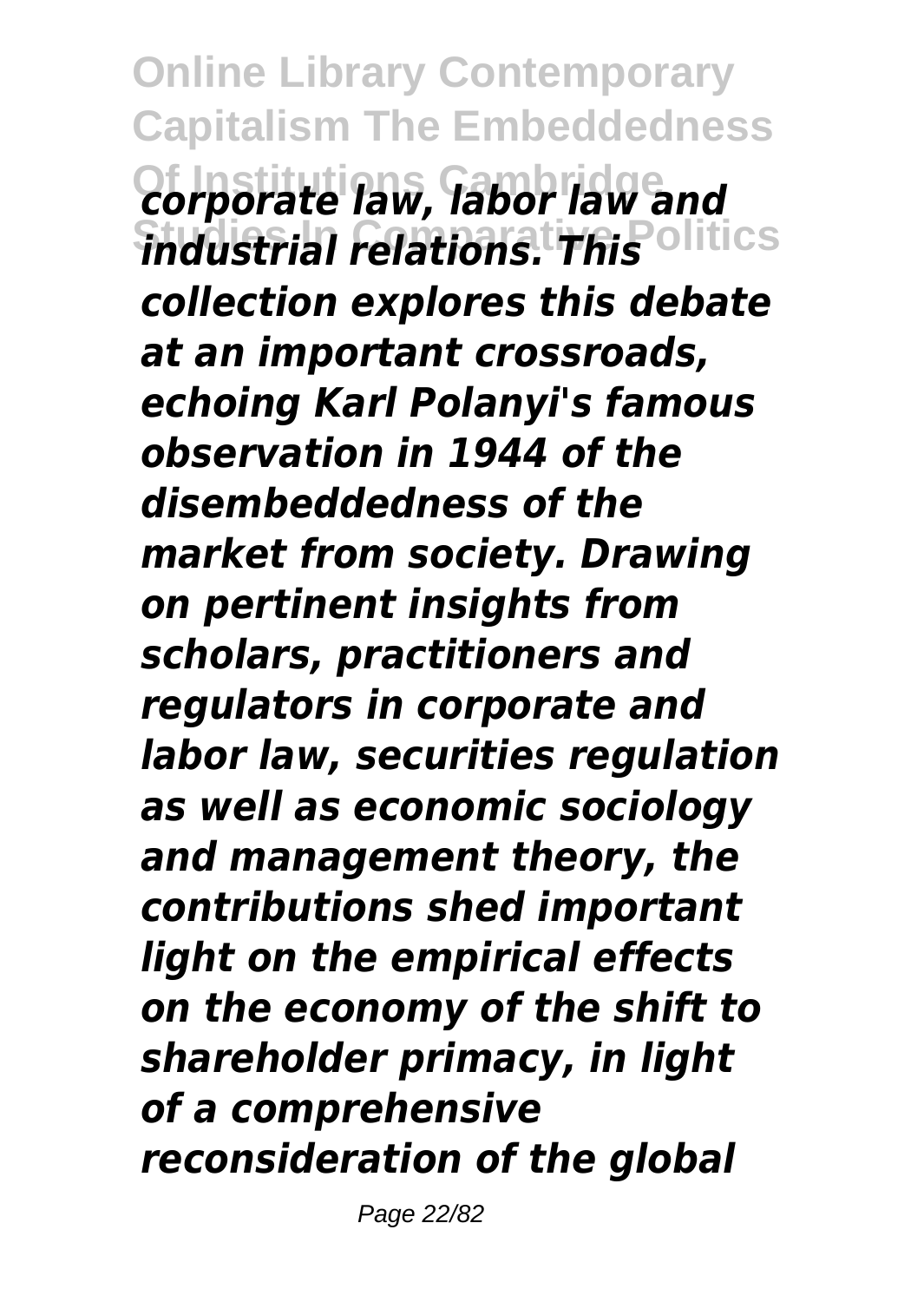*corporate law, labor law and industrial relations. This collection explores this debate at an important crossroads, echoing Karl Polanyi's famous observation in 1944 of the disembeddedness of the market from society. Drawing on pertinent insights from scholars, practitioners and regulators in corporate and labor law, securities regulation as well as economic sociology and management theory, the contributions shed important light on the empirical effects on the economy of the shift to shareholder primacy, in light of a comprehensive reconsideration of the global*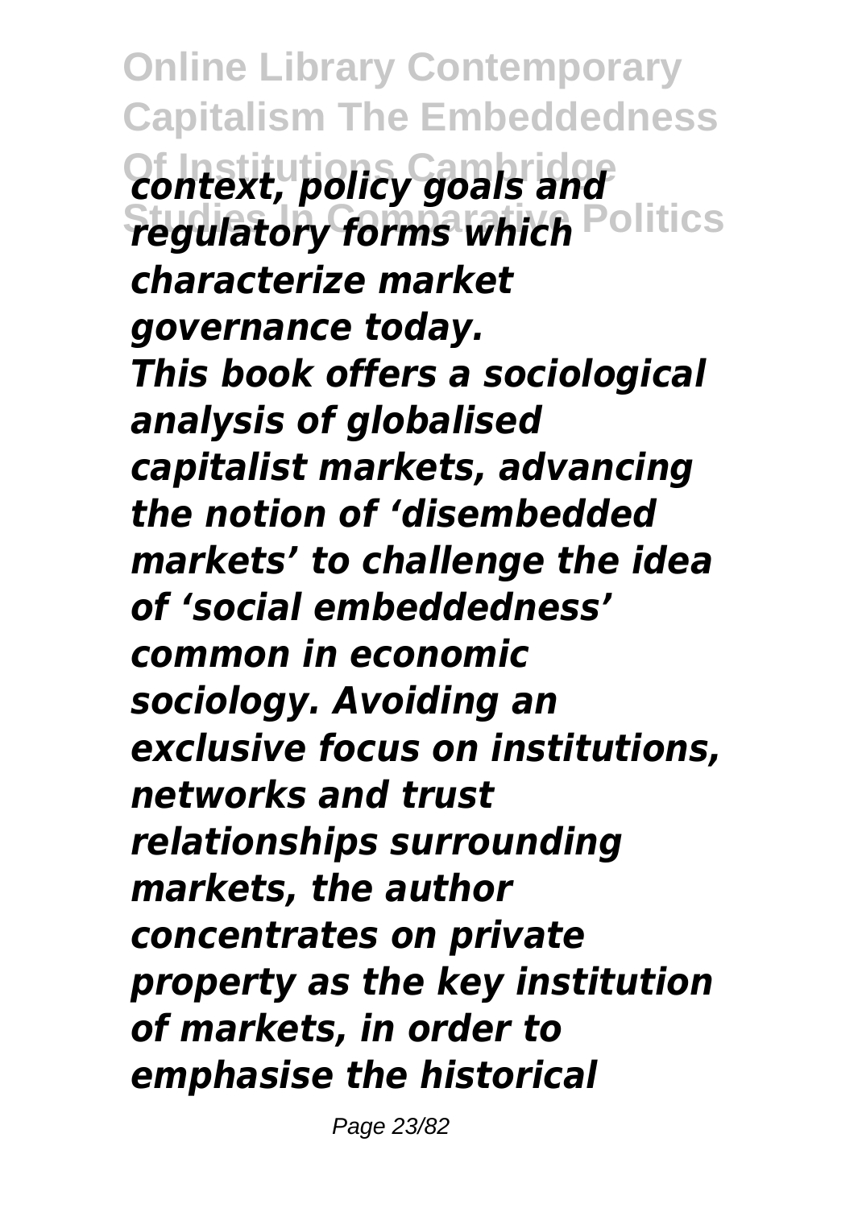*context, policy goals and regulatory forms which characterize market governance today.*

*This book offers a sociological analysis of globalised capitalist markets, advancing the notion of 'disembedded markets' to challenge the idea of 'social embeddedness' common in economic sociology. Avoiding an exclusive focus on institutions, networks and trust relationships surrounding markets, the author concentrates on private property as the key institution of markets, in order to emphasise the historical*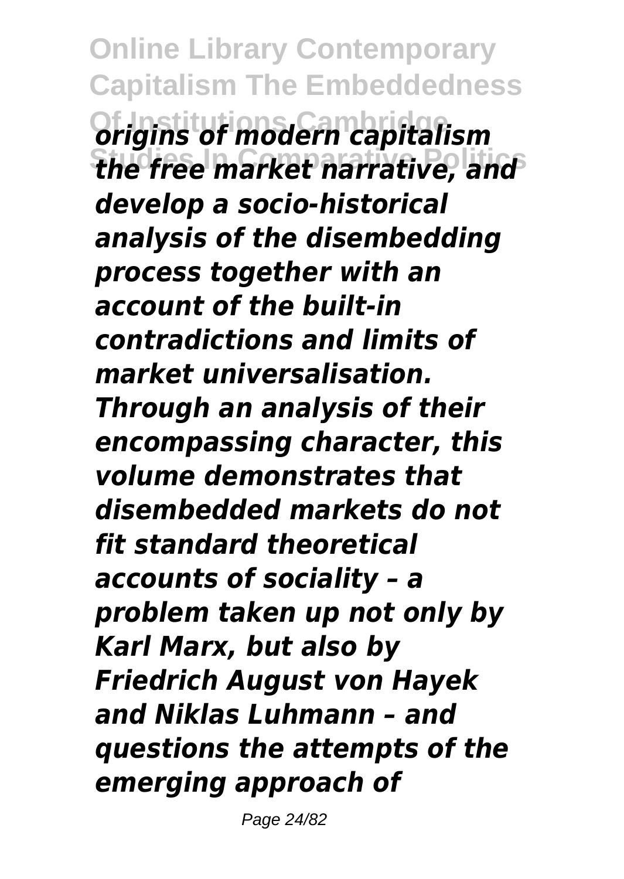*origins of modern capitalism the free market narrative, and develop a socio-historical analysis of the disembedding process together with an account of the built-in contradictions and limits of market universalisation. Through an analysis of their encompassing character, this volume demonstrates that disembedded markets do not fit standard theoretical accounts of sociality – a problem taken up not only by Karl Marx, but also by Friedrich August von Hayek and Niklas Luhmann – and questions the attempts of the emerging approach of*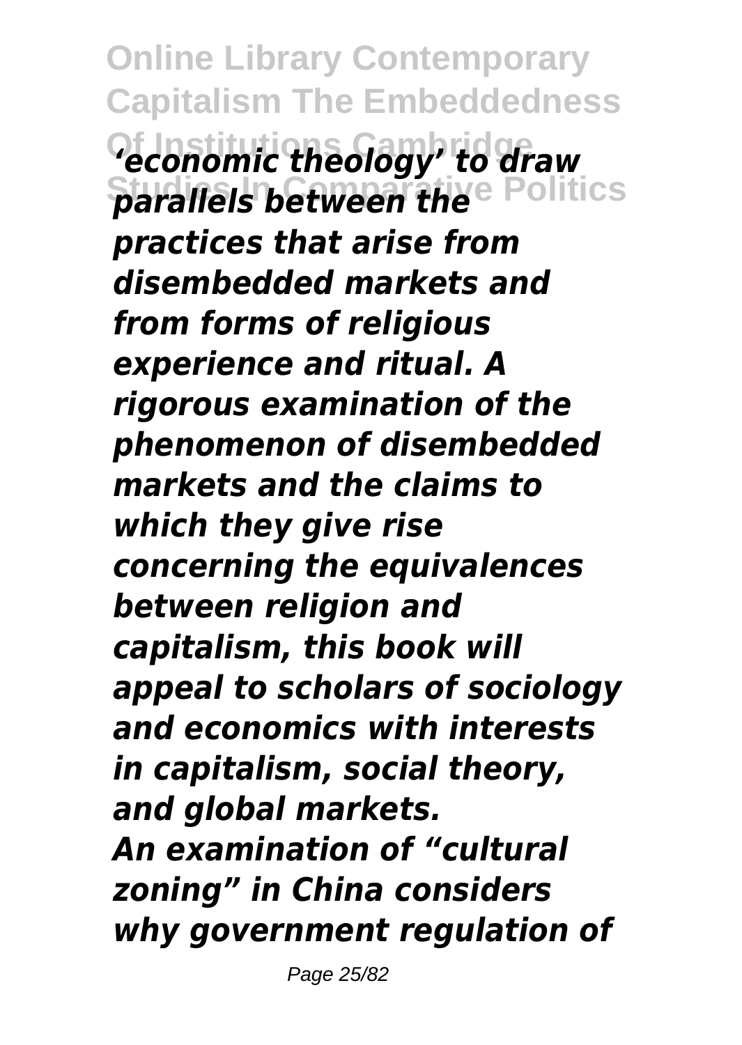*'economic theology' to draw parallels between the practices that arise from disembedded markets and from forms of religious experience and ritual. A rigorous examination of the phenomenon of disembedded markets and the claims to which they give rise concerning the equivalences between religion and capitalism, this book will appeal to scholars of sociology and economics with interests in capitalism, social theory, and global markets.*

*An examination of "cultural zoning" in China considers why government regulation of*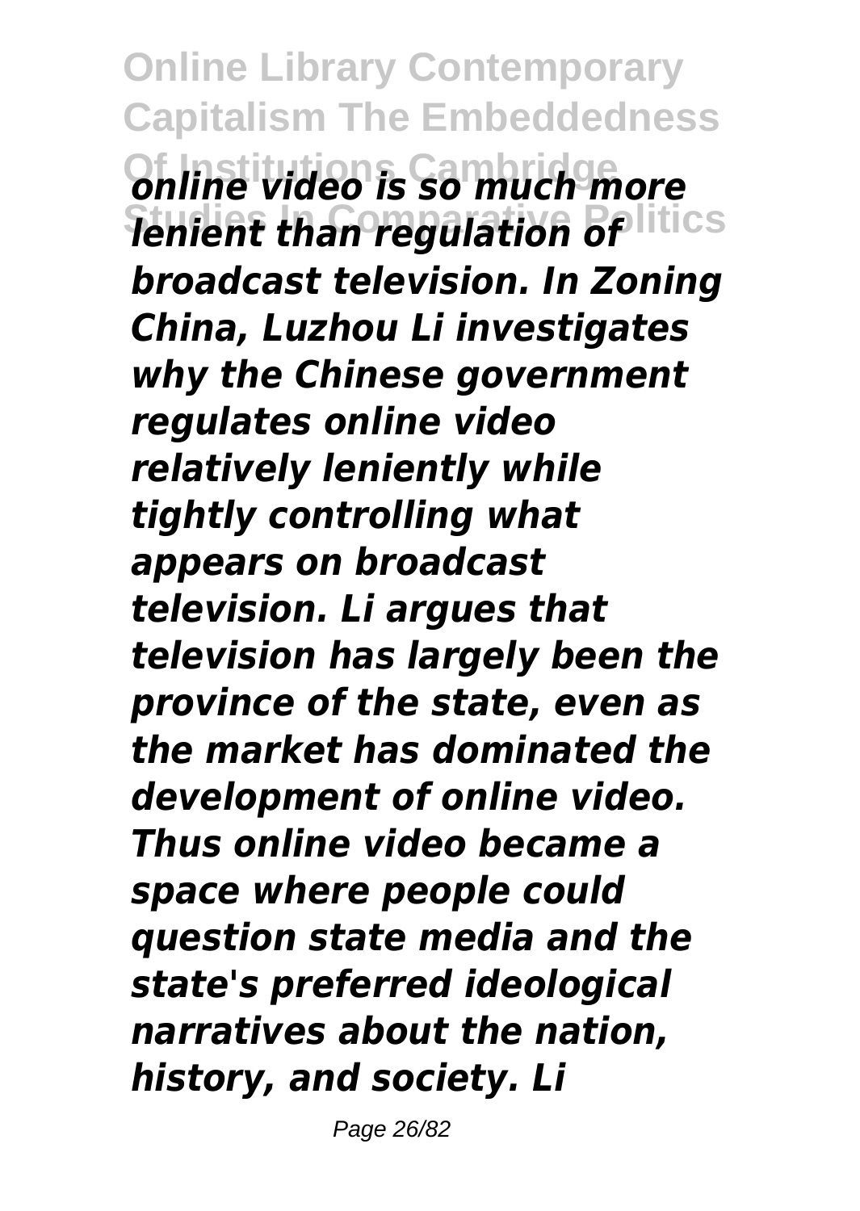*online video is so much more lenient than regulation of broadcast television. In Zoning China, Luzhou Li investigates why the Chinese government regulates online video relatively leniently while tightly controlling what appears on broadcast television. Li argues that television has largely been the province of the state, even as the market has dominated the development of online video. Thus online video became a space where people could question state media and the state's preferred ideological narratives about the nation, history, and society. Li*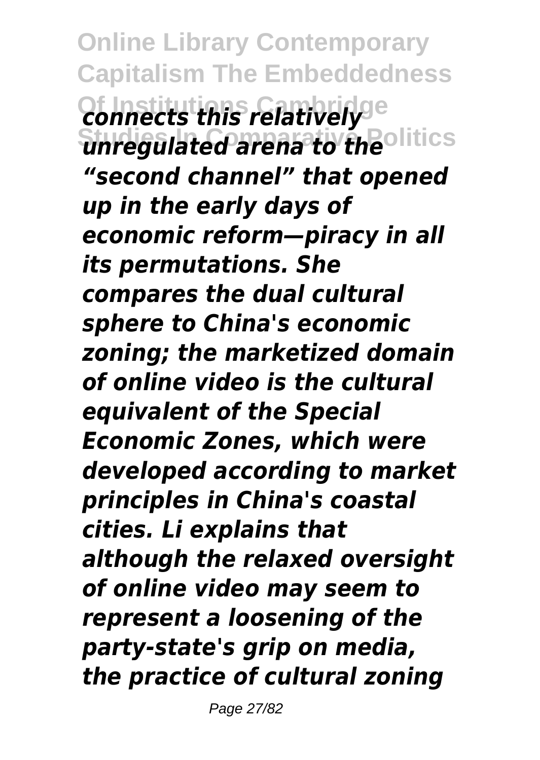*connects this relatively unregulated arena to the "second channel" that opened up in the early days of economic reform—piracy in all its permutations. She compares the dual cultural sphere to China's economic zoning; the marketized domain of online video is the cultural equivalent of the Special Economic Zones, which were developed according to market principles in China's coastal cities. Li explains that although the relaxed oversight of online video may seem to represent a loosening of the party-state's grip on media, the practice of cultural zoning*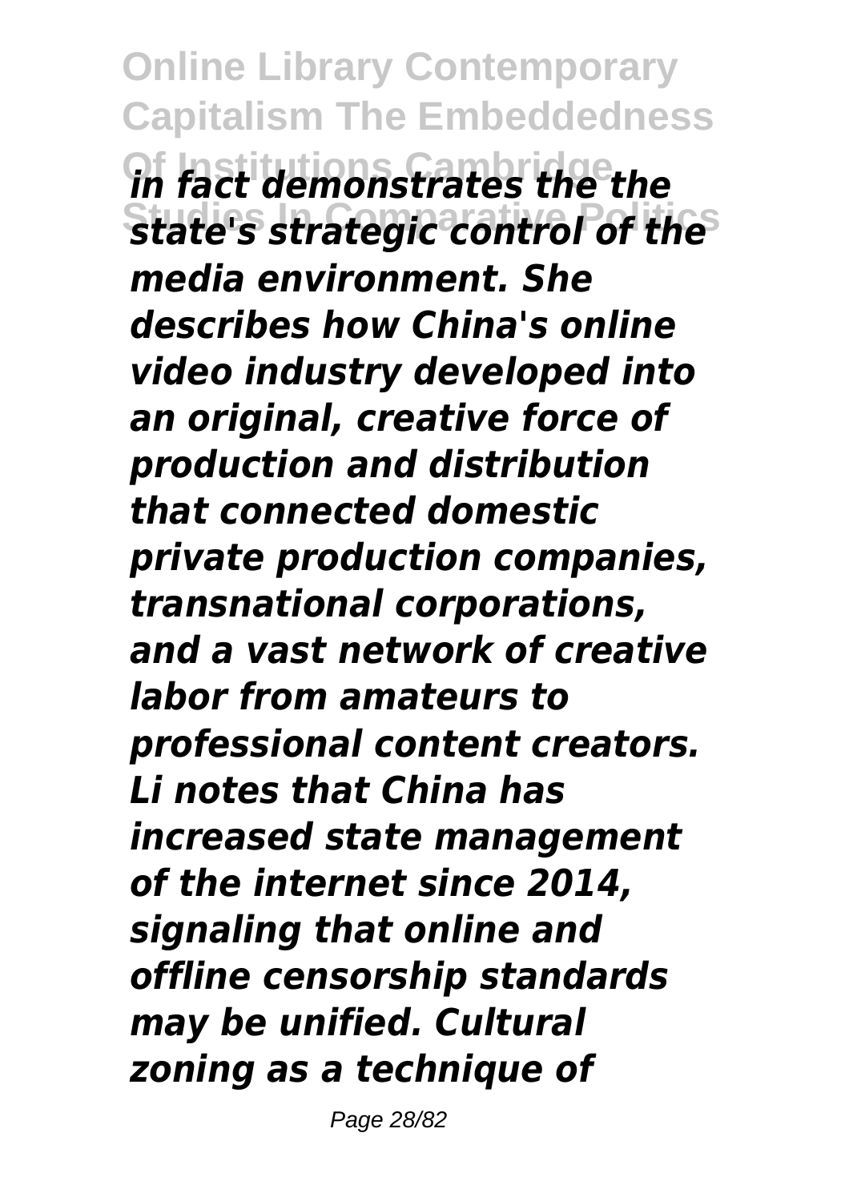*in fact demonstrates the the state's strategic control of the media environment. She describes how China's online video industry developed into an original, creative force of production and distribution that connected domestic private production companies, transnational corporations, and a vast network of creative labor from amateurs to professional content creators. Li notes that China has increased state management of the internet since 2014, signaling that online and offline censorship standards may be unified. Cultural zoning as a technique of*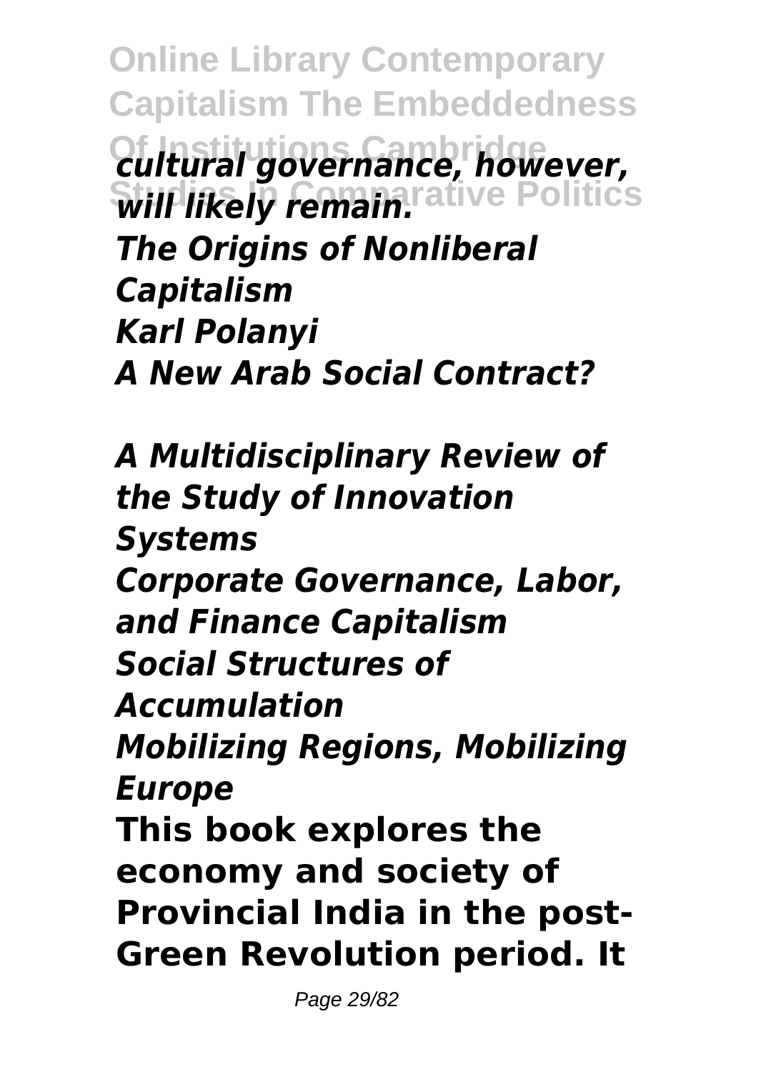*cultural governance, however, will likely remain.*

*The Origins of Nonliberal Capitalism*
*Karl Polanyi*
*A New Arab Social Contract?*

*A Multidisciplinary Review of the Study of Innovation Systems*
*Corporate Governance, Labor, and Finance Capitalism*
*Social Structures of Accumulation*
*Mobilizing Regions, Mobilizing Europe*

**This book explores the economy and society of Provincial India in the post-Green Revolution period. It**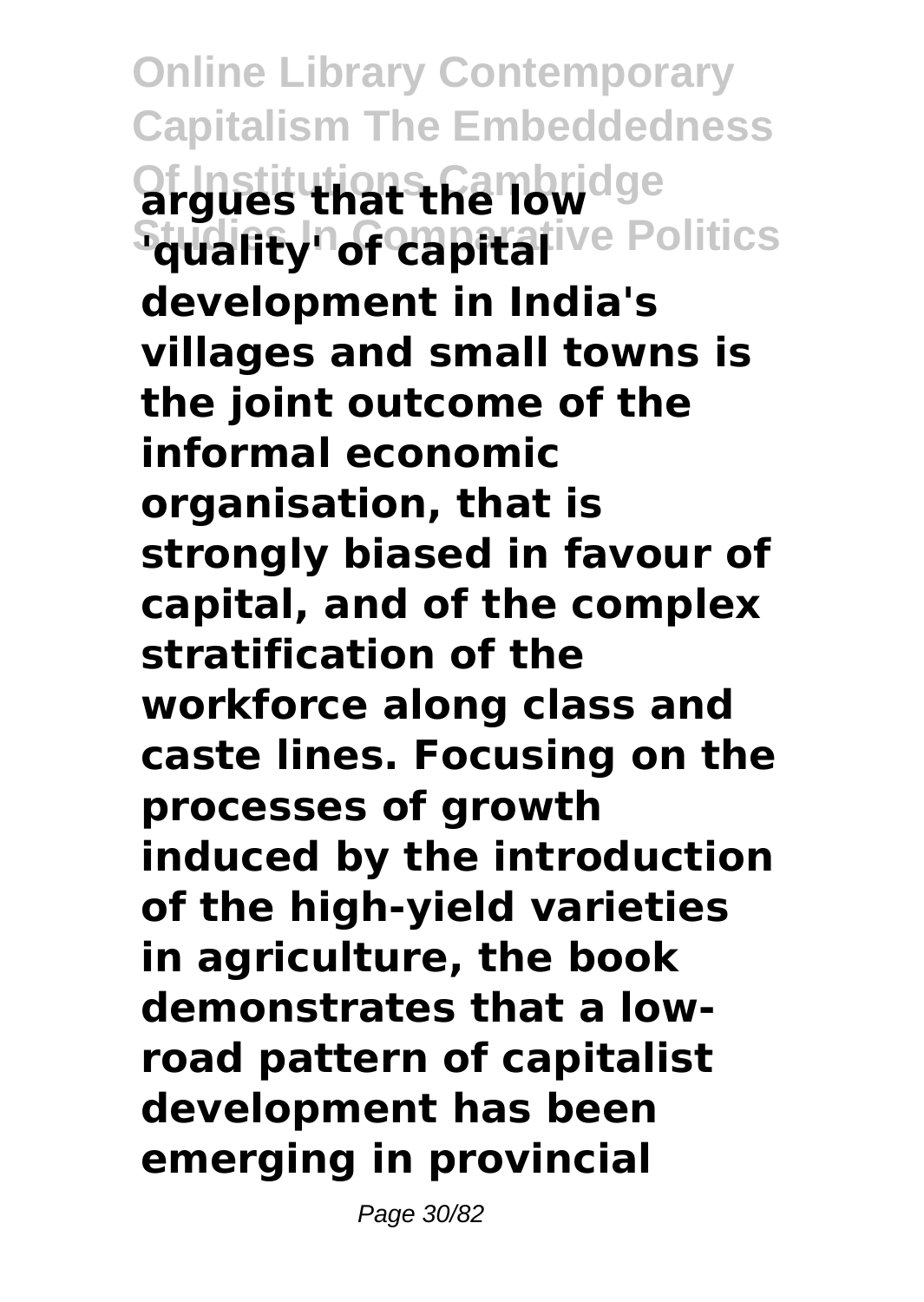**argues that the low 'quality' of capital development in India's villages and small towns is the joint outcome of the informal economic organisation, that is strongly biased in favour of capital, and of the complex stratification of the workforce along class and caste lines. Focusing on the processes of growth induced by the introduction of the high-yield varieties in agriculture, the book demonstrates that a low-road pattern of capitalist development has been emerging in provincial**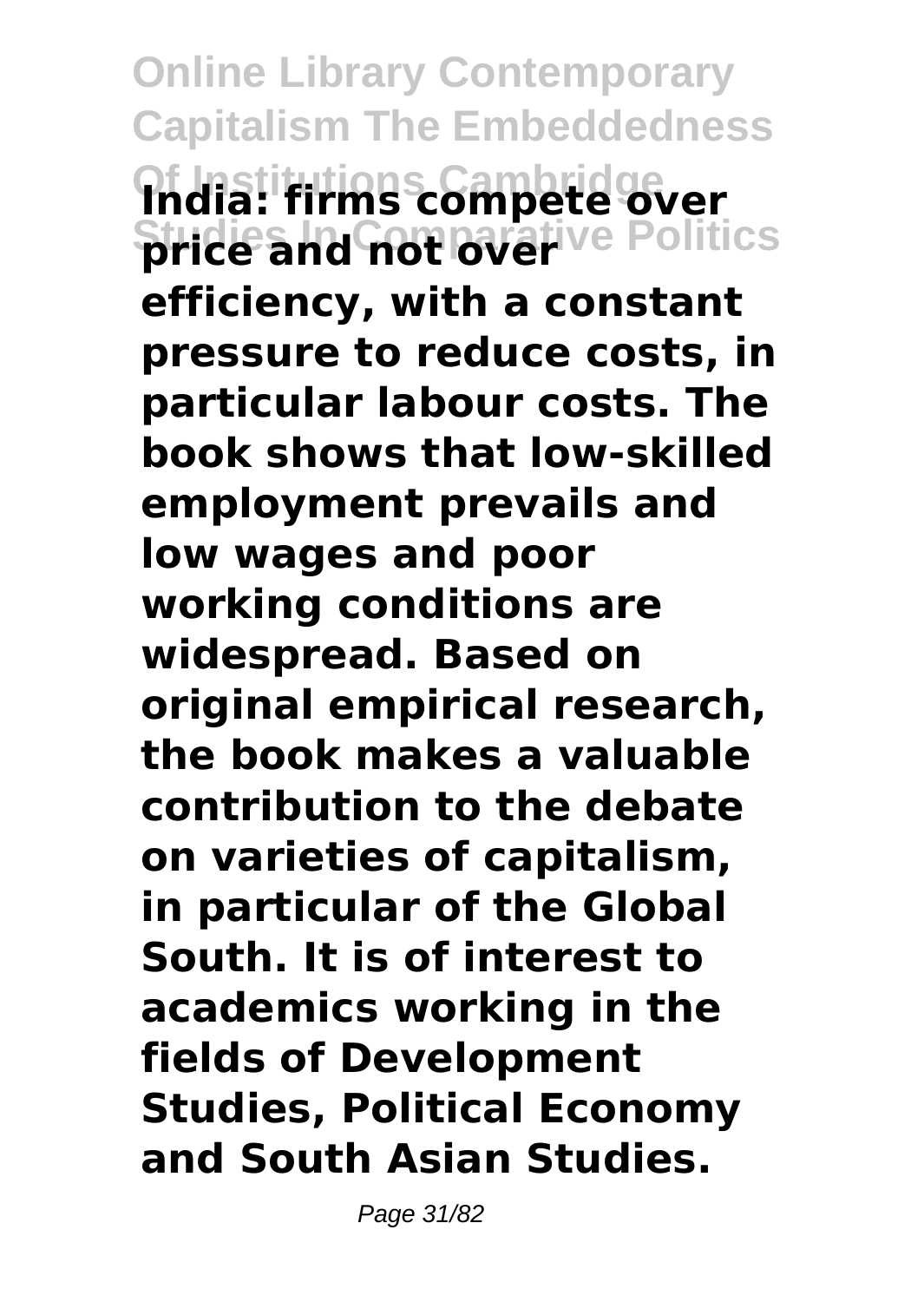**India: firms compete over price and not over efficiency, with a constant pressure to reduce costs, in particular labour costs. The book shows that low-skilled employment prevails and low wages and poor working conditions are widespread. Based on original empirical research, the book makes a valuable contribution to the debate on varieties of capitalism, in particular of the Global South. It is of interest to academics working in the fields of Development Studies, Political Economy and South Asian Studies.**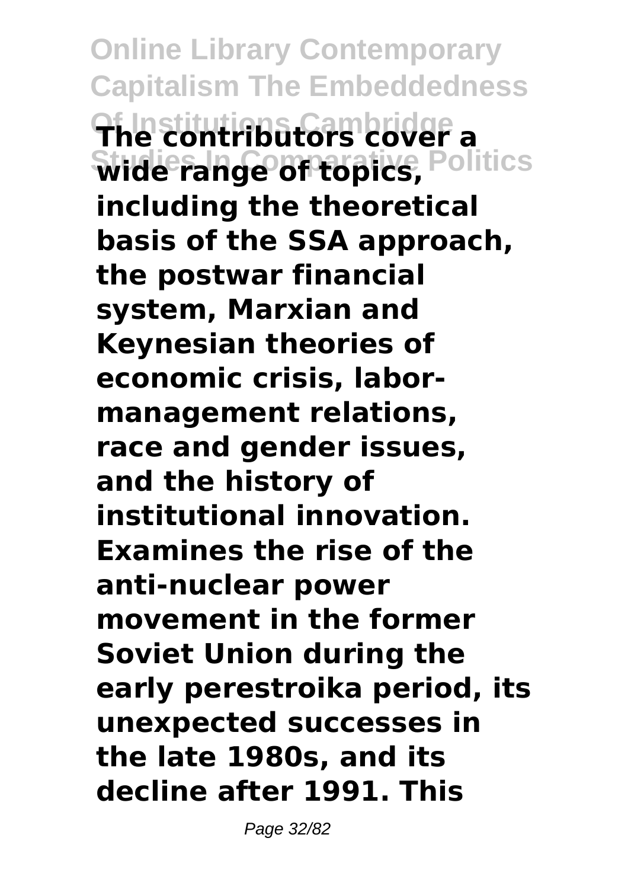**The contributors cover a wide range of topics, including the theoretical basis of the SSA approach, the postwar financial system, Marxian and Keynesian theories of economic crisis, labor-management relations, race and gender issues, and the history of institutional innovation. Examines the rise of the anti-nuclear power movement in the former Soviet Union during the early perestroika period, its unexpected successes in the late 1980s, and its decline after 1991. This**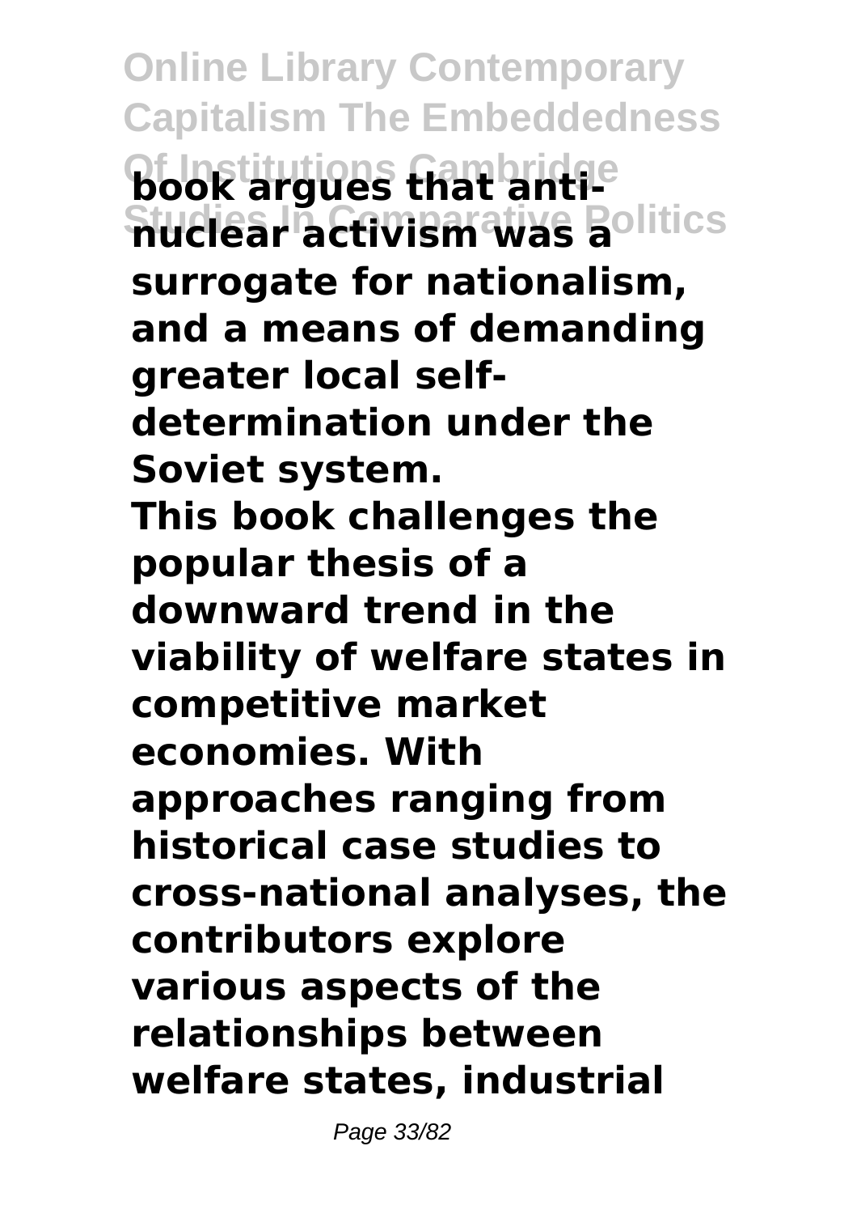**book argues that anti-nuclear activism was a surrogate for nationalism, and a means of demanding greater local self-determination under the Soviet system.**

**This book challenges the popular thesis of a downward trend in the viability of welfare states in competitive market economies. With approaches ranging from historical case studies to cross-national analyses, the contributors explore various aspects of the relationships between welfare states, industrial**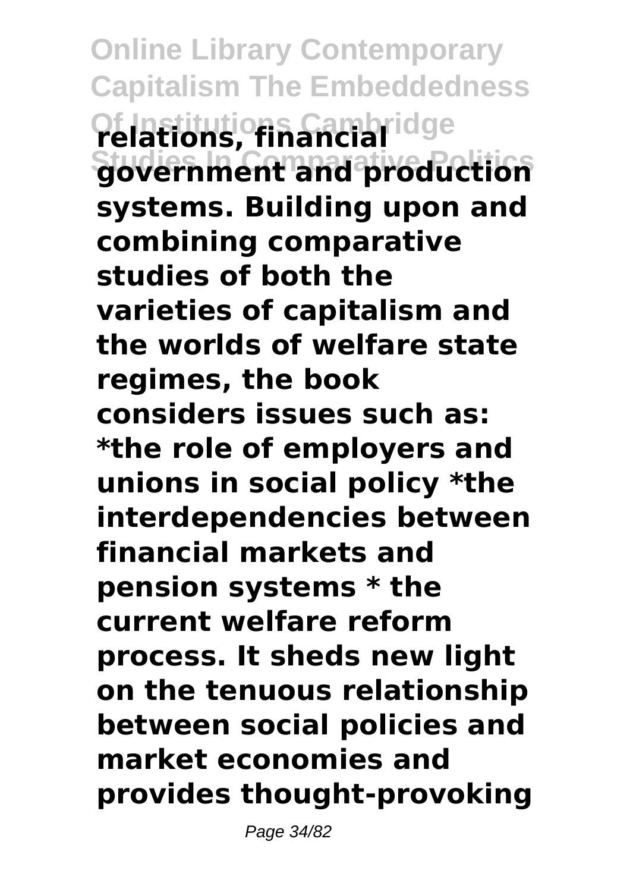**relations, financial government and production systems. Building upon and combining comparative studies of both the varieties of capitalism and the worlds of welfare state regimes, the book considers issues such as: *the role of employers and unions in social policy *the interdependencies between financial markets and pension systems * the current welfare reform process. It sheds new light on the tenuous relationship between social policies and market economies and provides thought-provoking**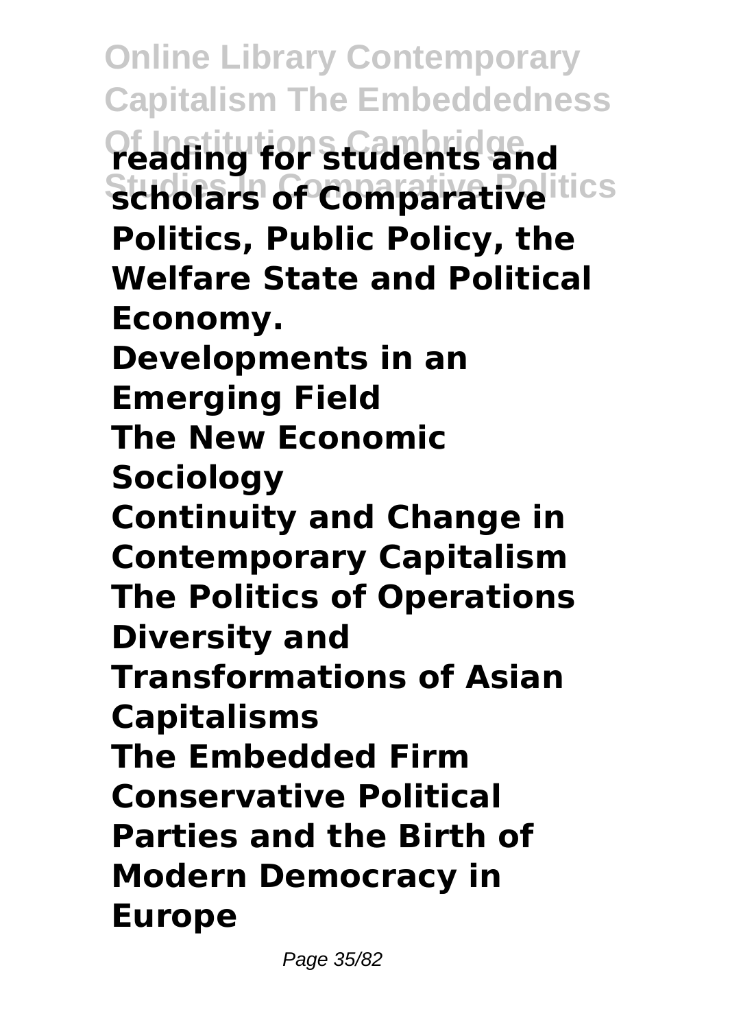**reading for students and scholars of Comparative Politics, Public Policy, the Welfare State and Political Economy.**

**Developments in an Emerging Field**

**The New Economic Sociology**

**Continuity and Change in Contemporary Capitalism**

**The Politics of Operations**

**Diversity and Transformations of Asian Capitalisms**

**The Embedded Firm**

**Conservative Political Parties and the Birth of Modern Democracy in Europe**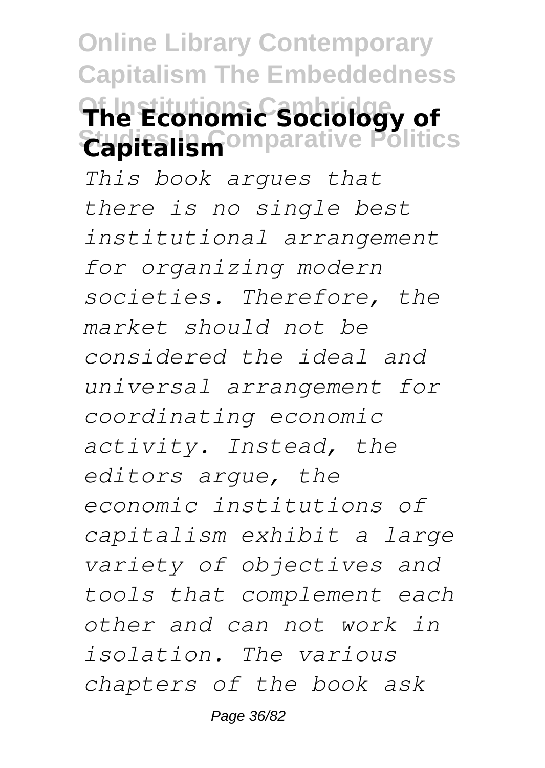## The Economic Sociology of Capitalism

*This book argues that there is no single best institutional arrangement for organizing modern societies. Therefore, the market should not be considered the ideal and universal arrangement for coordinating economic activity. Instead, the editors argue, the economic institutions of capitalism exhibit a large variety of objectives and tools that complement each other and can not work in isolation. The various chapters of the book ask*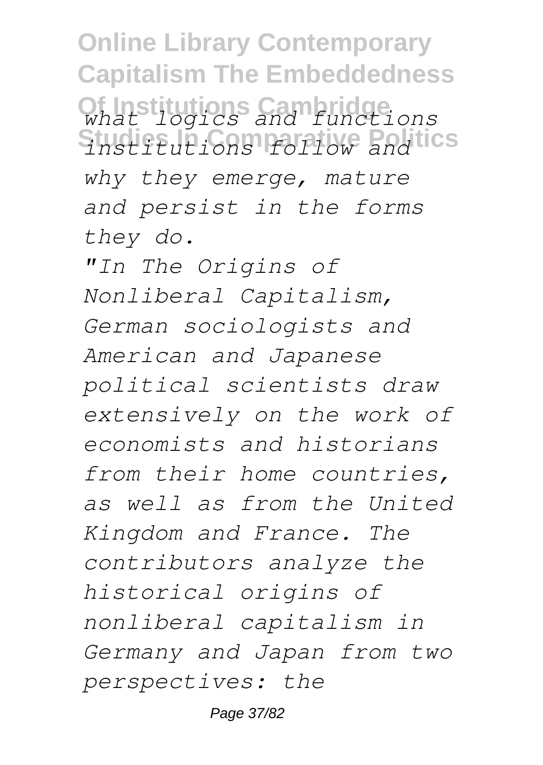*what logics and functions institutions follow and why they emerge, mature and persist in the forms they do.*

*"In The Origins of Nonliberal Capitalism, German sociologists and American and Japanese political scientists draw extensively on the work of economists and historians from their home countries, as well as from the United Kingdom and France. The contributors analyze the historical origins of nonliberal capitalism in Germany and Japan from two perspectives: the*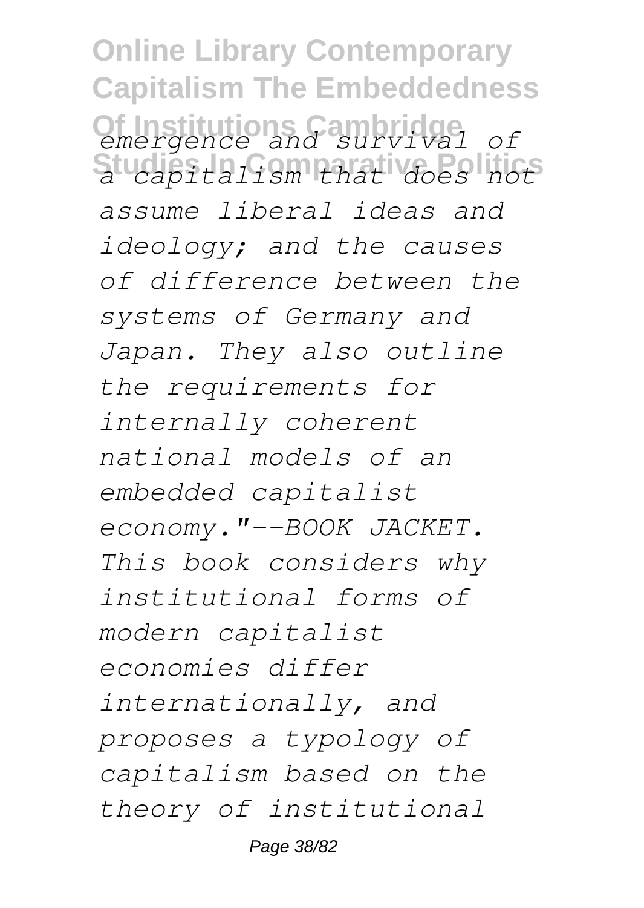*emergence and survival of a capitalism that does not assume liberal ideas and ideology; and the causes of difference between the systems of Germany and Japan. They also outline the requirements for internally coherent national models of an embedded capitalist economy."--BOOK JACKET. This book considers why institutional forms of modern capitalist economies differ internationally, and proposes a typology of capitalism based on the theory of institutional*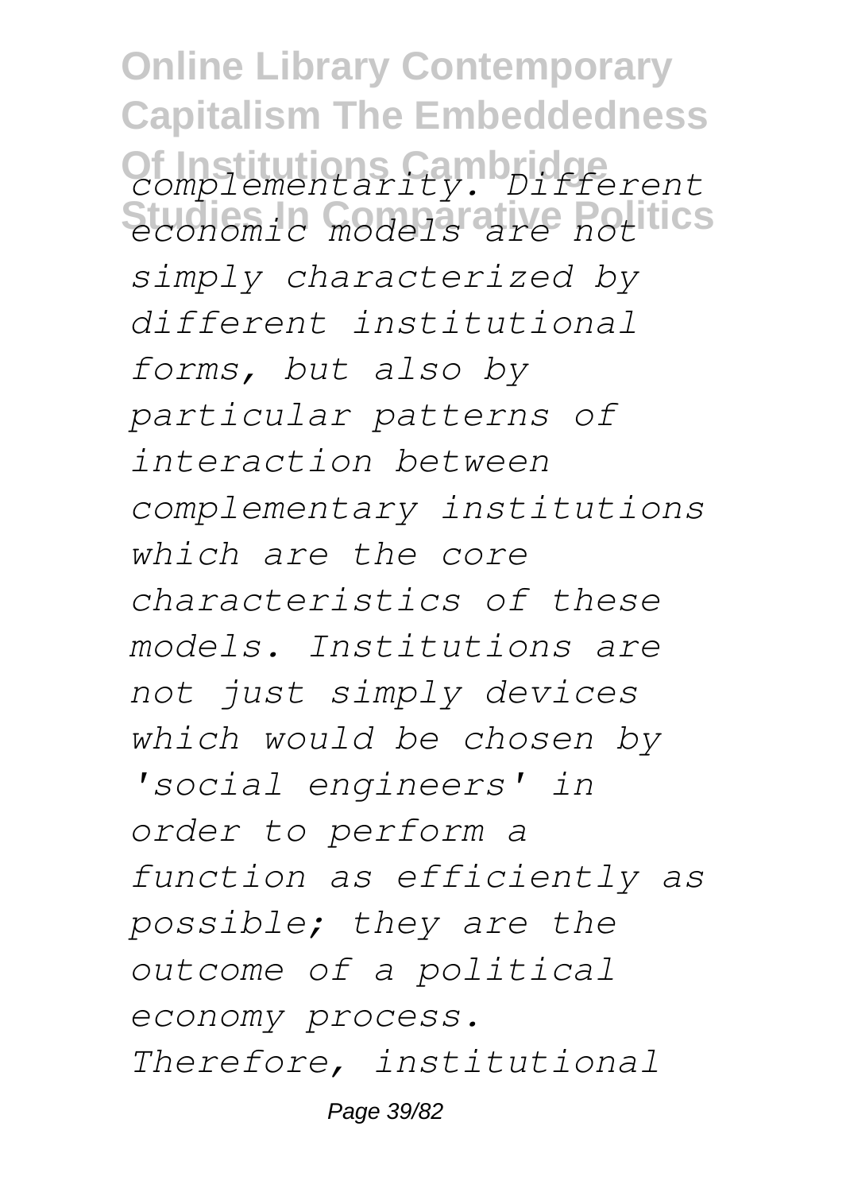*complementarity. Different economic models are not simply characterized by different institutional forms, but also by particular patterns of interaction between complementary institutions which are the core characteristics of these models. Institutions are not just simply devices which would be chosen by 'social engineers' in order to perform a function as efficiently as possible; they are the outcome of a political economy process. Therefore, institutional*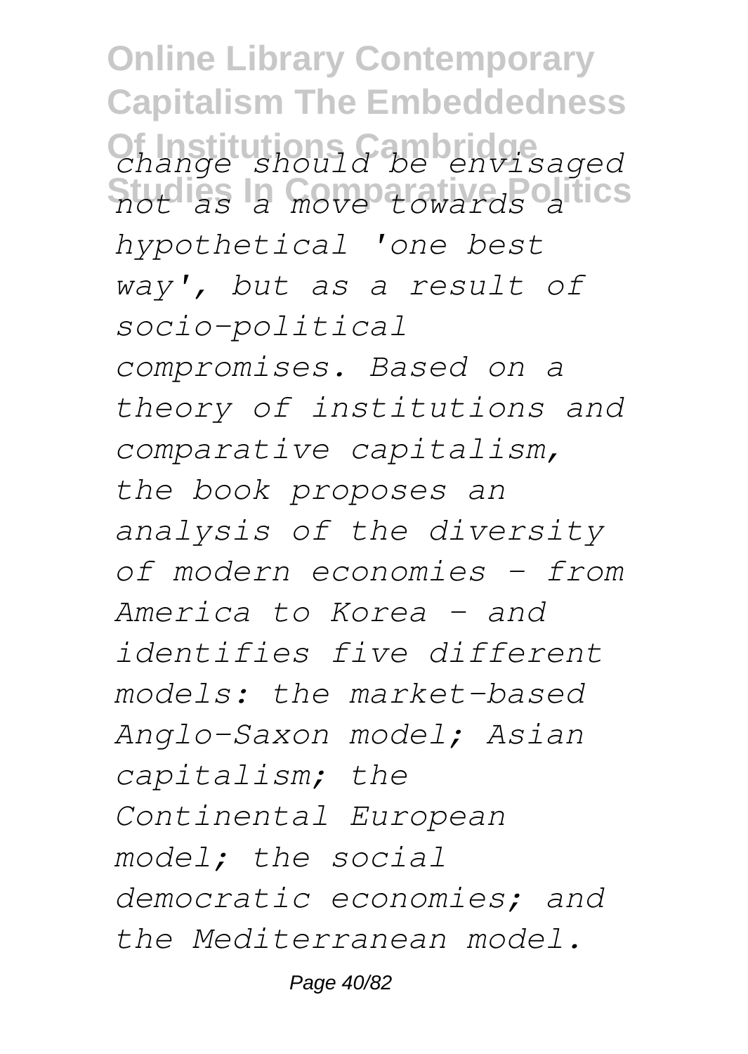*change should be envisaged not as a move towards a hypothetical 'one best way', but as a result of socio-political compromises. Based on a theory of institutions and comparative capitalism, the book proposes an analysis of the diversity of modern economies - from America to Korea - and identifies five different models: the market-based Anglo-Saxon model; Asian capitalism; the Continental European model; the social democratic economies; and the Mediterranean model.*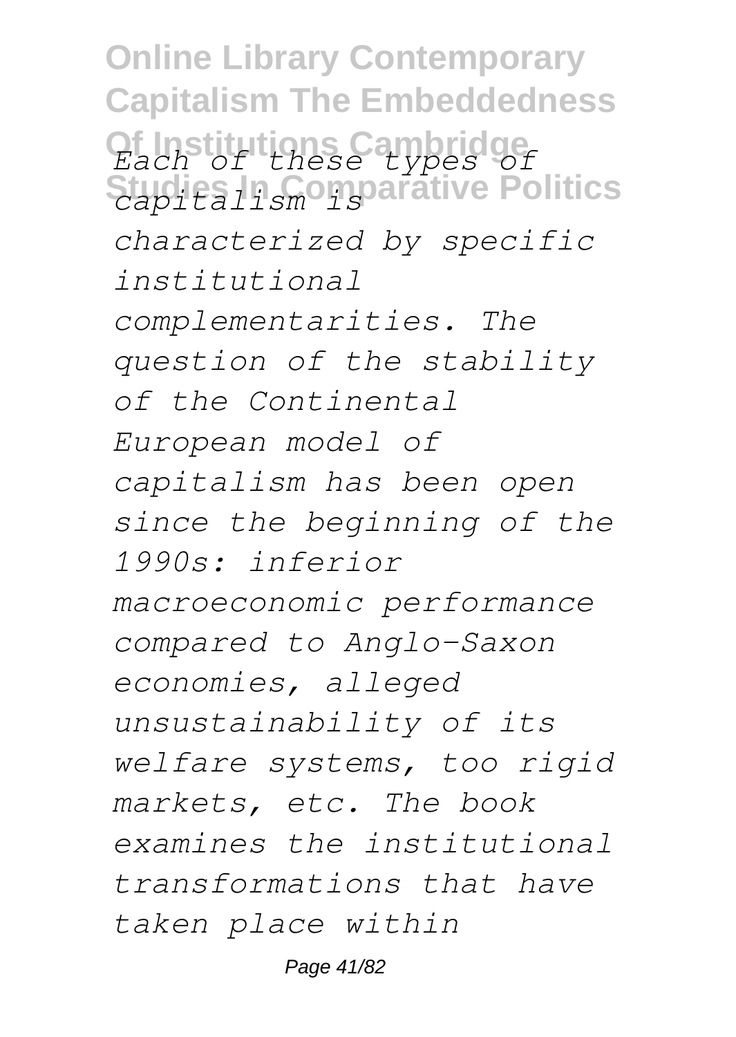*Each of these types of capitalism is characterized by specific institutional complementarities. The question of the stability of the Continental European model of capitalism has been open since the beginning of the 1990s: inferior macroeconomic performance compared to Anglo-Saxon economies, alleged unsustainability of its welfare systems, too rigid markets, etc. The book examines the institutional transformations that have taken place within*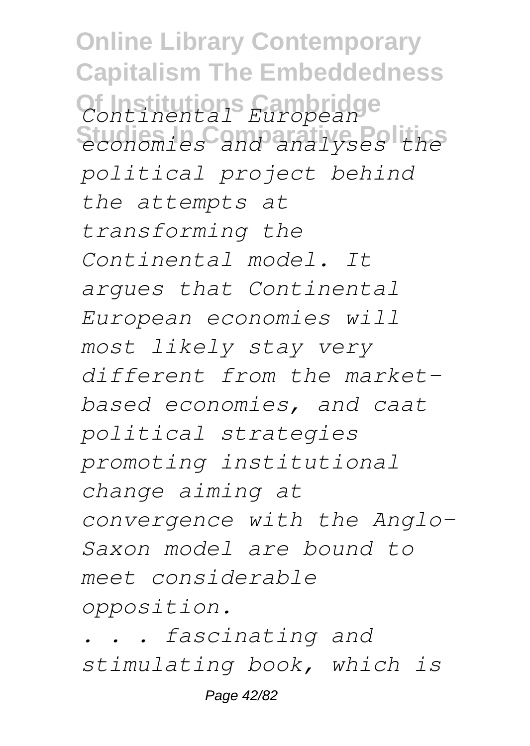*Continental European economies and analyses the political project behind the attempts at transforming the Continental model. It argues that Continental European economies will most likely stay very different from the market-based economies, and caat political strategies promoting institutional change aiming at convergence with the Anglo-Saxon model are bound to meet considerable opposition.*

*. . . fascinating and stimulating book, which is*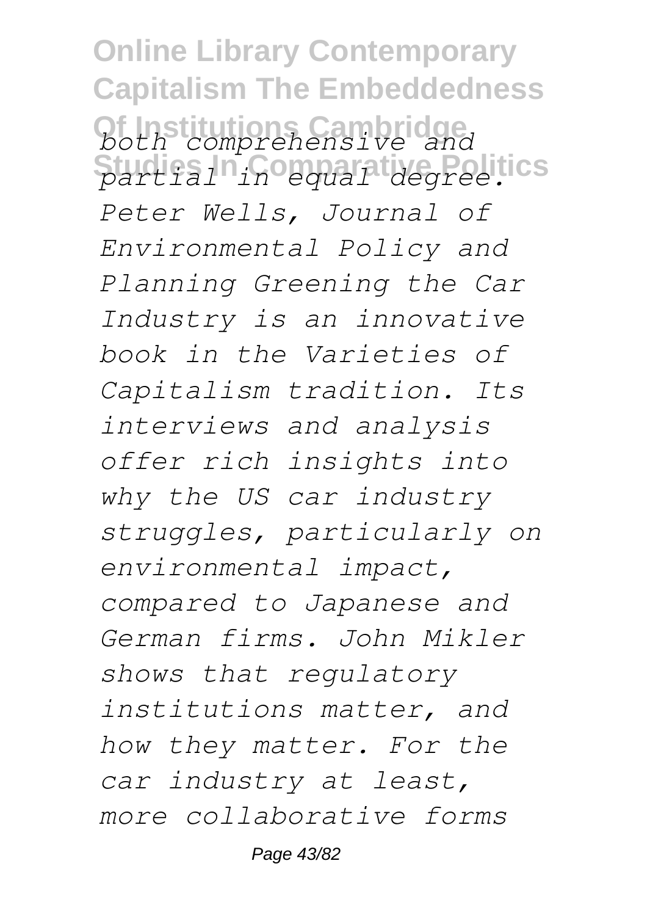*both comprehensive and partial in equal degree. Peter Wells, Journal of Environmental Policy and Planning Greening the Car Industry is an innovative book in the Varieties of Capitalism tradition. Its interviews and analysis offer rich insights into why the US car industry struggles, particularly on environmental impact, compared to Japanese and German firms. John Mikler shows that regulatory institutions matter, and how they matter. For the car industry at least, more collaborative forms*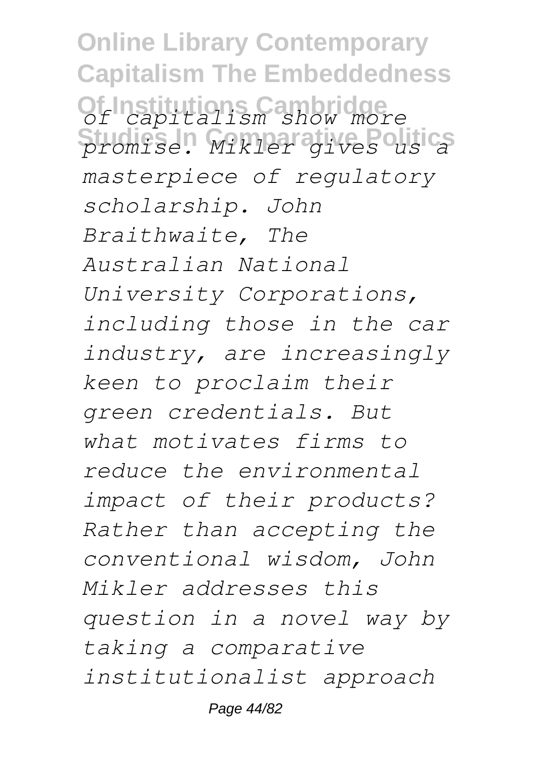*of capitalism show more promise. Mikler gives us a masterpiece of regulatory scholarship. John Braithwaite, The Australian National University Corporations, including those in the car industry, are increasingly keen to proclaim their green credentials. But what motivates firms to reduce the environmental impact of their products? Rather than accepting the conventional wisdom, John Mikler addresses this question in a novel way by taking a comparative institutionalist approach*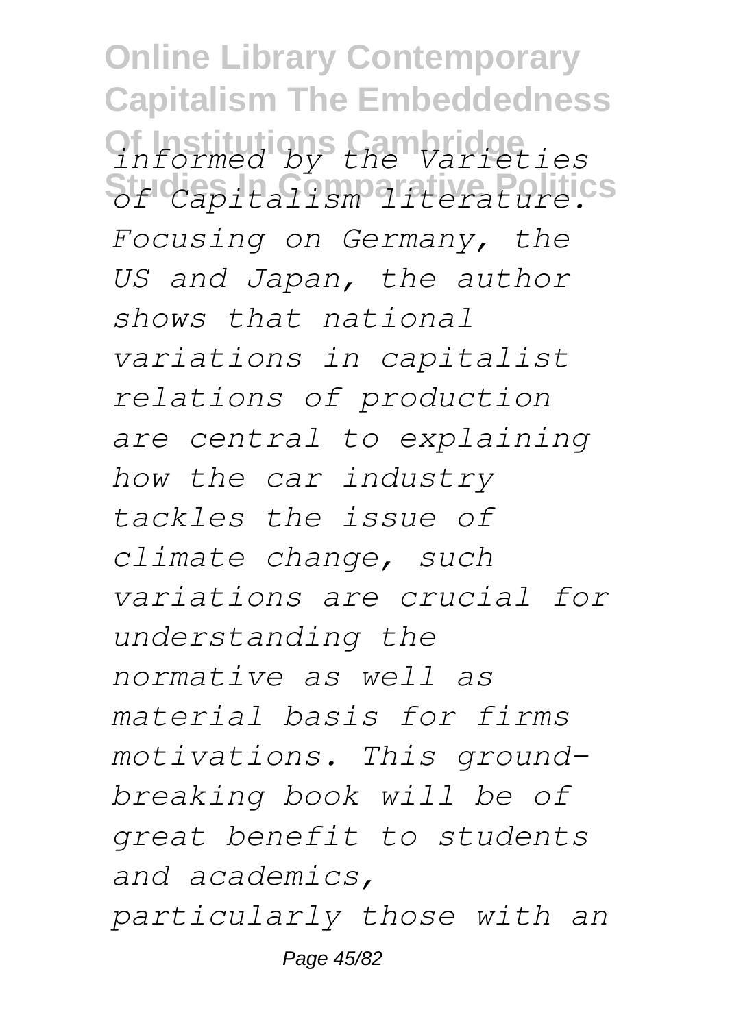*informed by the Varieties of Capitalism literature. Focusing on Germany, the US and Japan, the author shows that national variations in capitalist relations of production are central to explaining how the car industry tackles the issue of climate change, such variations are crucial for understanding the normative as well as material basis for firms motivations. This ground-breaking book will be of great benefit to students and academics, particularly those with an*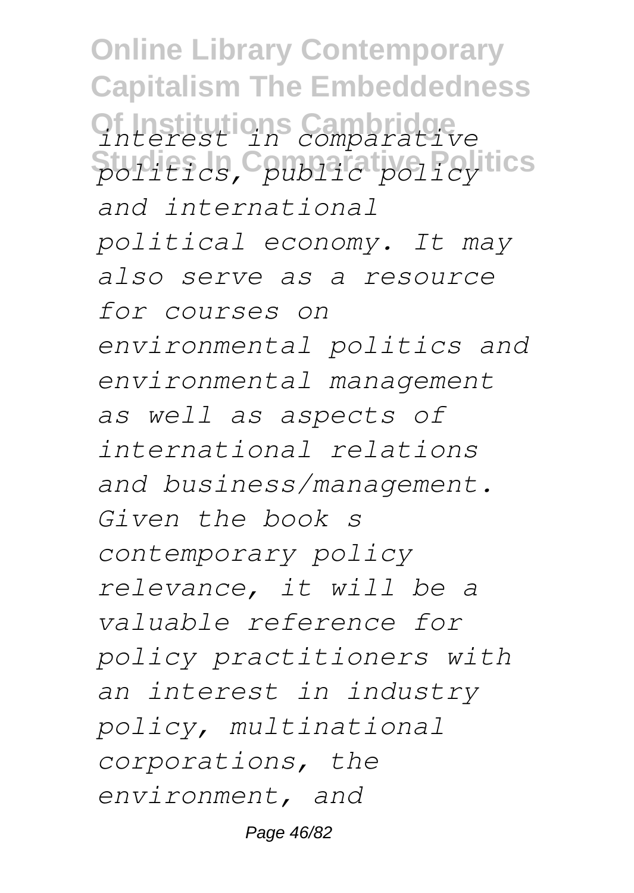*interest in comparative politics, public policy and international political economy. It may also serve as a resource for courses on environmental politics and environmental management as well as aspects of international relations and business/management. Given the book s contemporary policy relevance, it will be a valuable reference for policy practitioners with an interest in industry policy, multinational corporations, the environment, and*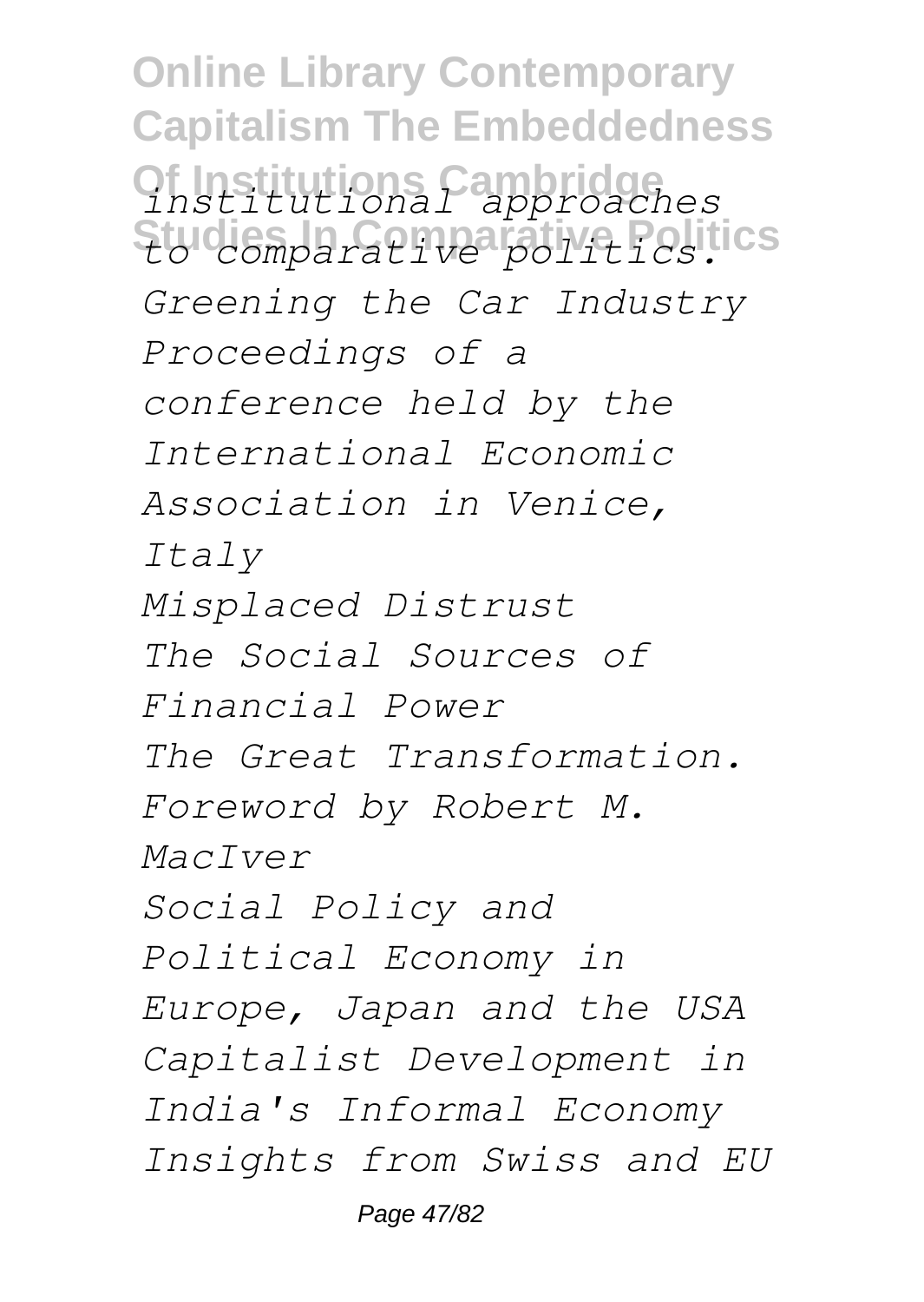*institutional approaches to comparative politics.*

*Greening the Car Industry*

*Proceedings of a conference held by the International Economic Association in Venice, Italy*

*Misplaced Distrust*

*The Social Sources of Financial Power*

*The Great Transformation. Foreword by Robert M. MacIver*

*Social Policy and Political Economy in Europe, Japan and the USA*

*Capitalist Development in India's Informal Economy*

*Insights from Swiss and EU*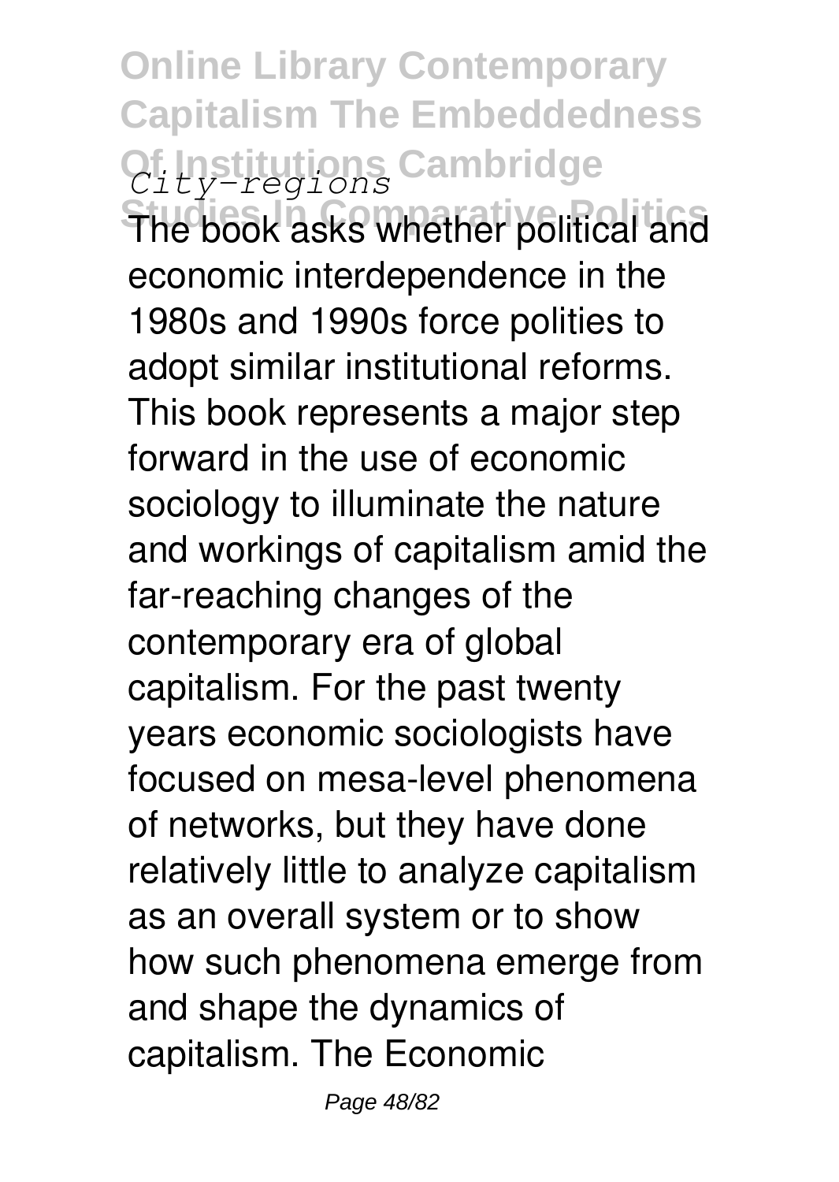*City-regions*

The book asks whether political and economic interdependence in the 1980s and 1990s force polities to adopt similar institutional reforms. This book represents a major step forward in the use of economic sociology to illuminate the nature and workings of capitalism amid the far-reaching changes of the contemporary era of global capitalism. For the past twenty years economic sociologists have focused on mesa-level phenomena of networks, but they have done relatively little to analyze capitalism as an overall system or to show how such phenomena emerge from and shape the dynamics of capitalism. The Economic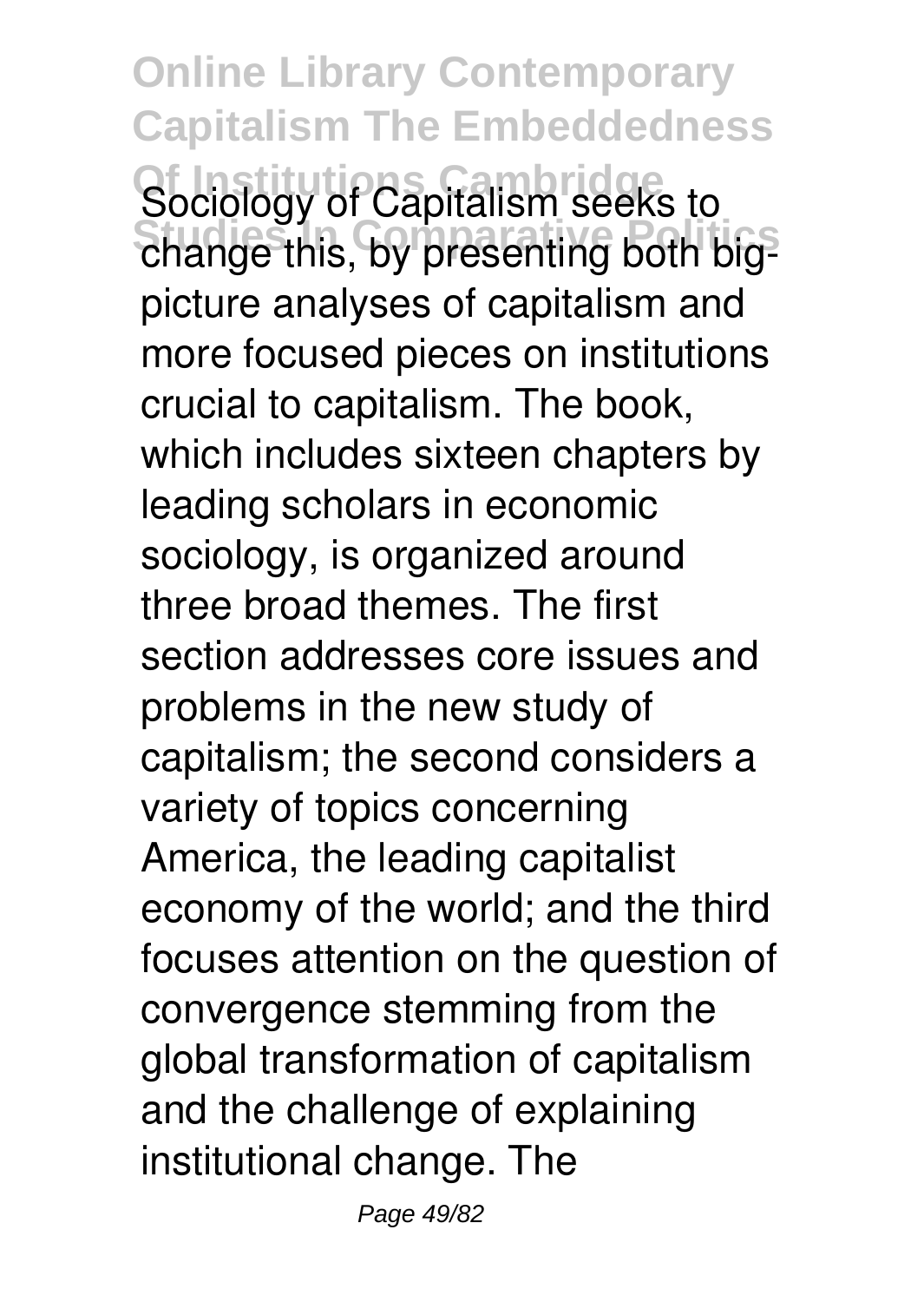Sociology of Capitalism seeks to change this, by presenting both big-picture analyses of capitalism and more focused pieces on institutions crucial to capitalism. The book, which includes sixteen chapters by leading scholars in economic sociology, is organized around three broad themes. The first section addresses core issues and problems in the new study of capitalism; the second considers a variety of topics concerning America, the leading capitalist economy of the world; and the third focuses attention on the question of convergence stemming from the global transformation of capitalism and the challenge of explaining institutional change. The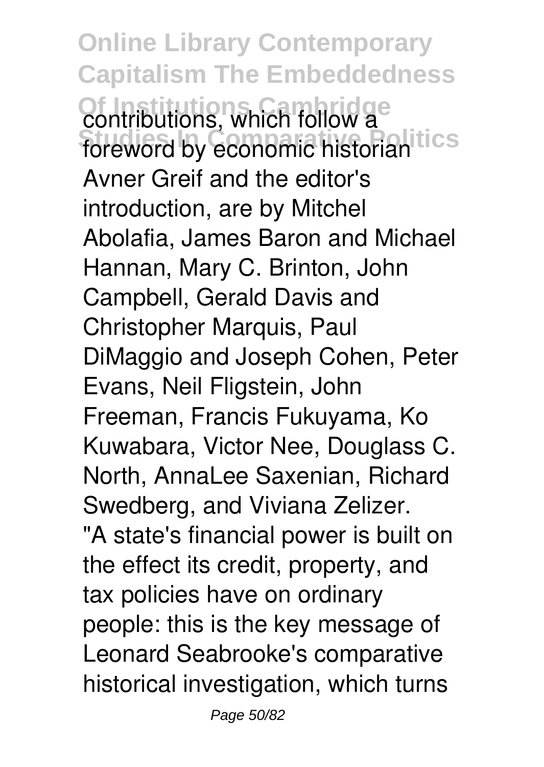contributions, which follow a foreword by economic historian Avner Greif and the editor's introduction, are by Mitchel Abolafia, James Baron and Michael Hannan, Mary C. Brinton, John Campbell, Gerald Davis and Christopher Marquis, Paul DiMaggio and Joseph Cohen, Peter Evans, Neil Fligstein, John Freeman, Francis Fukuyama, Ko Kuwabara, Victor Nee, Douglass C. North, AnnaLee Saxenian, Richard Swedberg, and Viviana Zelizer.

"A state's financial power is built on the effect its credit, property, and tax policies have on ordinary people: this is the key message of Leonard Seabrooke's comparative historical investigation, which turns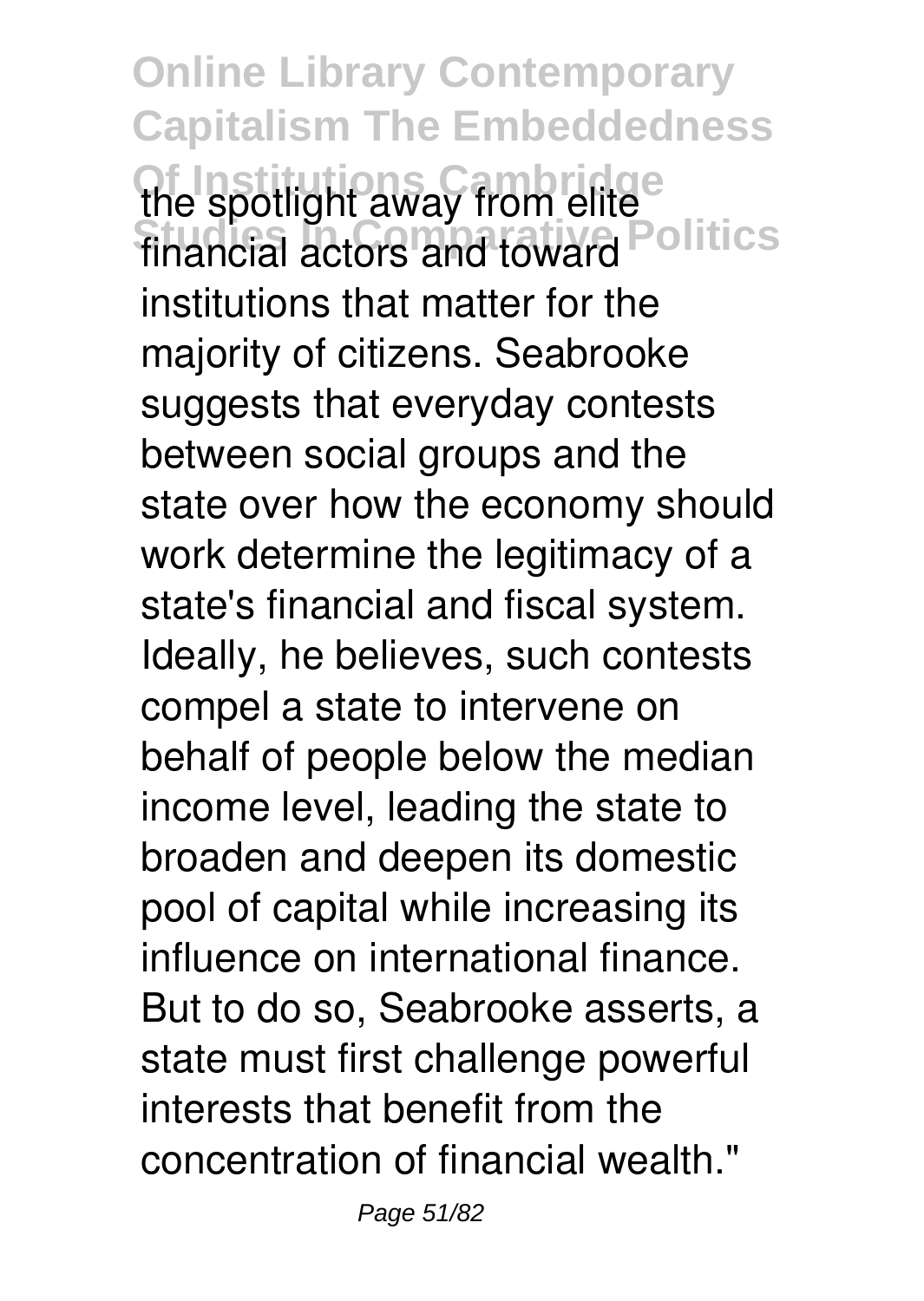the spotlight away from elite financial actors and toward institutions that matter for the majority of citizens. Seabrooke suggests that everyday contests between social groups and the state over how the economy should work determine the legitimacy of a state's financial and fiscal system. Ideally, he believes, such contests compel a state to intervene on behalf of people below the median income level, leading the state to broaden and deepen its domestic pool of capital while increasing its influence on international finance. But to do so, Seabrooke asserts, a state must first challenge powerful interests that benefit from the concentration of financial wealth."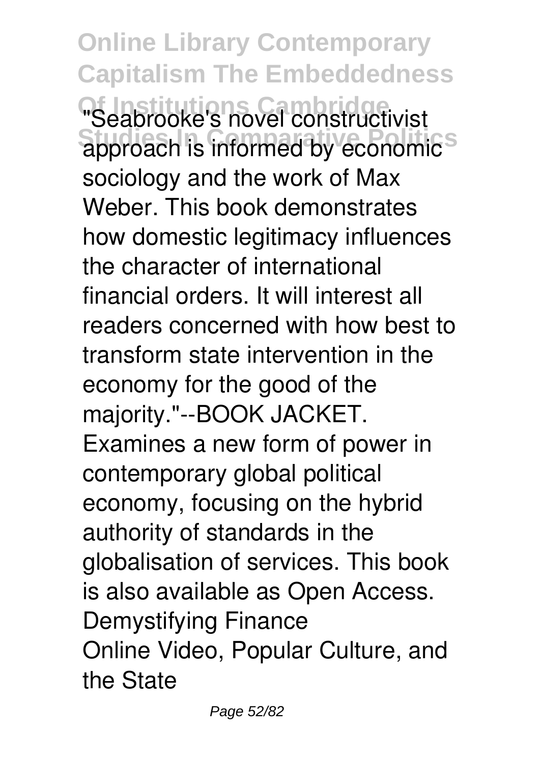"Seabrooke's novel constructivist approach is informed by economic sociology and the work of Max Weber. This book demonstrates how domestic legitimacy influences the character of international financial orders. It will interest all readers concerned with how best to transform state intervention in the economy for the good of the majority."--BOOK JACKET.

Examines a new form of power in contemporary global political economy, focusing on the hybrid authority of standards in the globalisation of services. This book is also available as Open Access.

Demystifying Finance

Online Video, Popular Culture, and the State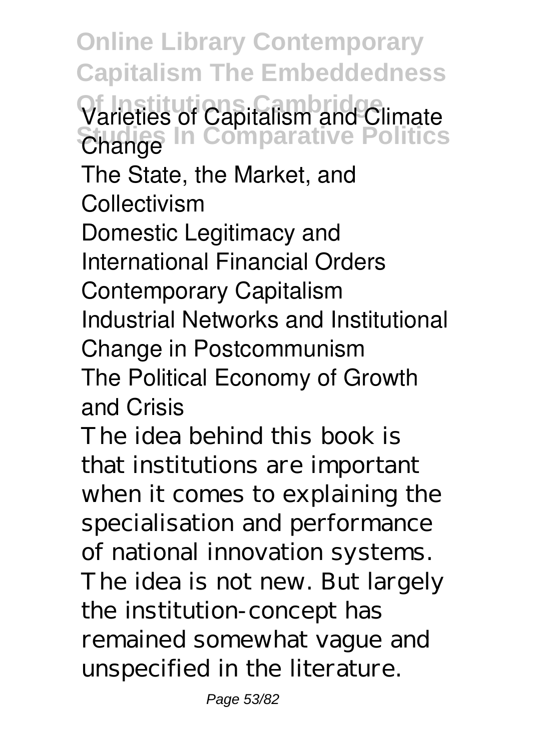Varieties of Capitalism and Climate Change

The State, the Market, and Collectivism

Domestic Legitimacy and International Financial Orders

Contemporary Capitalism

Industrial Networks and Institutional Change in Postcommunism

The Political Economy of Growth and Crisis

The idea behind this book is that institutions are important when it comes to explaining the specialisation and performance of national innovation systems. The idea is not new. But largely the institution-concept has remained somewhat vague and unspecified in the literature.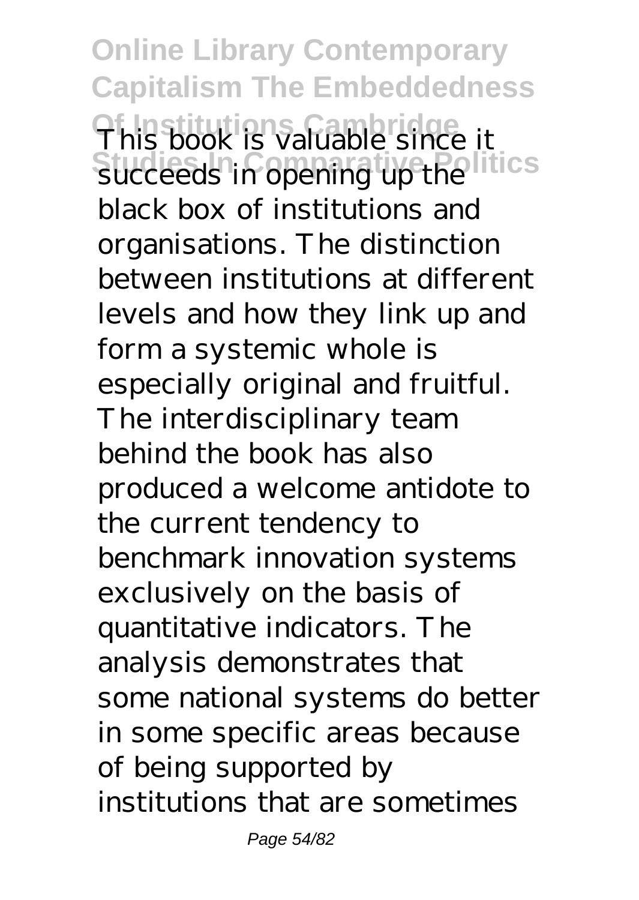This book is valuable since it succeeds in opening up the black box of institutions and organisations. The distinction between institutions at different levels and how they link up and form a systemic whole is especially original and fruitful. The interdisciplinary team behind the book has also produced a welcome antidote to the current tendency to benchmark innovation systems exclusively on the basis of quantitative indicators. The analysis demonstrates that some national systems do better in some specific areas because of being supported by institutions that are sometimes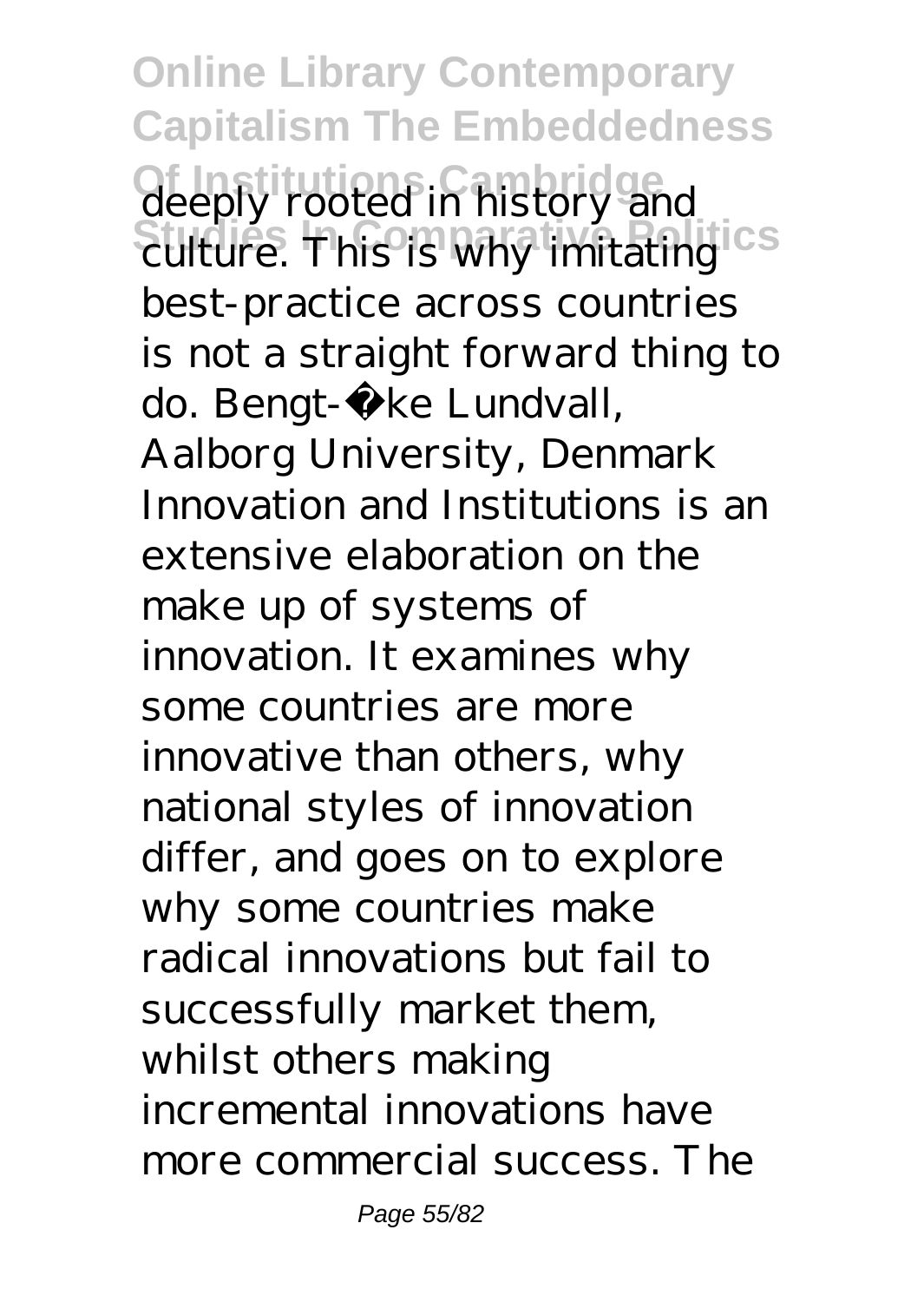deeply rooted in history and culture. This is why imitating best-practice across countries is not a straight forward thing to do. Bengt-Åke Lundvall, Aalborg University, Denmark Innovation and Institutions is an extensive elaboration on the make up of systems of innovation. It examines why some countries are more innovative than others, why national styles of innovation differ, and goes on to explore why some countries make radical innovations but fail to successfully market them, whilst others making incremental innovations have more commercial success. The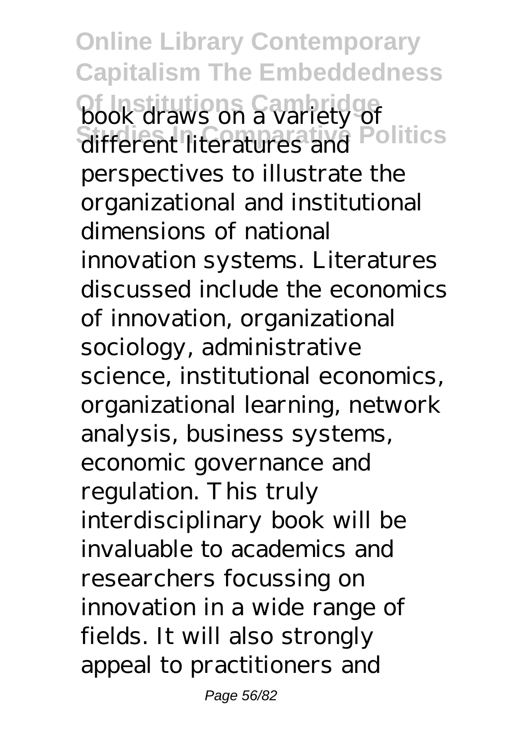book draws on a variety of different literatures and perspectives to illustrate the organizational and institutional dimensions of national innovation systems. Literatures discussed include the economics of innovation, organizational sociology, administrative science, institutional economics, organizational learning, network analysis, business systems, economic governance and regulation. This truly interdisciplinary book will be invaluable to academics and researchers focussing on innovation in a wide range of fields. It will also strongly appeal to practitioners and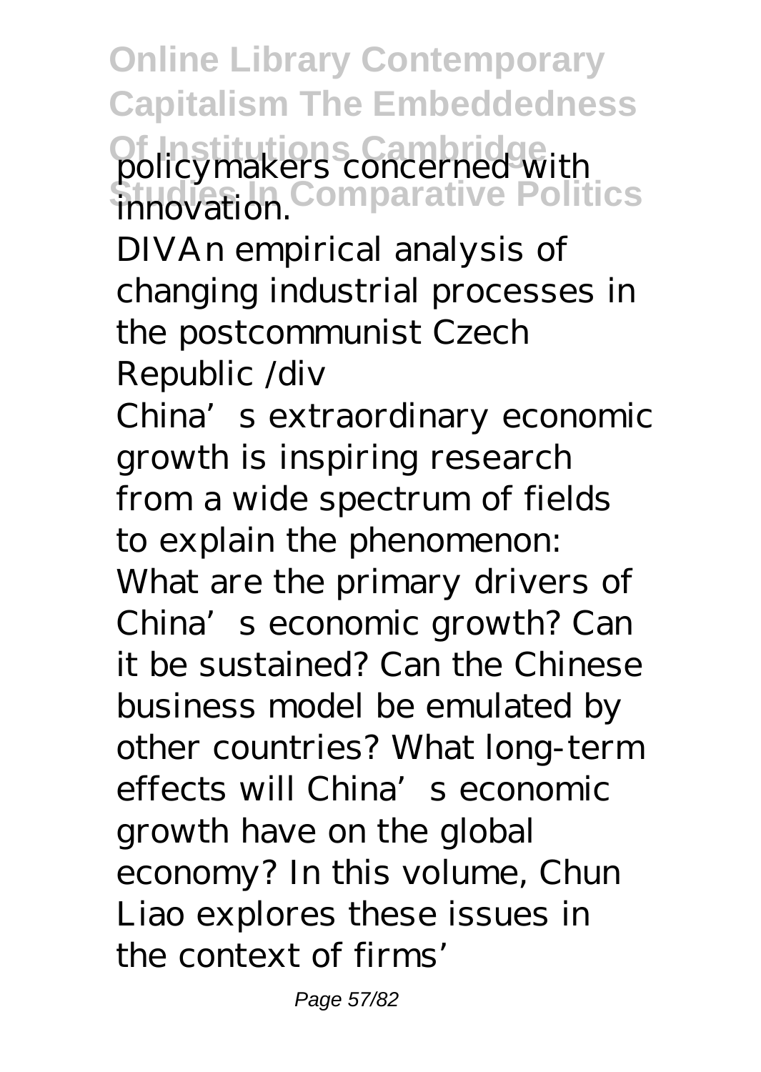policymakers concerned with innovation.

DIVAn empirical analysis of changing industrial processes in the postcommunist Czech Republic /div

China's extraordinary economic growth is inspiring research from a wide spectrum of fields to explain the phenomenon: What are the primary drivers of China's economic growth? Can it be sustained? Can the Chinese business model be emulated by other countries? What long-term effects will China's economic growth have on the global economy? In this volume, Chun Liao explores these issues in the context of firms'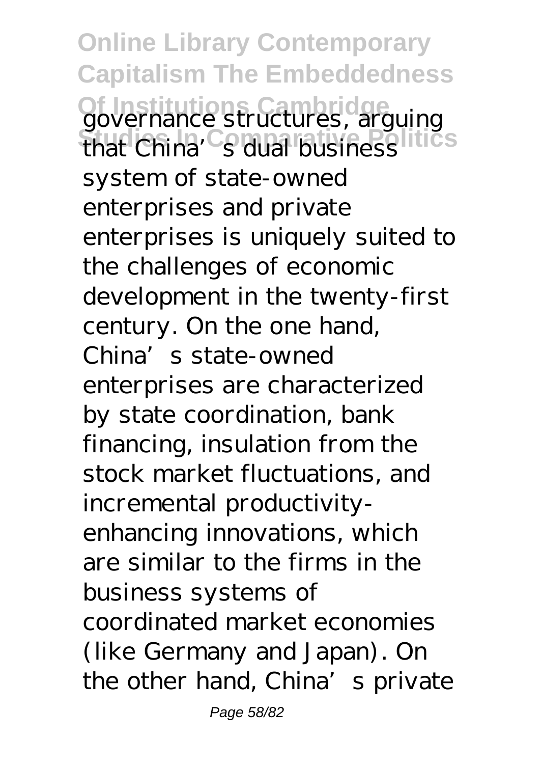governance structures, arguing that China's dual business system of state-owned enterprises and private enterprises is uniquely suited to the challenges of economic development in the twenty-first century. On the one hand, China's state-owned enterprises are characterized by state coordination, bank financing, insulation from the stock market fluctuations, and incremental productivity-enhancing innovations, which are similar to the firms in the business systems of coordinated market economies (like Germany and Japan). On the other hand, China's private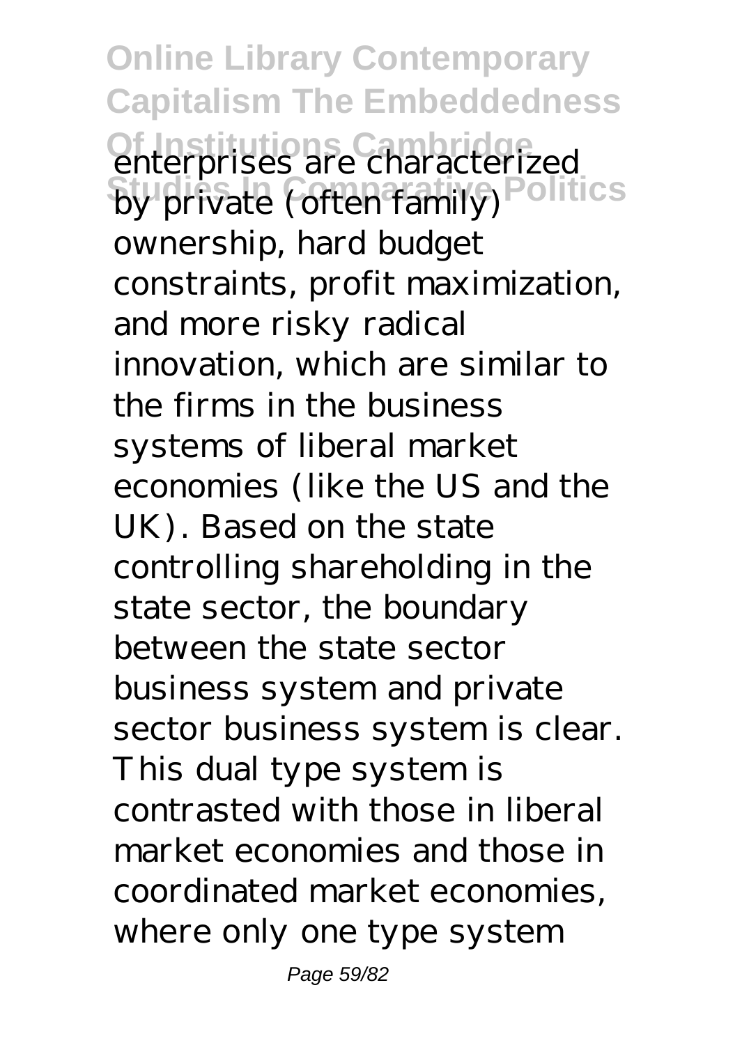enterprises are characterized by private (often family) ownership, hard budget constraints, profit maximization, and more risky radical innovation, which are similar to the firms in the business systems of liberal market economies (like the US and the UK). Based on the state controlling shareholding in the state sector, the boundary between the state sector business system and private sector business system is clear. This dual type system is contrasted with those in liberal market economies and those in coordinated market economies, where only one type system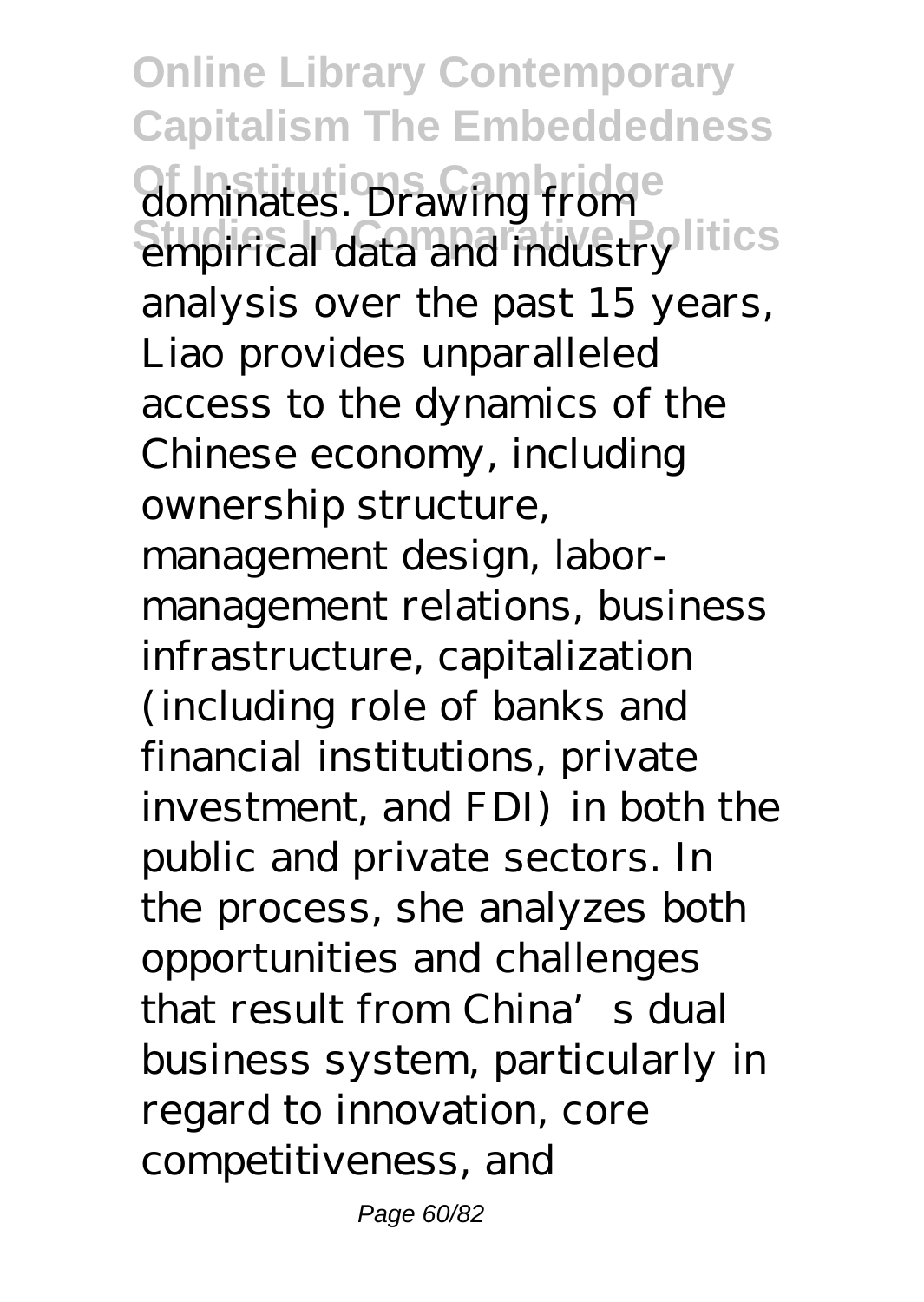dominates. Drawing from empirical data and industry analysis over the past 15 years, Liao provides unparalleled access to the dynamics of the Chinese economy, including ownership structure, management design, labor-management relations, business infrastructure, capitalization (including role of banks and financial institutions, private investment, and FDI) in both the public and private sectors. In the process, she analyzes both opportunities and challenges that result from China's dual business system, particularly in regard to innovation, core competitiveness, and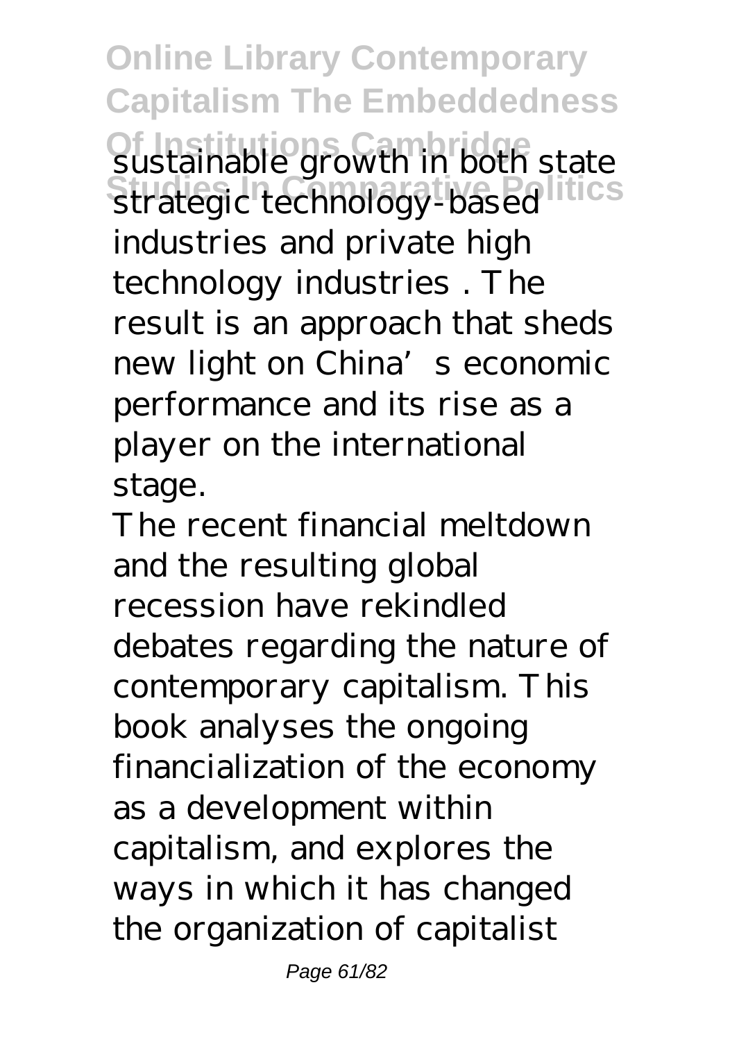sustainable growth in both state strategic technology-based industries and private high technology industries . The result is an approach that sheds new light on China's economic performance and its rise as a player on the international stage.

The recent financial meltdown and the resulting global recession have rekindled debates regarding the nature of contemporary capitalism. This book analyses the ongoing financialization of the economy as a development within capitalism, and explores the ways in which it has changed the organization of capitalist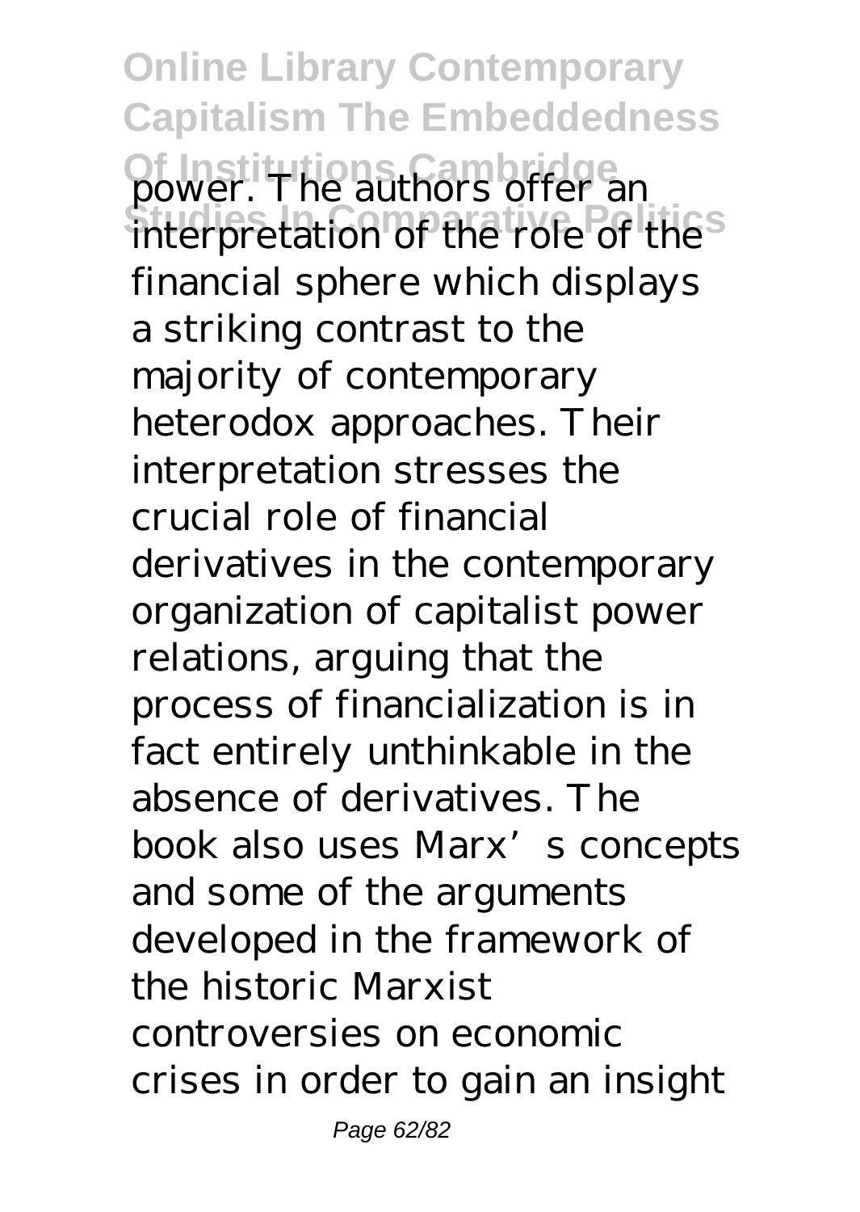power. The authors offer an interpretation of the role of the financial sphere which displays a striking contrast to the majority of contemporary heterodox approaches. Their interpretation stresses the crucial role of financial derivatives in the contemporary organization of capitalist power relations, arguing that the process of financialization is in fact entirely unthinkable in the absence of derivatives. The book also uses Marx's concepts and some of the arguments developed in the framework of the historic Marxist controversies on economic crises in order to gain an insight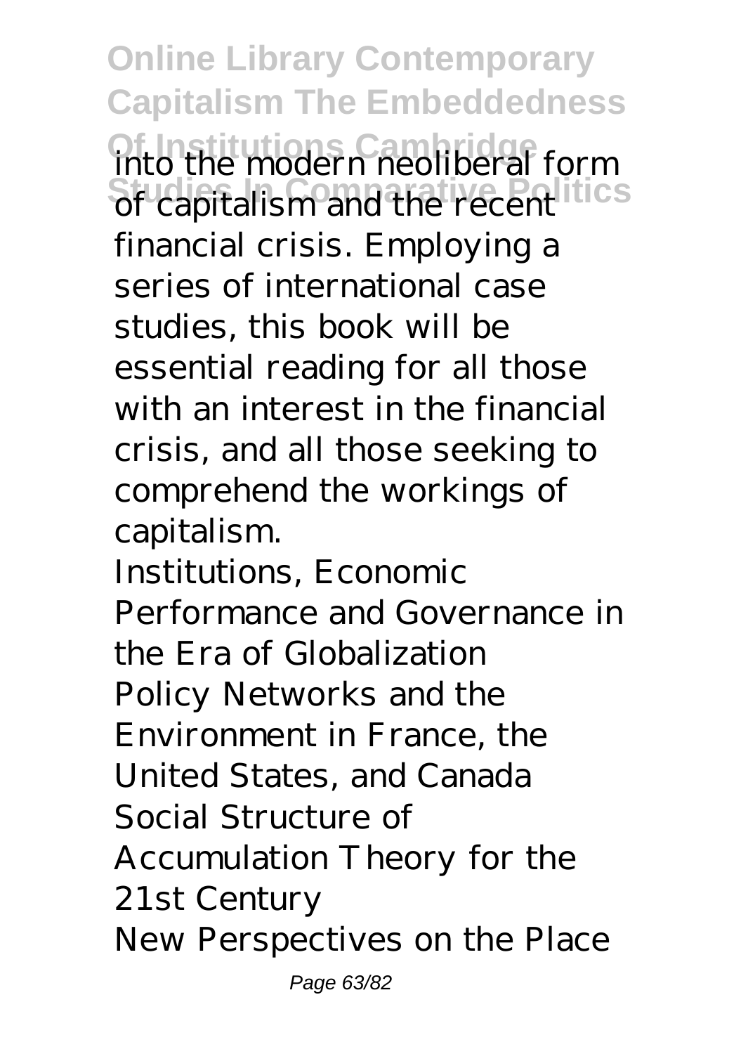into the modern neoliberal form of capitalism and the recent financial crisis. Employing a series of international case studies, this book will be essential reading for all those with an interest in the financial crisis, and all those seeking to comprehend the workings of capitalism.

Institutions, Economic Performance and Governance in the Era of Globalization

Policy Networks and the Environment in France, the United States, and Canada

Social Structure of Accumulation Theory for the 21st Century

New Perspectives on the Place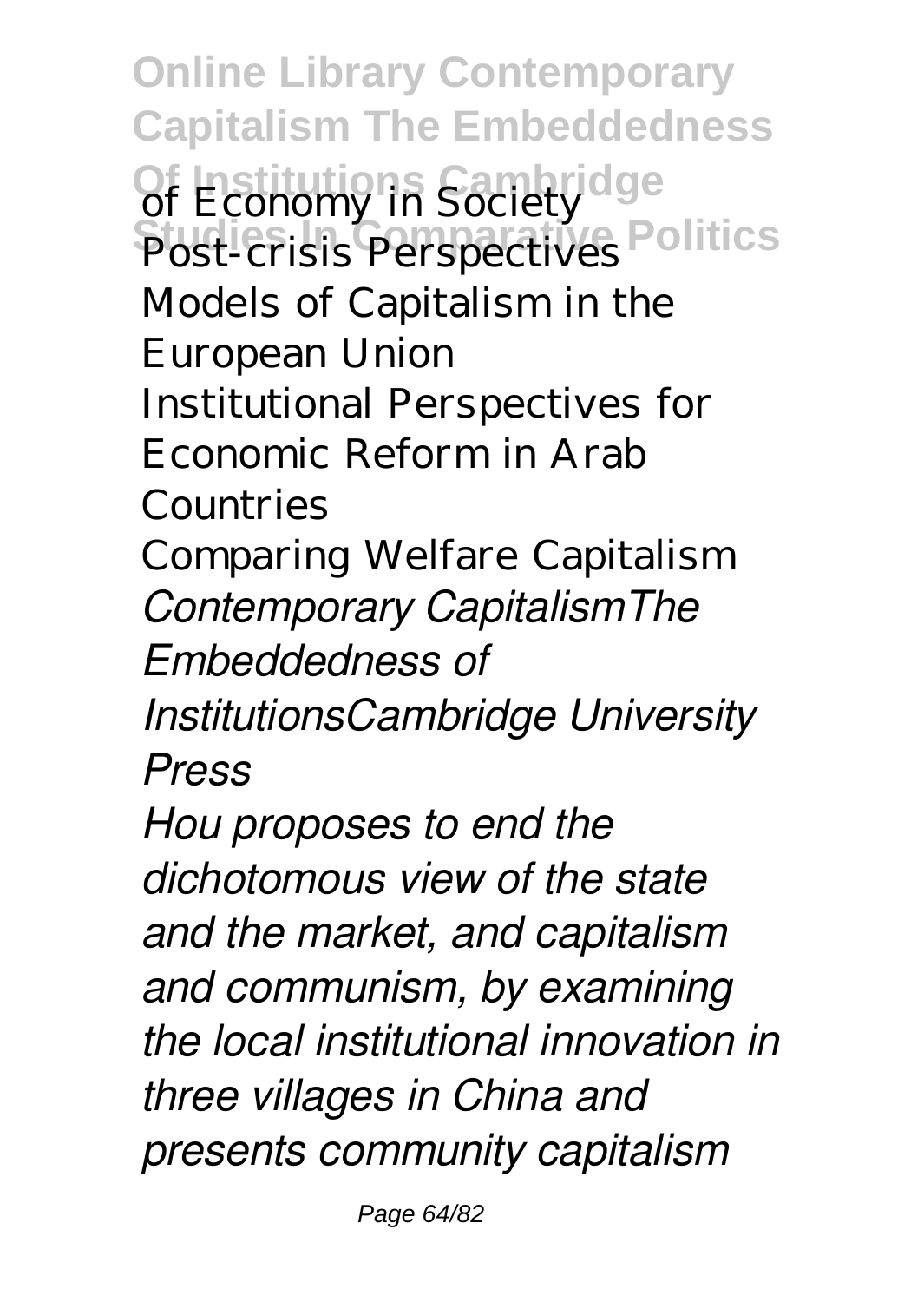of Economy in Society
Post-crisis Perspectives
Models of Capitalism in the European Union
Institutional Perspectives for Economic Reform in Arab Countries
Comparing Welfare Capitalism
*Contemporary CapitalismThe Embeddedness of InstitutionsCambridge University Press*
*Hou proposes to end the dichotomous view of the state and the market, and capitalism and communism, by examining the local institutional innovation in three villages in China and presents community capitalism*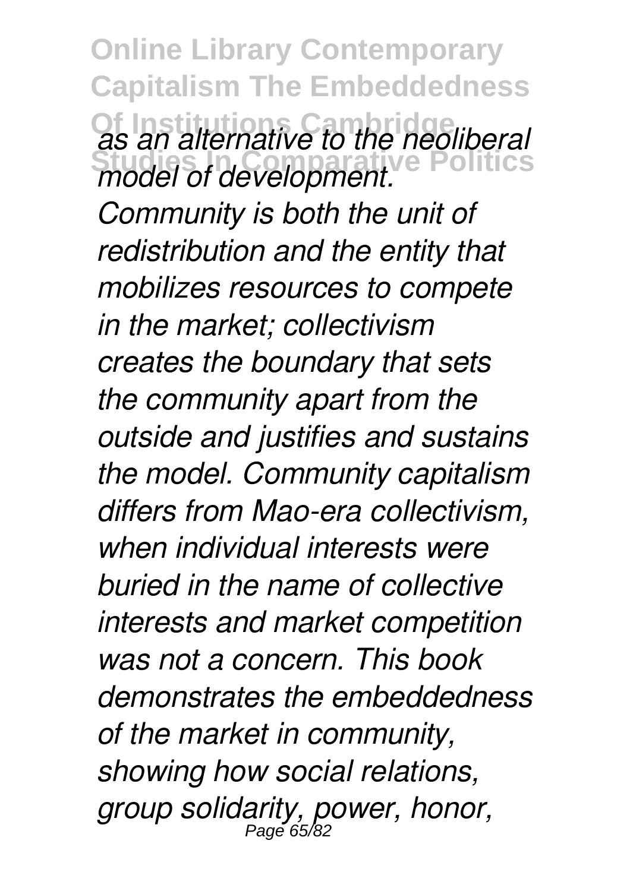*as an alternative to the neoliberal model of development. Community is both the unit of redistribution and the entity that mobilizes resources to compete in the market; collectivism creates the boundary that sets the community apart from the outside and justifies and sustains the model. Community capitalism differs from Mao-era collectivism, when individual interests were buried in the name of collective interests and market competition was not a concern. This book demonstrates the embeddedness of the market in community, showing how social relations, group solidarity, power, honor,*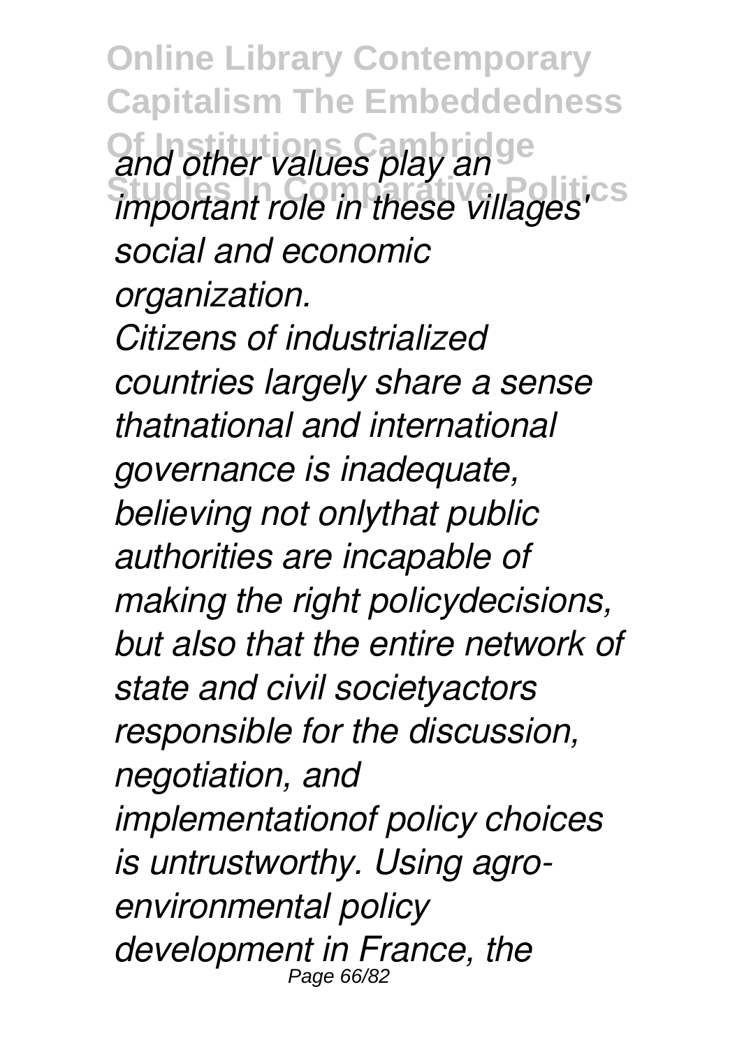*and other values play an important role in these villages' social and economic organization.*

*Citizens of industrialized countries largely share a sense thatnational and international governance is inadequate, believing not onlythat public authorities are incapable of making the right policydecisions, but also that the entire network of state and civil societyactors responsible for the discussion, negotiation, and implementationof policy choices is untrustworthy. Using agro-environmental policy development in France, the*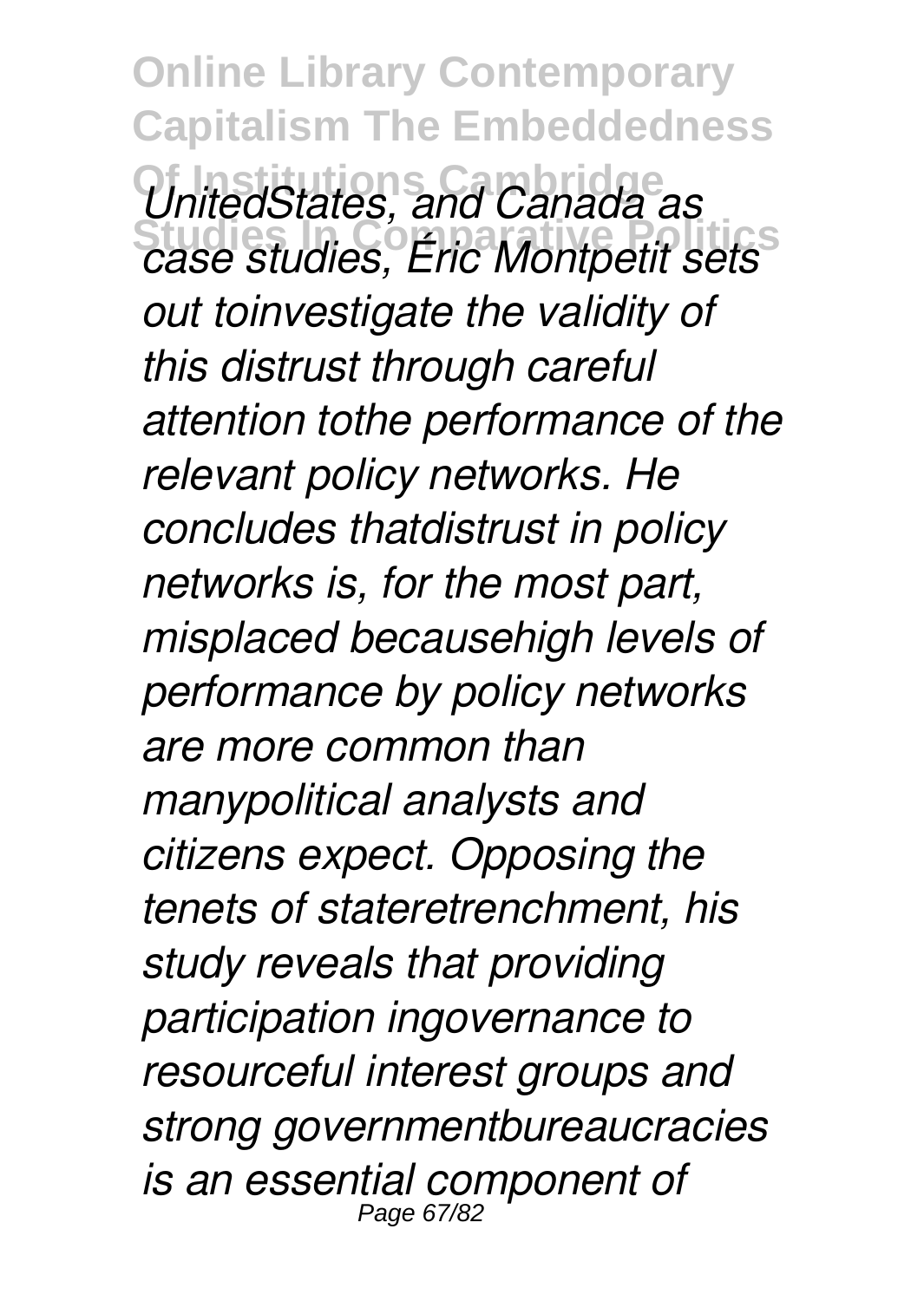*UnitedStates, and Canada as case studies, Éric Montpetit sets out toinvestigate the validity of this distrust through careful attention tothe performance of the relevant policy networks. He concludes thatdistrust in policy networks is, for the most part, misplaced becausehigh levels of performance by policy networks are more common than manypolitical analysts and citizens expect. Opposing the tenets of stateretrenchment, his study reveals that providing participation ingovernance to resourceful interest groups and strong governmentbureaucracies is an essential component of*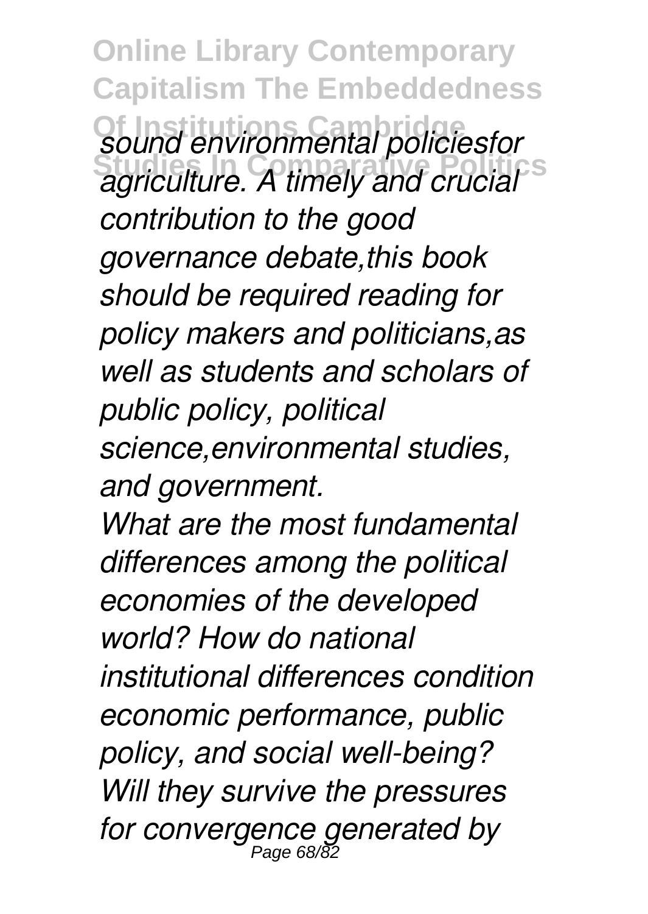*sound environmental policiesfor agriculture. A timely and crucial contribution to the good governance debate,this book should be required reading for policy makers and politicians,as well as students and scholars of public policy, political science,environmental studies, and government.*

*What are the most fundamental differences among the political economies of the developed world? How do national institutional differences condition economic performance, public policy, and social well-being? Will they survive the pressures for convergence generated by*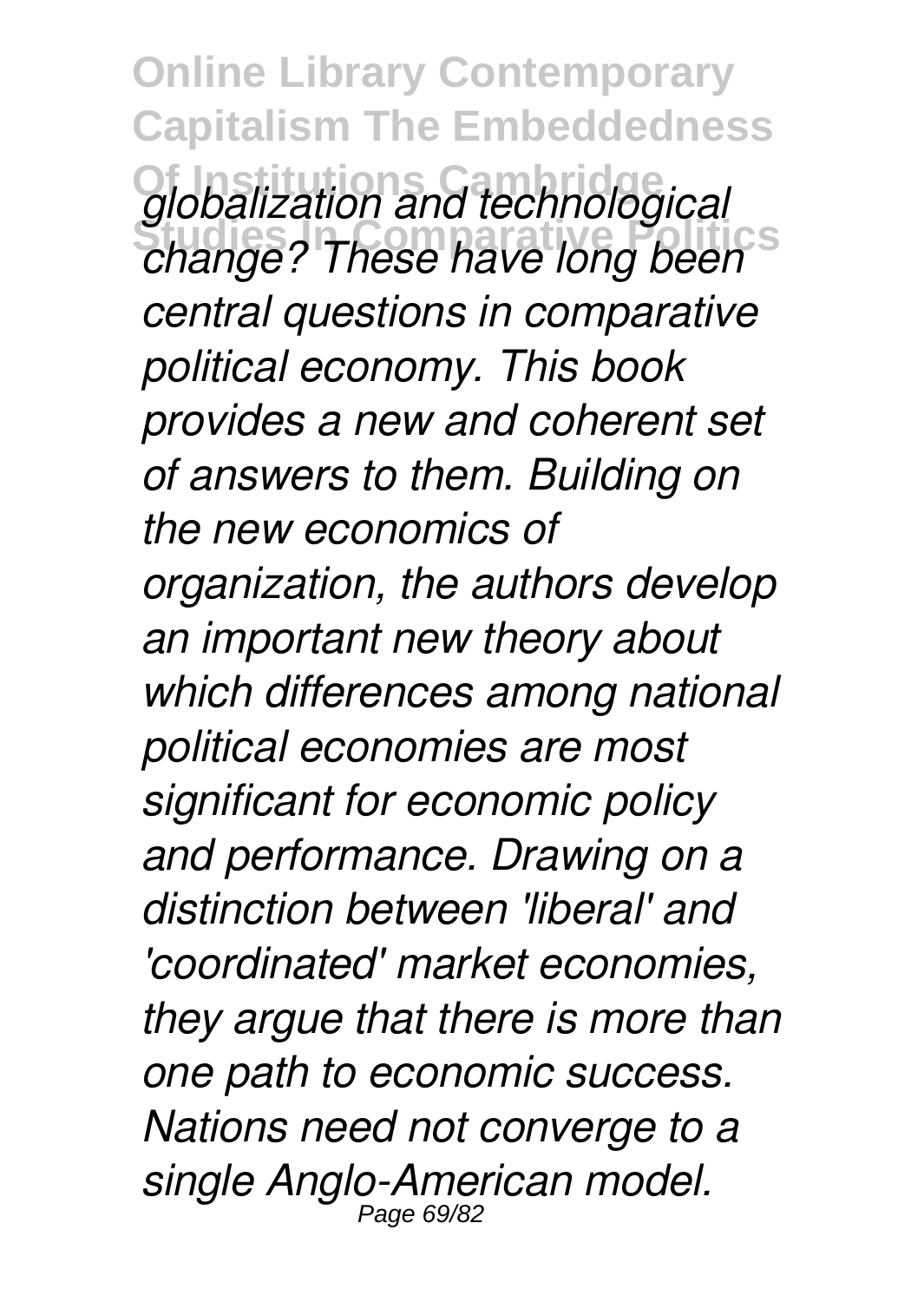*globalization and technological change? These have long been central questions in comparative political economy. This book provides a new and coherent set of answers to them. Building on the new economics of organization, the authors develop an important new theory about which differences among national political economies are most significant for economic policy and performance. Drawing on a distinction between 'liberal' and 'coordinated' market economies, they argue that there is more than one path to economic success. Nations need not converge to a single Anglo-American model.*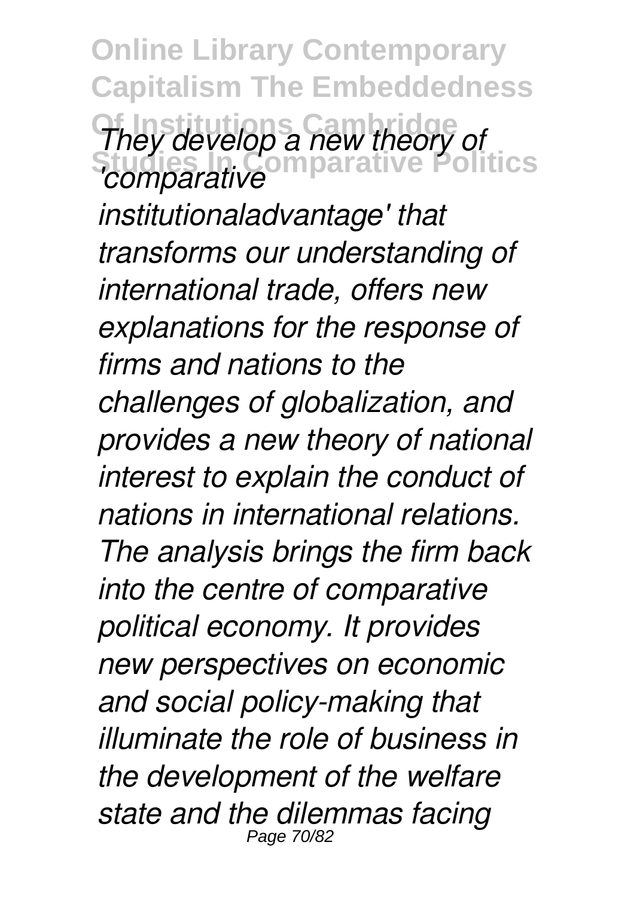*They develop a new theory of 'comparative institutionaladvantage' that transforms our understanding of international trade, offers new explanations for the response of firms and nations to the challenges of globalization, and provides a new theory of national interest to explain the conduct of nations in international relations. The analysis brings the firm back into the centre of comparative political economy. It provides new perspectives on economic and social policy-making that illuminate the role of business in the development of the welfare state and the dilemmas facing*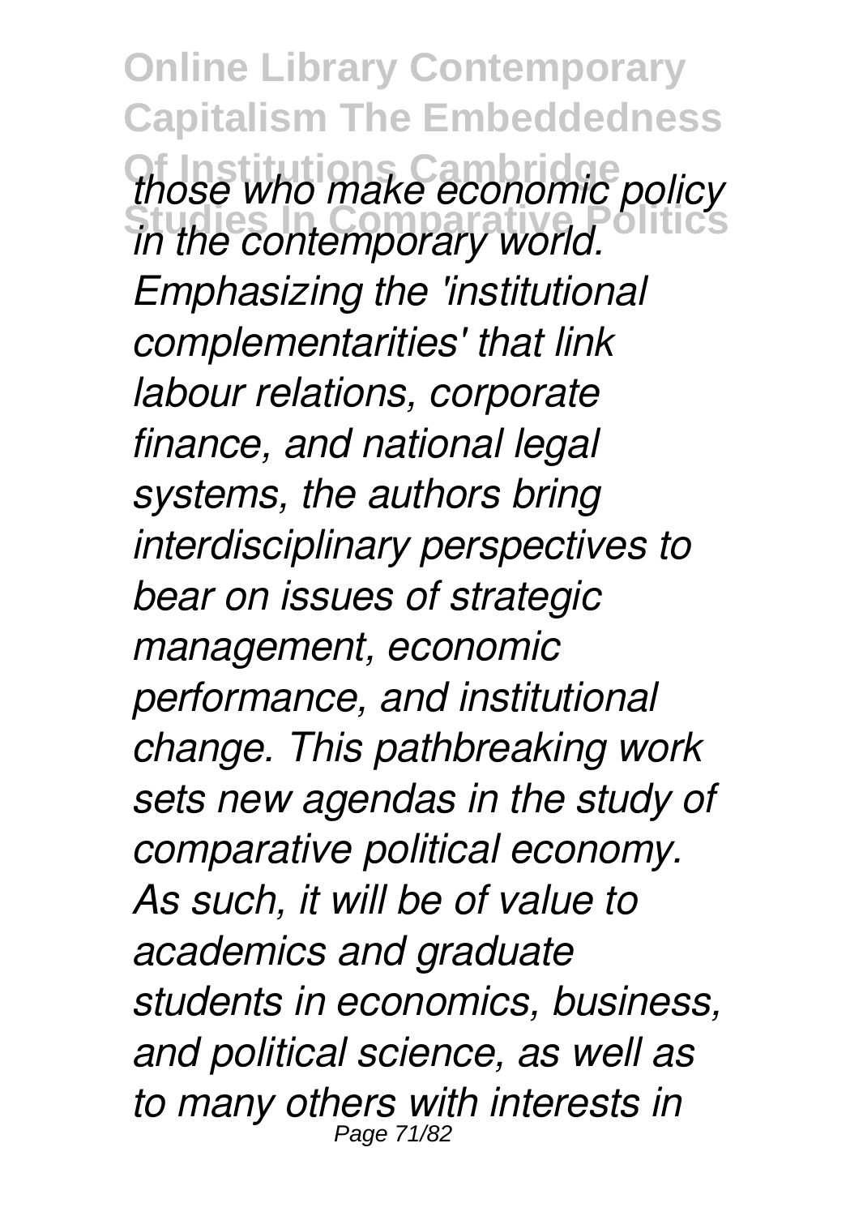*those who make economic policy in the contemporary world. Emphasizing the 'institutional complementarities' that link labour relations, corporate finance, and national legal systems, the authors bring interdisciplinary perspectives to bear on issues of strategic management, economic performance, and institutional change. This pathbreaking work sets new agendas in the study of comparative political economy. As such, it will be of value to academics and graduate students in economics, business, and political science, as well as to many others with interests in*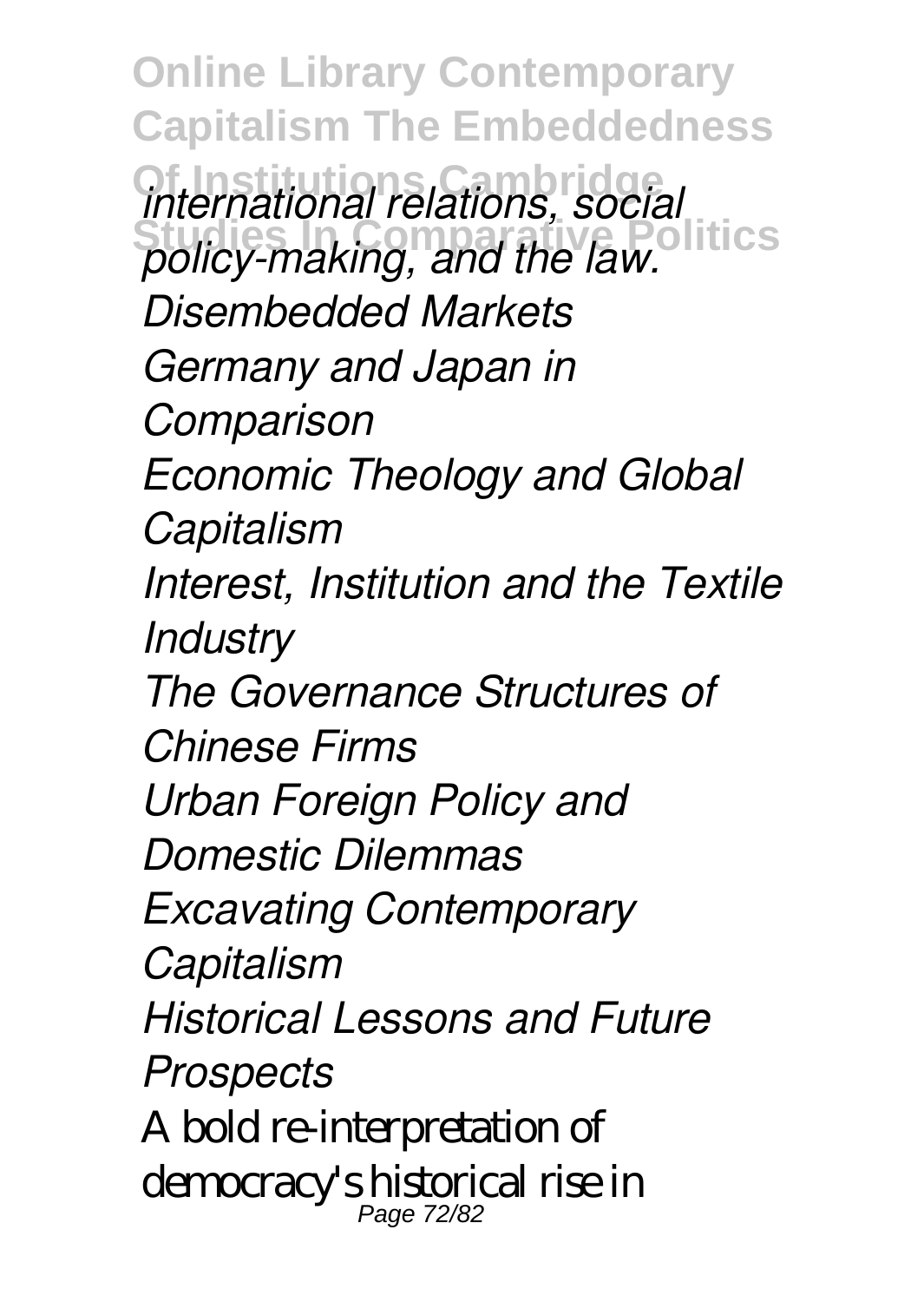*international relations, social policy-making, and the law.*

*Disembedded Markets*

*Germany and Japan in Comparison*

*Economic Theology and Global Capitalism*

*Interest, Institution and the Textile Industry*

*The Governance Structures of Chinese Firms*

*Urban Foreign Policy and Domestic Dilemmas*

*Excavating Contemporary Capitalism*

*Historical Lessons and Future Prospects*

A bold re-interpretation of democracy's historical rise in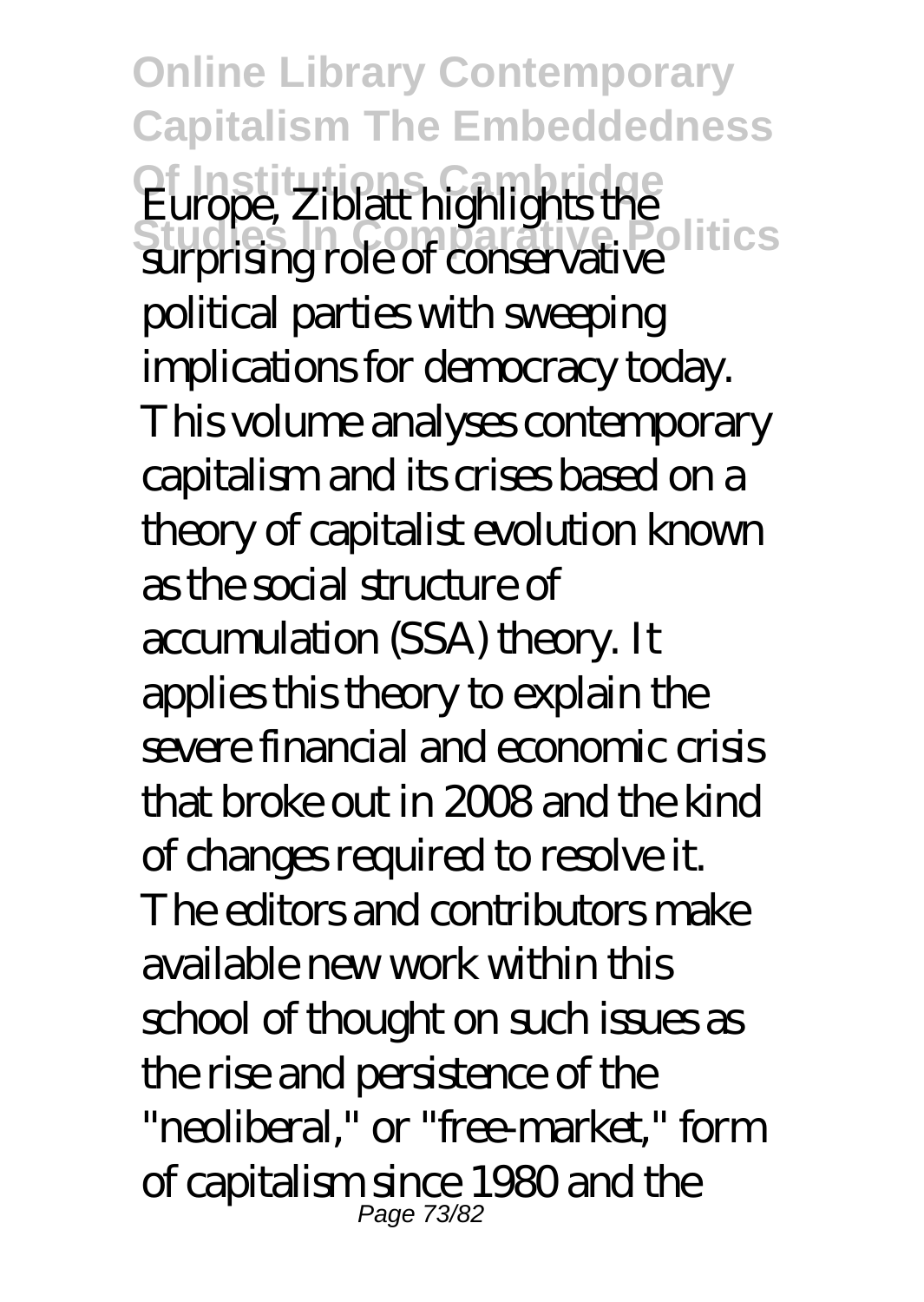Europe, Ziblatt highlights the surprising role of conservative political parties with sweeping implications for democracy today. This volume analyses contemporary capitalism and its crises based on a theory of capitalist evolution known as the social structure of accumulation (SSA) theory. It applies this theory to explain the severe financial and economic crisis that broke out in 2008 and the kind of changes required to resolve it. The editors and contributors make available new work within this school of thought on such issues as the rise and persistence of the "neoliberal," or "free-market," form of capitalism since 1980 and the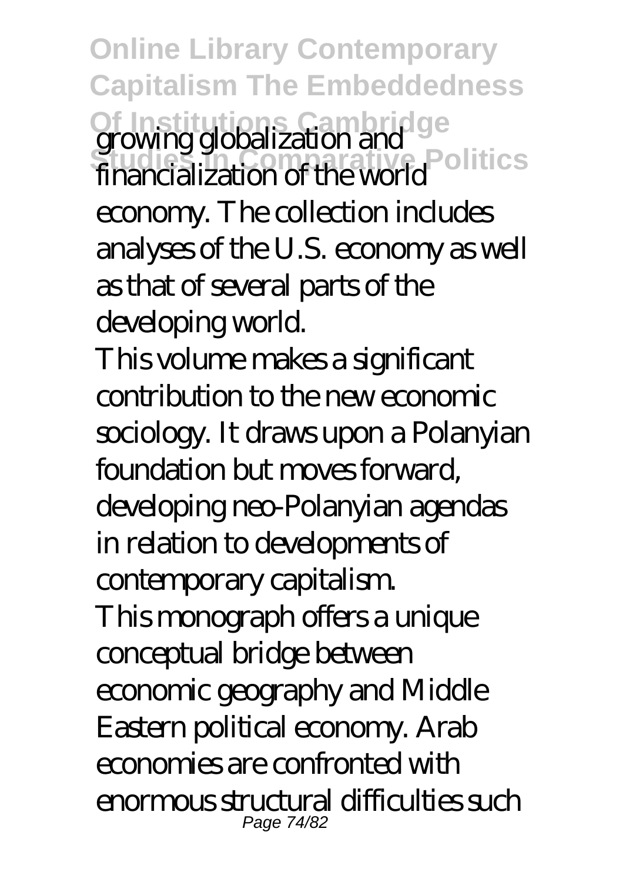growing globalization and financialization of the world economy. The collection includes analyses of the U.S. economy as well as that of several parts of the developing world.

This volume makes a significant contribution to the new economic sociology. It draws upon a Polanyian foundation but moves forward, developing neo-Polanyian agendas in relation to developments of contemporary capitalism.

This monograph offers a unique conceptual bridge between economic geography and Middle Eastern political economy. Arab economies are confronted with enormous structural difficulties such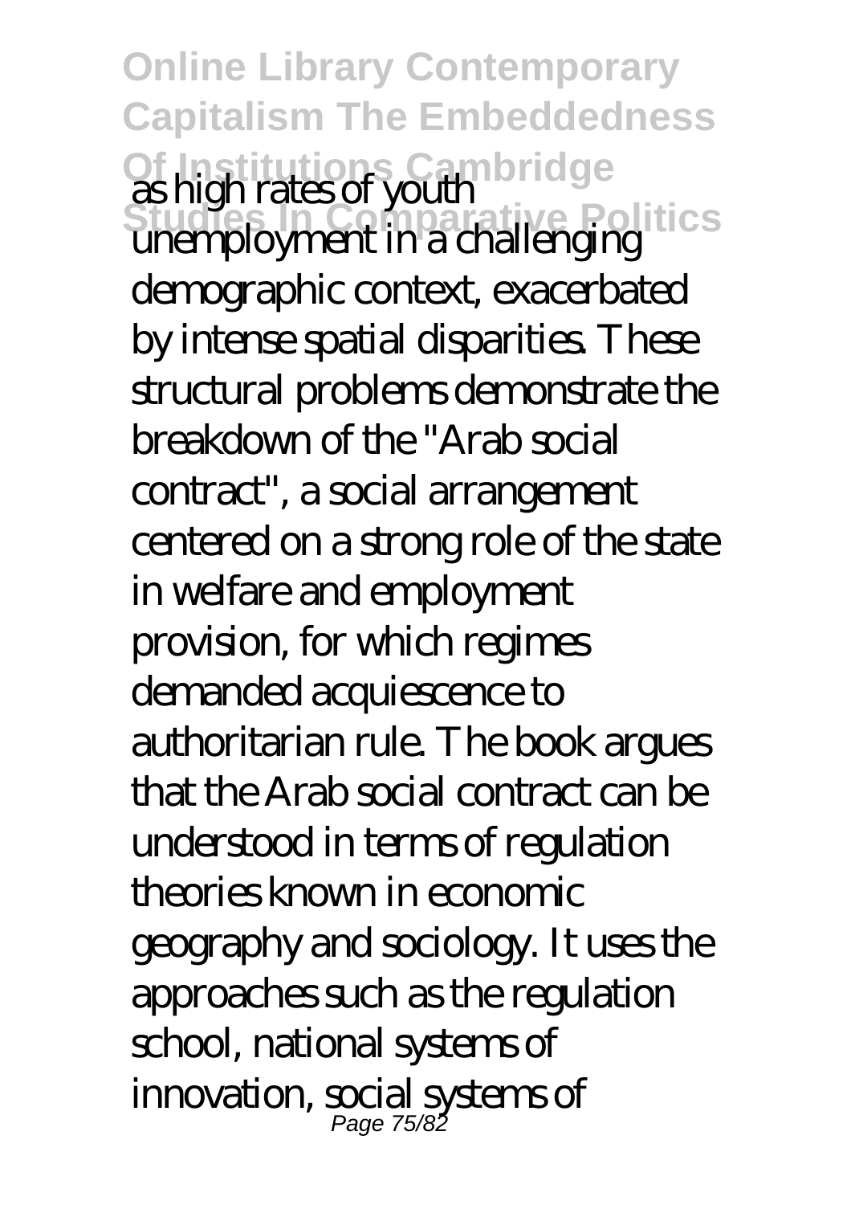as high rates of youth unemployment in a challenging demographic context, exacerbated by intense spatial disparities. These structural problems demonstrate the breakdown of the "Arab social contract", a social arrangement centered on a strong role of the state in welfare and employment provision, for which regimes demanded acquiescence to authoritarian rule. The book argues that the Arab social contract can be understood in terms of regulation theories known in economic geography and sociology. It uses the approaches such as the regulation school, national systems of innovation, social systems of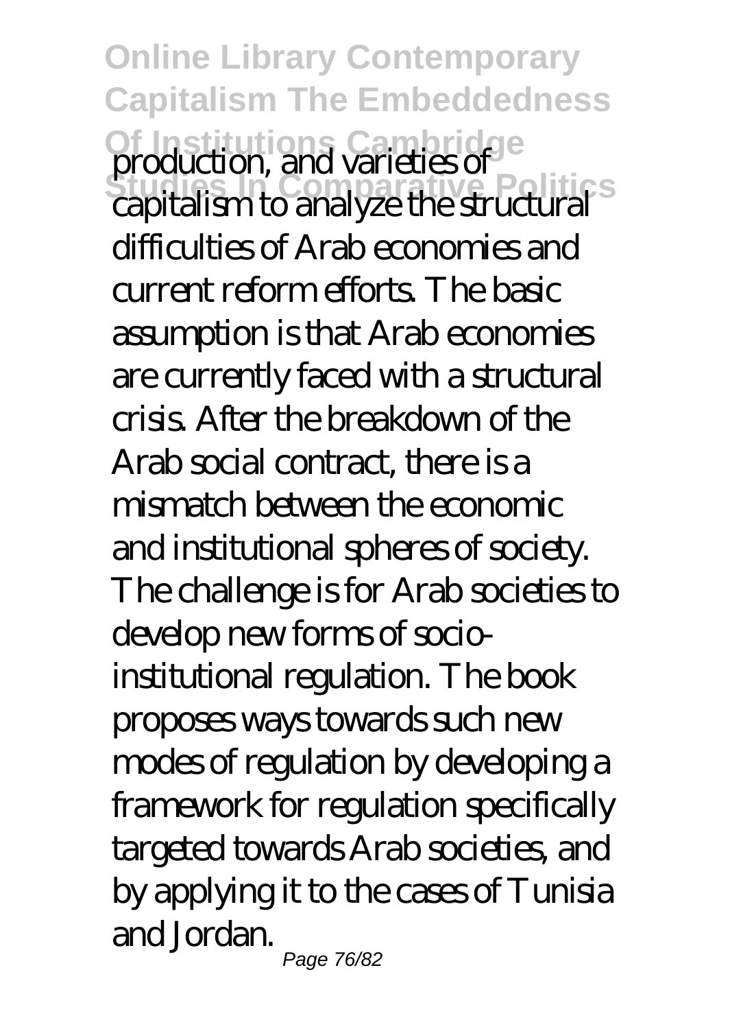production, and varieties of capitalism to analyze the structural difficulties of Arab economies and current reform efforts. The basic assumption is that Arab economies are currently faced with a structural crisis. After the breakdown of the Arab social contract, there is a mismatch between the economic and institutional spheres of society. The challenge is for Arab societies to develop new forms of socio-institutional regulation. The book proposes ways towards such new modes of regulation by developing a framework for regulation specifically targeted towards Arab societies, and by applying it to the cases of Tunisia and Jordan.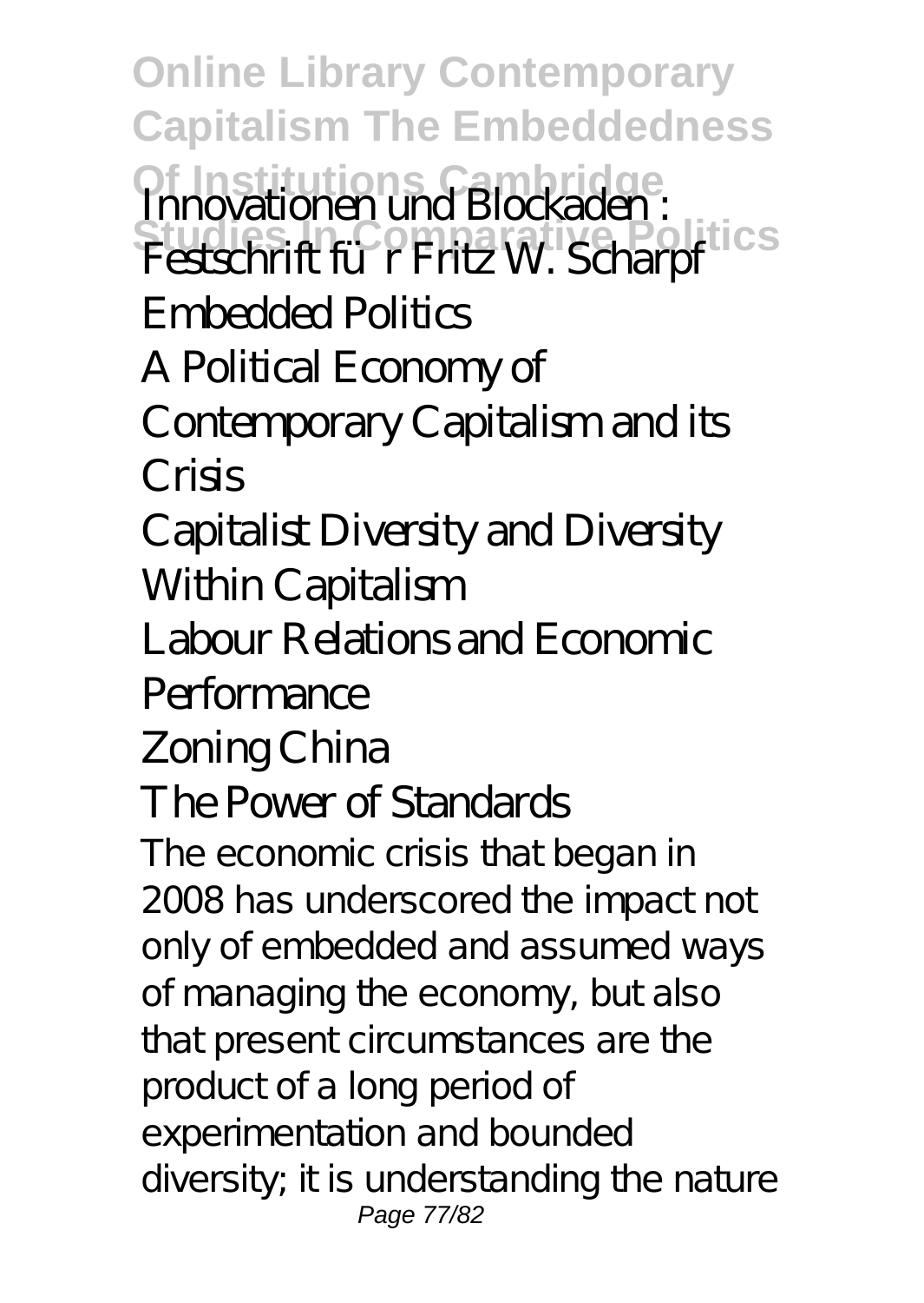Innovationen und Blockaden : Festschrift für Fritz W. Scharpf

Embedded Politics

A Political Economy of Contemporary Capitalism and its Crisis

Capitalist Diversity and Diversity Within Capitalism

Labour Relations and Economic Performance

Zoning China

The Power of Standards

The economic crisis that began in 2008 has underscored the impact not only of embedded and assumed ways of managing the economy, but also that present circumstances are the product of a long period of experimentation and bounded diversity; it is understanding the nature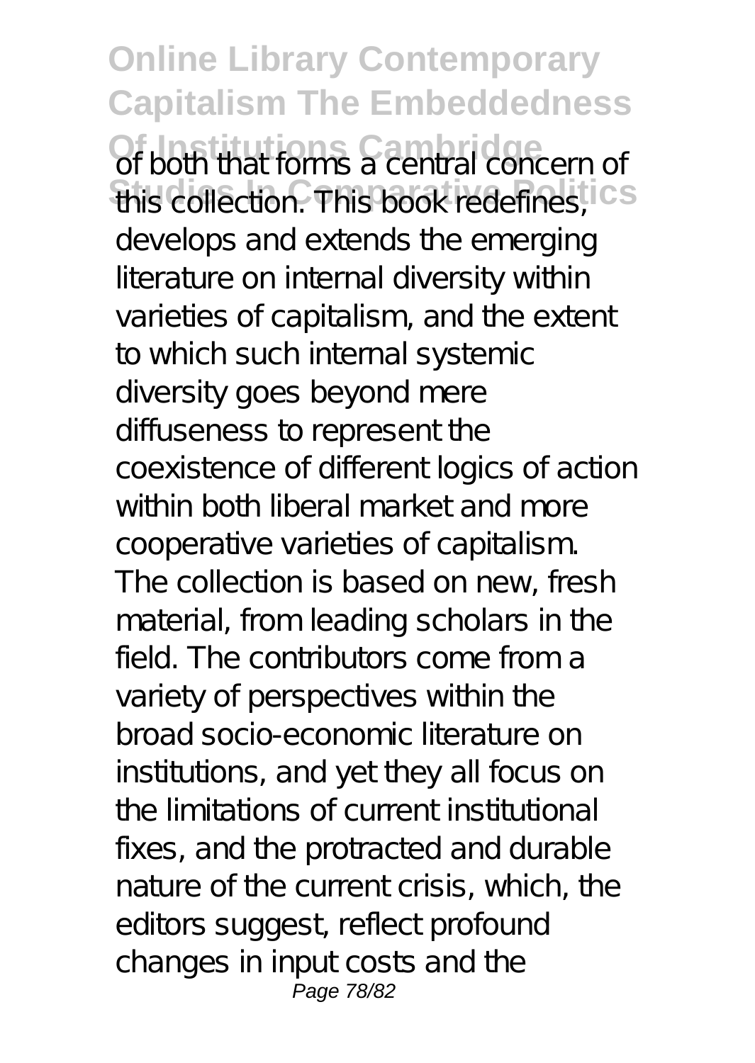of both that forms a central concern of this collection. This book redefines, develops and extends the emerging literature on internal diversity within varieties of capitalism, and the extent to which such internal systemic diversity goes beyond mere diffuseness to represent the coexistence of different logics of action within both liberal market and more cooperative varieties of capitalism. The collection is based on new, fresh material, from leading scholars in the field. The contributors come from a variety of perspectives within the broad socio-economic literature on institutions, and yet they all focus on the limitations of current institutional fixes, and the protracted and durable nature of the current crisis, which, the editors suggest, reflect profound changes in input costs and the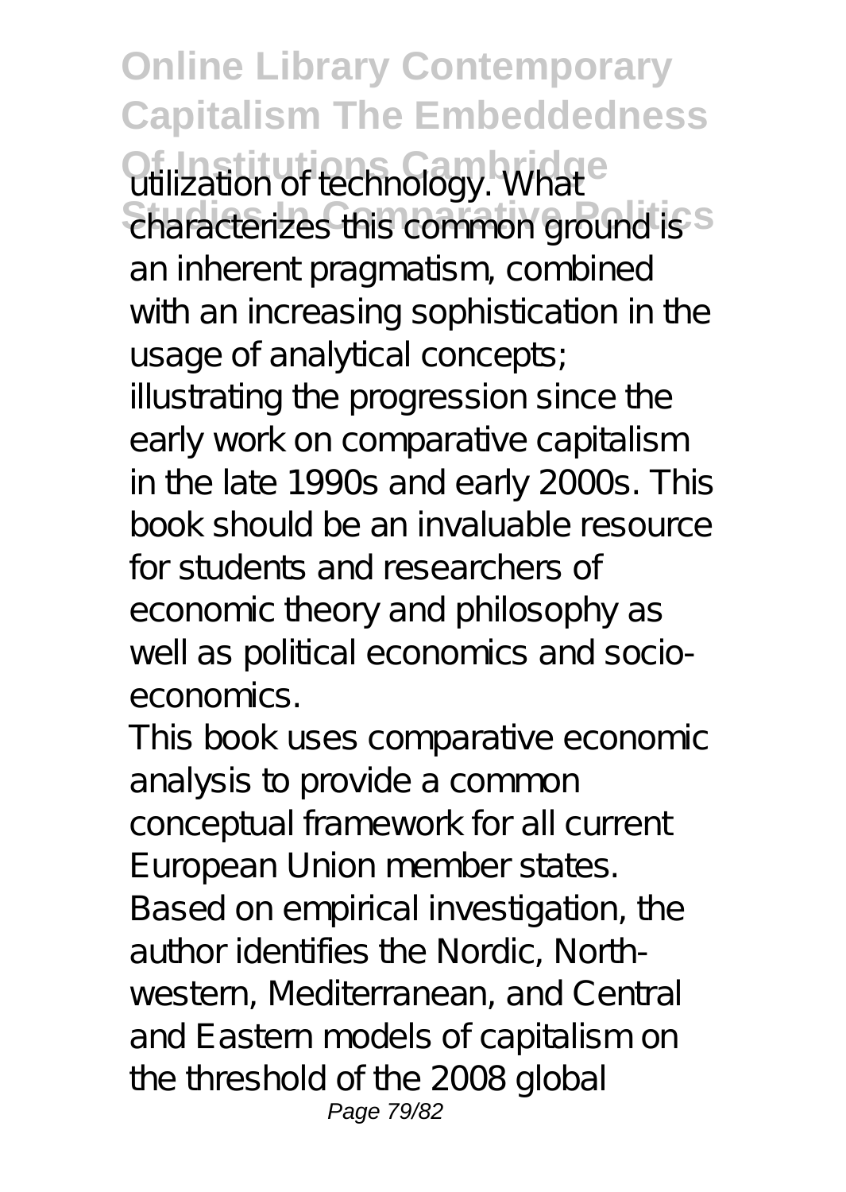utilization of technology. What characterizes this common ground is an inherent pragmatism, combined with an increasing sophistication in the usage of analytical concepts; illustrating the progression since the early work on comparative capitalism in the late 1990s and early 2000s. This book should be an invaluable resource for students and researchers of economic theory and philosophy as well as political economics and socio-economics.

This book uses comparative economic analysis to provide a common conceptual framework for all current European Union member states. Based on empirical investigation, the author identifies the Nordic, North-western, Mediterranean, and Central and Eastern models of capitalism on the threshold of the 2008 global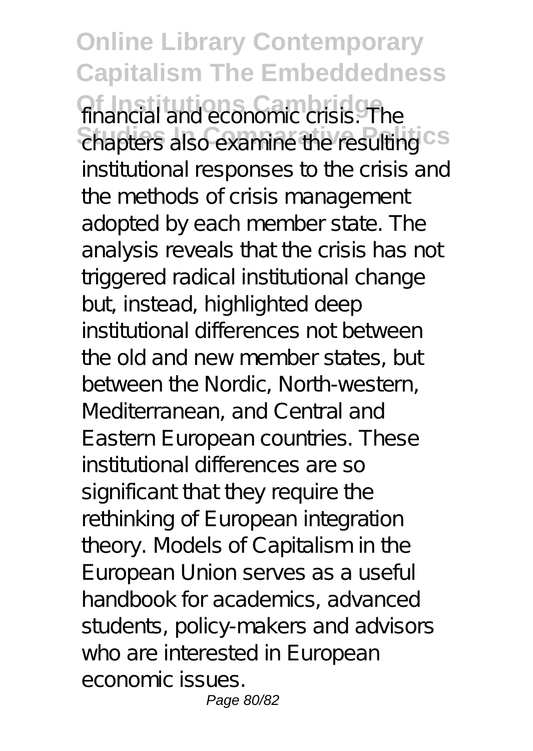financial and economic crisis. The chapters also examine the resulting institutional responses to the crisis and the methods of crisis management adopted by each member state. The analysis reveals that the crisis has not triggered radical institutional change but, instead, highlighted deep institutional differences not between the old and new member states, but between the Nordic, North-western, Mediterranean, and Central and Eastern European countries. These institutional differences are so significant that they require the rethinking of European integration theory. Models of Capitalism in the European Union serves as a useful handbook for academics, advanced students, policy-makers and advisors who are interested in European economic issues.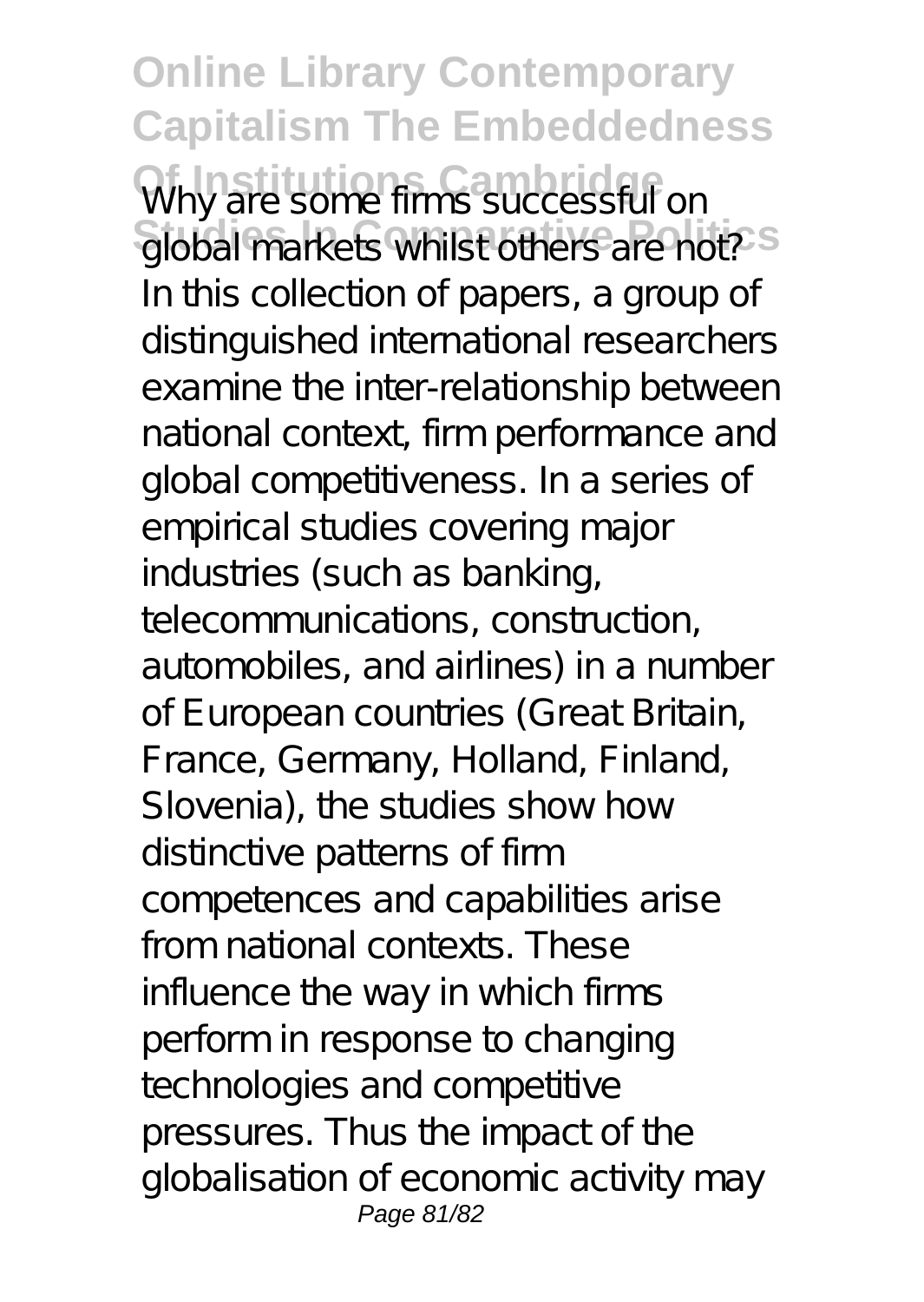Why are some firms successful on global markets whilst others are not? In this collection of papers, a group of distinguished international researchers examine the inter-relationship between national context, firm performance and global competitiveness. In a series of empirical studies covering major industries (such as banking, telecommunications, construction, automobiles, and airlines) in a number of European countries (Great Britain, France, Germany, Holland, Finland, Slovenia), the studies show how distinctive patterns of firm competences and capabilities arise from national contexts. These influence the way in which firms perform in response to changing technologies and competitive pressures. Thus the impact of the globalisation of economic activity may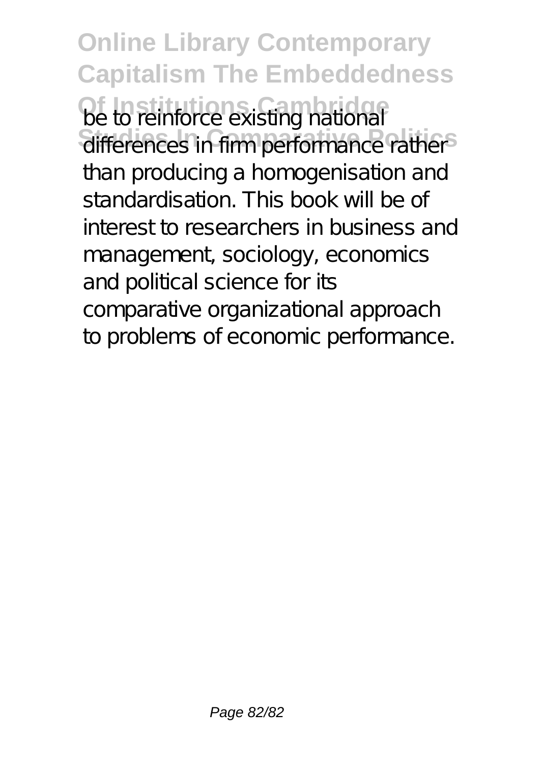be to reinforce existing national differences in firm performance rather than producing a homogenisation and standardisation. This book will be of interest to researchers in business and management, sociology, economics and political science for its comparative organizational approach to problems of economic performance.